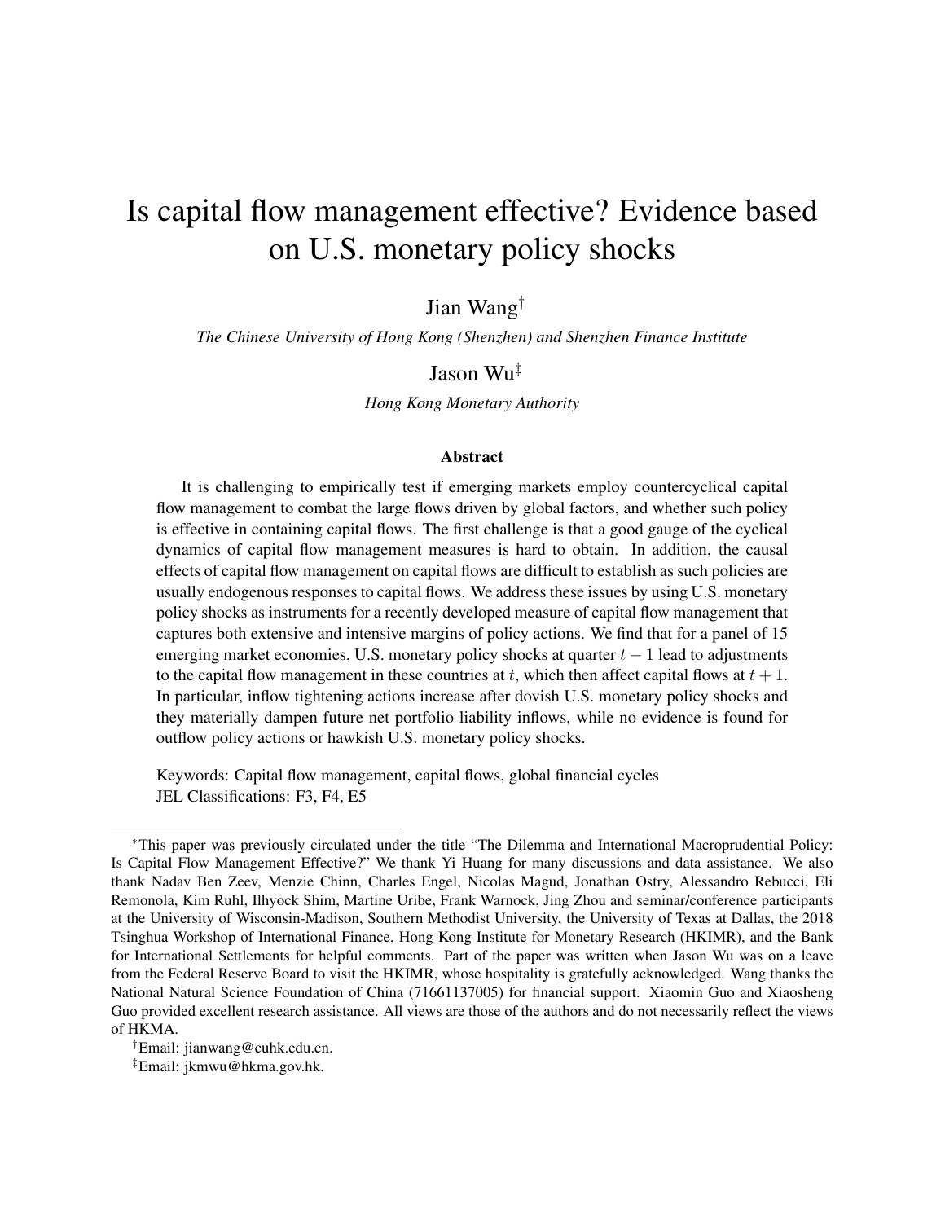# Is capital flow management effective? Evidence based on U.S. monetary policy shocks

Jian Wang[†]

*The Chinese University of Hong Kong (Shenzhen) and Shenzhen Finance Institute*

Jason Wu[‡]

*Hong Kong Monetary Authority*

### Abstract

It is challenging to empirically test if emerging markets employ countercyclical capital flow management to combat the large flows driven by global factors, and whether such policy is effective in containing capital flows. The first challenge is that a good gauge of the cyclical dynamics of capital flow management measures is hard to obtain. In addition, the causal effects of capital flow management on capital flows are difficult to establish as such policies are usually endogenous responses to capital flows. We address these issues by using U.S. monetary policy shocks as instruments for a recently developed measure of capital flow management that captures both extensive and intensive margins of policy actions. We find that for a panel of 15 emerging market economies, U.S. monetary policy shocks at quarter $t-1$ lead to adjustments to the capital flow management in these countries at $t$, which then affect capital flows at $t+1$. In particular, inflow tightening actions increase after dovish U.S. monetary policy shocks and they materially dampen future net portfolio liability inflows, while no evidence is found for outflow policy actions or hawkish U.S. monetary policy shocks.

Keywords: Capital flow management, capital flows, global financial cycles
JEL Classifications: F3, F4, E5

---

[*]This paper was previously circulated under the title "The Dilemma and International Macroprudential Policy: Is Capital Flow Management Effective?" We thank Yi Huang for many discussions and data assistance. We also thank Nadav Ben Zeev, Menzie Chinn, Charles Engel, Nicolas Magud, Jonathan Ostry, Alessandro Rebucci, Eli Remonola, Kim Ruhl, Ilhyock Shim, Martine Uribe, Frank Warnock, Jing Zhou and seminar/conference participants at the University of Wisconsin-Madison, Southern Methodist University, the University of Texas at Dallas, the 2018 Tsinghua Workshop of International Finance, Hong Kong Institute for Monetary Research (HKIMR), and the Bank for International Settlements for helpful comments. Part of the paper was written when Jason Wu was on a leave from the Federal Reserve Board to visit the HKIMR, whose hospitality is gratefully acknowledged. Wang thanks the National Natural Science Foundation of China (71661137005) for financial support. Xiaomin Guo and Xiaosheng Guo provided excellent research assistance. All views are those of the authors and do not necessarily reflect the views of HKMA.

[†]Email: jianwang@cuhk.edu.cn.

[‡]Email: jkmwu@hkma.gov.hk.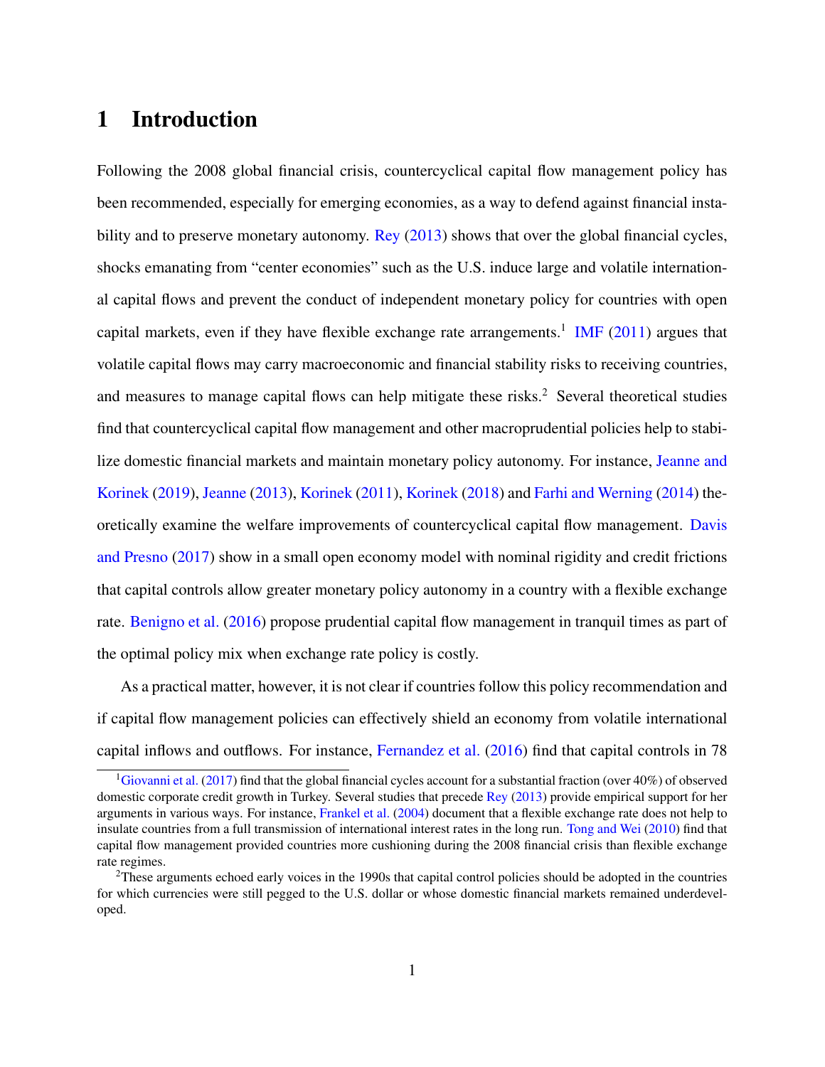# 1 Introduction

Following the 2008 global financial crisis, countercyclical capital flow management policy has been recommended, especially for emerging economies, as a way to defend against financial instability and to preserve monetary autonomy. Rey (2013) shows that over the global financial cycles, shocks emanating from "center economies" such as the U.S. induce large and volatile international capital flows and prevent the conduct of independent monetary policy for countries with open capital markets, even if they have flexible exchange rate arrangements.[1] IMF (2011) argues that volatile capital flows may carry macroeconomic and financial stability risks to receiving countries, and measures to manage capital flows can help mitigate these risks.[2] Several theoretical studies find that countercyclical capital flow management and other macroprudential policies help to stabilize domestic financial markets and maintain monetary policy autonomy. For instance, Jeanne and Korinek (2019), Jeanne (2013), Korinek (2011), Korinek (2018) and Farhi and Werning (2014) theoretically examine the welfare improvements of countercyclical capital flow management. Davis and Presno (2017) show in a small open economy model with nominal rigidity and credit frictions that capital controls allow greater monetary policy autonomy in a country with a flexible exchange rate. Benigno et al. (2016) propose prudential capital flow management in tranquil times as part of the optimal policy mix when exchange rate policy is costly.

As a practical matter, however, it is not clear if countries follow this policy recommendation and if capital flow management policies can effectively shield an economy from volatile international capital inflows and outflows. For instance, Fernandez et al. (2016) find that capital controls in 78

[1] Giovanni et al. (2017) find that the global financial cycles account for a substantial fraction (over 40%) of observed domestic corporate credit growth in Turkey. Several studies that precede Rey (2013) provide empirical support for her arguments in various ways. For instance, Frankel et al. (2004) document that a flexible exchange rate does not help to insulate countries from a full transmission of international interest rates in the long run. Tong and Wei (2010) find that capital flow management provided countries more cushioning during the 2008 financial crisis than flexible exchange rate regimes.

[2] These arguments echoed early voices in the 1990s that capital control policies should be adopted in the countries for which currencies were still pegged to the U.S. dollar or whose domestic financial markets remained underdeveloped.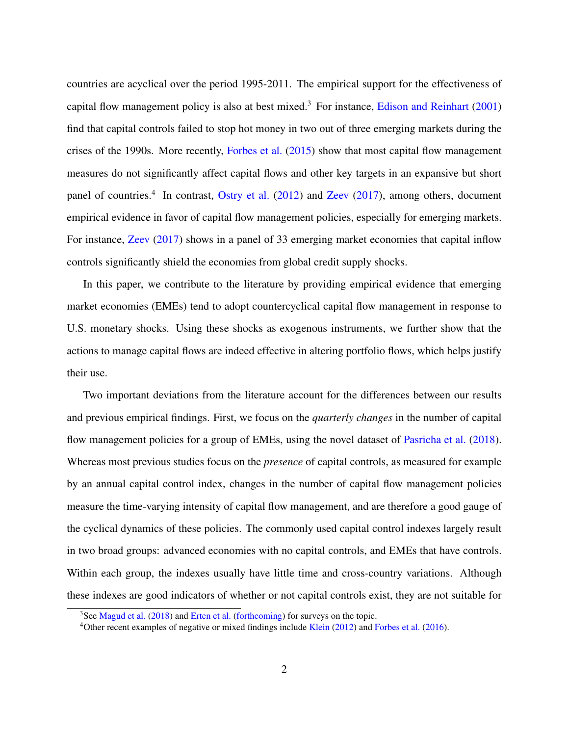countries are acyclical over the period 1995-2011. The empirical support for the effectiveness of capital flow management policy is also at best mixed.[3] For instance, Edison and Reinhart (2001) find that capital controls failed to stop hot money in two out of three emerging markets during the crises of the 1990s. More recently, Forbes et al. (2015) show that most capital flow management measures do not significantly affect capital flows and other key targets in an expansive but short panel of countries.[4] In contrast, Ostry et al. (2012) and Zeev (2017), among others, document empirical evidence in favor of capital flow management policies, especially for emerging markets. For instance, Zeev (2017) shows in a panel of 33 emerging market economies that capital inflow controls significantly shield the economies from global credit supply shocks.

In this paper, we contribute to the literature by providing empirical evidence that emerging market economies (EMEs) tend to adopt countercyclical capital flow management in response to U.S. monetary shocks. Using these shocks as exogenous instruments, we further show that the actions to manage capital flows are indeed effective in altering portfolio flows, which helps justify their use.

Two important deviations from the literature account for the differences between our results and previous empirical findings. First, we focus on the *quarterly changes* in the number of capital flow management policies for a group of EMEs, using the novel dataset of Pasricha et al. (2018). Whereas most previous studies focus on the *presence* of capital controls, as measured for example by an annual capital control index, changes in the number of capital flow management policies measure the time-varying intensity of capital flow management, and are therefore a good gauge of the cyclical dynamics of these policies. The commonly used capital control indexes largely result in two broad groups: advanced economies with no capital controls, and EMEs that have controls. Within each group, the indexes usually have little time and cross-country variations. Although these indexes are good indicators of whether or not capital controls exist, they are not suitable for

[3] See Magud et al. (2018) and Erten et al. (forthcoming) for surveys on the topic.

[4] Other recent examples of negative or mixed findings include Klein (2012) and Forbes et al. (2016).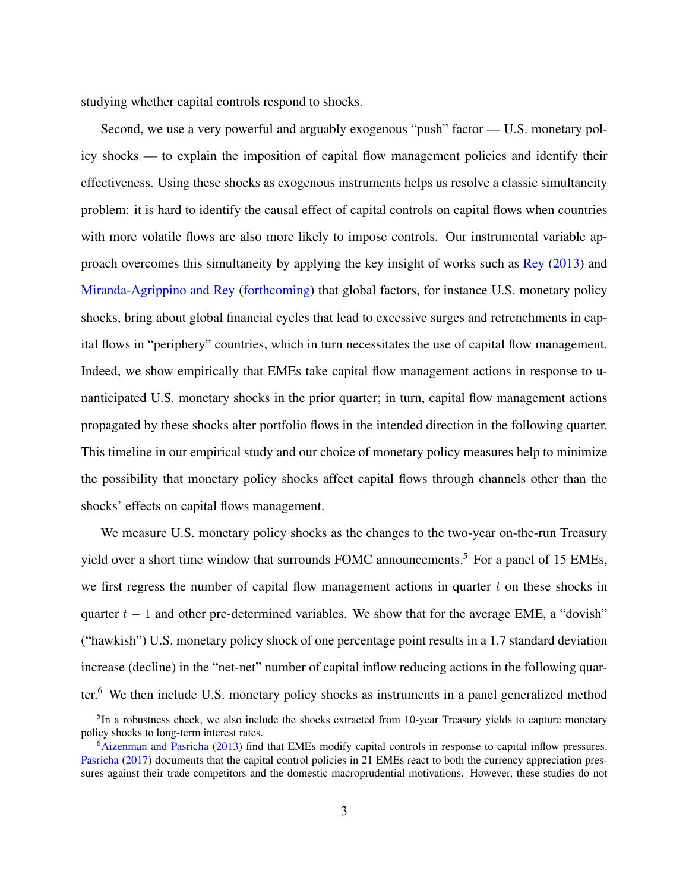studying whether capital controls respond to shocks.

Second, we use a very powerful and arguably exogenous "push" factor — U.S. monetary policy shocks — to explain the imposition of capital flow management policies and identify their effectiveness. Using these shocks as exogenous instruments helps us resolve a classic simultaneity problem: it is hard to identify the causal effect of capital controls on capital flows when countries with more volatile flows are also more likely to impose controls. Our instrumental variable approach overcomes this simultaneity by applying the key insight of works such as Rey (2013) and Miranda-Agrippino and Rey (forthcoming) that global factors, for instance U.S. monetary policy shocks, bring about global financial cycles that lead to excessive surges and retrenchments in capital flows in "periphery" countries, which in turn necessitates the use of capital flow management. Indeed, we show empirically that EMEs take capital flow management actions in response to unanticipated U.S. monetary shocks in the prior quarter; in turn, capital flow management actions propagated by these shocks alter portfolio flows in the intended direction in the following quarter. This timeline in our empirical study and our choice of monetary policy measures help to minimize the possibility that monetary policy shocks affect capital flows through channels other than the shocks' effects on capital flows management.

We measure U.S. monetary policy shocks as the changes to the two-year on-the-run Treasury yield over a short time window that surrounds FOMC announcements.[5] For a panel of 15 EMEs, we first regress the number of capital flow management actions in quarter $t$ on these shocks in quarter $t-1$ and other pre-determined variables. We show that for the average EME, a "dovish" ("hawkish") U.S. monetary policy shock of one percentage point results in a 1.7 standard deviation increase (decline) in the "net-net" number of capital inflow reducing actions in the following quarter.[6] We then include U.S. monetary policy shocks as instruments in a panel generalized method

[5] In a robustness check, we also include the shocks extracted from 10-year Treasury yields to capture monetary policy shocks to long-term interest rates.

[6] Aizenman and Pasricha (2013) find that EMEs modify capital controls in response to capital inflow pressures. Pasricha (2017) documents that the capital control policies in 21 EMEs react to both the currency appreciation pressures against their trade competitors and the domestic macroprudential motivations. However, these studies do not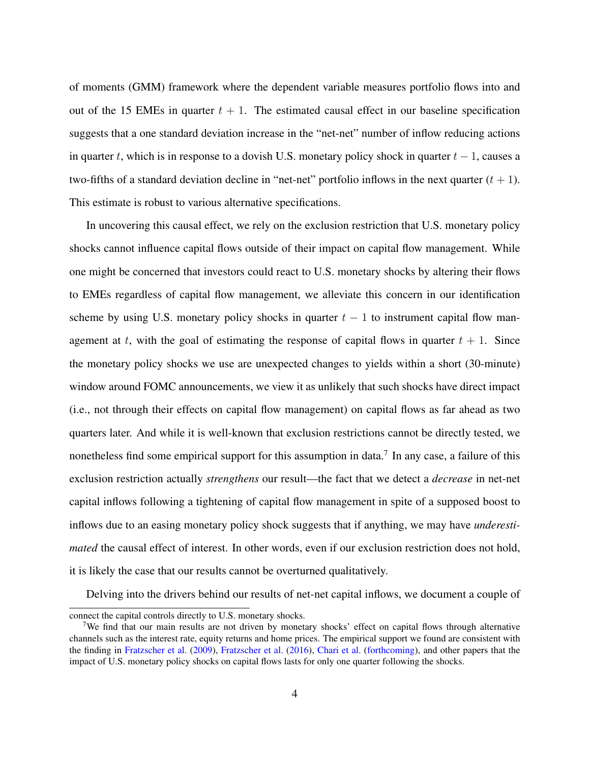of moments (GMM) framework where the dependent variable measures portfolio flows into and out of the 15 EMEs in quarter $t + 1$. The estimated causal effect in our baseline specification suggests that a one standard deviation increase in the "net-net" number of inflow reducing actions in quarter $t$, which is in response to a dovish U.S. monetary policy shock in quarter $t - 1$, causes a two-fifths of a standard deviation decline in "net-net" portfolio inflows in the next quarter ($t + 1$). This estimate is robust to various alternative specifications.

In uncovering this causal effect, we rely on the exclusion restriction that U.S. monetary policy shocks cannot influence capital flows outside of their impact on capital flow management. While one might be concerned that investors could react to U.S. monetary shocks by altering their flows to EMEs regardless of capital flow management, we alleviate this concern in our identification scheme by using U.S. monetary policy shocks in quarter $t - 1$ to instrument capital flow management at $t$, with the goal of estimating the response of capital flows in quarter $t + 1$. Since the monetary policy shocks we use are unexpected changes to yields within a short (30-minute) window around FOMC announcements, we view it as unlikely that such shocks have direct impact (i.e., not through their effects on capital flow management) on capital flows as far ahead as two quarters later. And while it is well-known that exclusion restrictions cannot be directly tested, we nonetheless find some empirical support for this assumption in data.[7] In any case, a failure of this exclusion restriction actually *strengthens* our result—the fact that we detect a *decrease* in net-net capital inflows following a tightening of capital flow management in spite of a supposed boost to inflows due to an easing monetary policy shock suggests that if anything, we may have *underestimated* the causal effect of interest. In other words, even if our exclusion restriction does not hold, it is likely the case that our results cannot be overturned qualitatively.

Delving into the drivers behind our results of net-net capital inflows, we document a couple of

---

connect the capital controls directly to U.S. monetary shocks.

[7] We find that our main results are not driven by monetary shocks' effect on capital flows through alternative channels such as the interest rate, equity returns and home prices. The empirical support we found are consistent with the finding in Fratzscher et al. (2009), Fratzscher et al. (2016), Chari et al. (forthcoming), and other papers that the impact of U.S. monetary policy shocks on capital flows lasts for only one quarter following the shocks.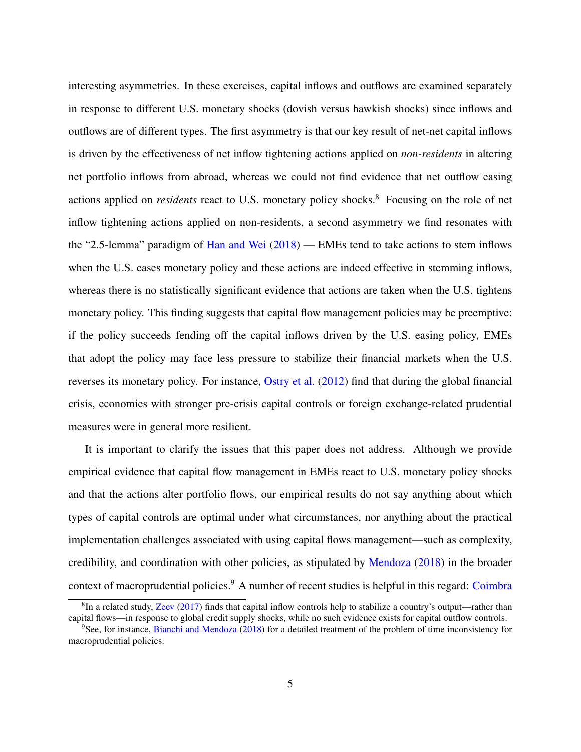interesting asymmetries. In these exercises, capital inflows and outflows are examined separately in response to different U.S. monetary shocks (dovish versus hawkish shocks) since inflows and outflows are of different types. The first asymmetry is that our key result of net-net capital inflows is driven by the effectiveness of net inflow tightening actions applied on *non-residents* in altering net portfolio inflows from abroad, whereas we could not find evidence that net outflow easing actions applied on *residents* react to U.S. monetary policy shocks.[8] Focusing on the role of net inflow tightening actions applied on non-residents, a second asymmetry we find resonates with the "2.5-lemma" paradigm of Han and Wei (2018) — EMEs tend to take actions to stem inflows when the U.S. eases monetary policy and these actions are indeed effective in stemming inflows, whereas there is no statistically significant evidence that actions are taken when the U.S. tightens monetary policy. This finding suggests that capital flow management policies may be preemptive: if the policy succeeds fending off the capital inflows driven by the U.S. easing policy, EMEs that adopt the policy may face less pressure to stabilize their financial markets when the U.S. reverses its monetary policy. For instance, Ostry et al. (2012) find that during the global financial crisis, economies with stronger pre-crisis capital controls or foreign exchange-related prudential measures were in general more resilient.

It is important to clarify the issues that this paper does not address. Although we provide empirical evidence that capital flow management in EMEs react to U.S. monetary policy shocks and that the actions alter portfolio flows, our empirical results do not say anything about which types of capital controls are optimal under what circumstances, nor anything about the practical implementation challenges associated with using capital flows management—such as complexity, credibility, and coordination with other policies, as stipulated by Mendoza (2018) in the broader context of macroprudential policies.[9] A number of recent studies is helpful in this regard: Coimbra

[8] In a related study, Zeev (2017) finds that capital inflow controls help to stabilize a country's output—rather than capital flows—in response to global credit supply shocks, while no such evidence exists for capital outflow controls.

[9] See, for instance, Bianchi and Mendoza (2018) for a detailed treatment of the problem of time inconsistency for macroprudential policies.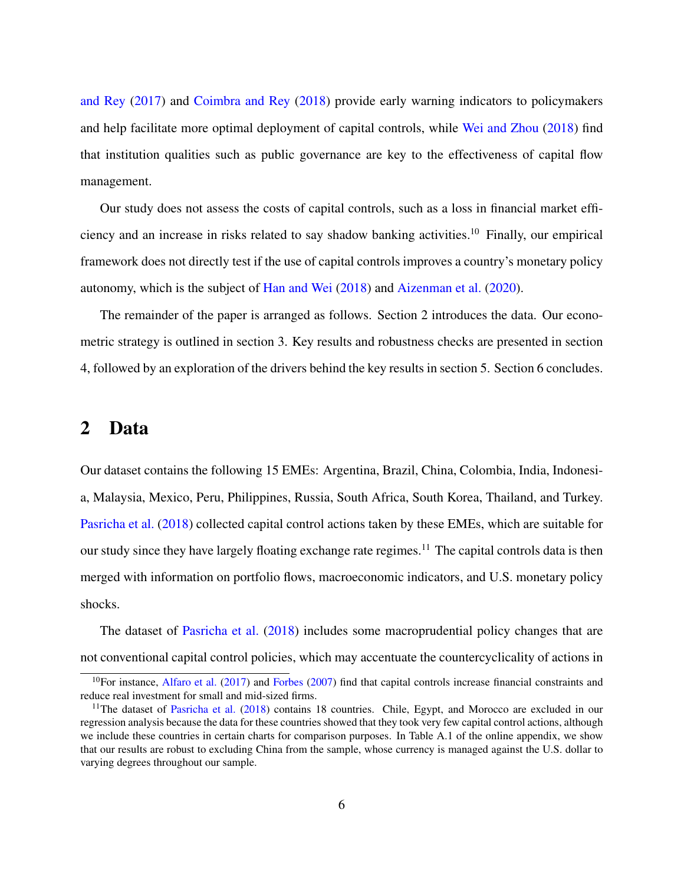and Rey (2017) and Coimbra and Rey (2018) provide early warning indicators to policymakers and help facilitate more optimal deployment of capital controls, while Wei and Zhou (2018) find that institution qualities such as public governance are key to the effectiveness of capital flow management.

Our study does not assess the costs of capital controls, such as a loss in financial market efficiency and an increase in risks related to say shadow banking activities.[10] Finally, our empirical framework does not directly test if the use of capital controls improves a country's monetary policy autonomy, which is the subject of Han and Wei (2018) and Aizenman et al. (2020).

The remainder of the paper is arranged as follows. Section 2 introduces the data. Our econometric strategy is outlined in section 3. Key results and robustness checks are presented in section 4, followed by an exploration of the drivers behind the key results in section 5. Section 6 concludes.

## 2 Data

Our dataset contains the following 15 EMEs: Argentina, Brazil, China, Colombia, India, Indonesia, Malaysia, Mexico, Peru, Philippines, Russia, South Africa, South Korea, Thailand, and Turkey. Pasricha et al. (2018) collected capital control actions taken by these EMEs, which are suitable for our study since they have largely floating exchange rate regimes.[11] The capital controls data is then merged with information on portfolio flows, macroeconomic indicators, and U.S. monetary policy shocks.

The dataset of Pasricha et al. (2018) includes some macroprudential policy changes that are not conventional capital control policies, which may accentuate the countercyclicality of actions in

[10] For instance, Alfaro et al. (2017) and Forbes (2007) find that capital controls increase financial constraints and reduce real investment for small and mid-sized firms.

[11] The dataset of Pasricha et al. (2018) contains 18 countries. Chile, Egypt, and Morocco are excluded in our regression analysis because the data for these countries showed that they took very few capital control actions, although we include these countries in certain charts for comparison purposes. In Table A.1 of the online appendix, we show that our results are robust to excluding China from the sample, whose currency is managed against the U.S. dollar to varying degrees throughout our sample.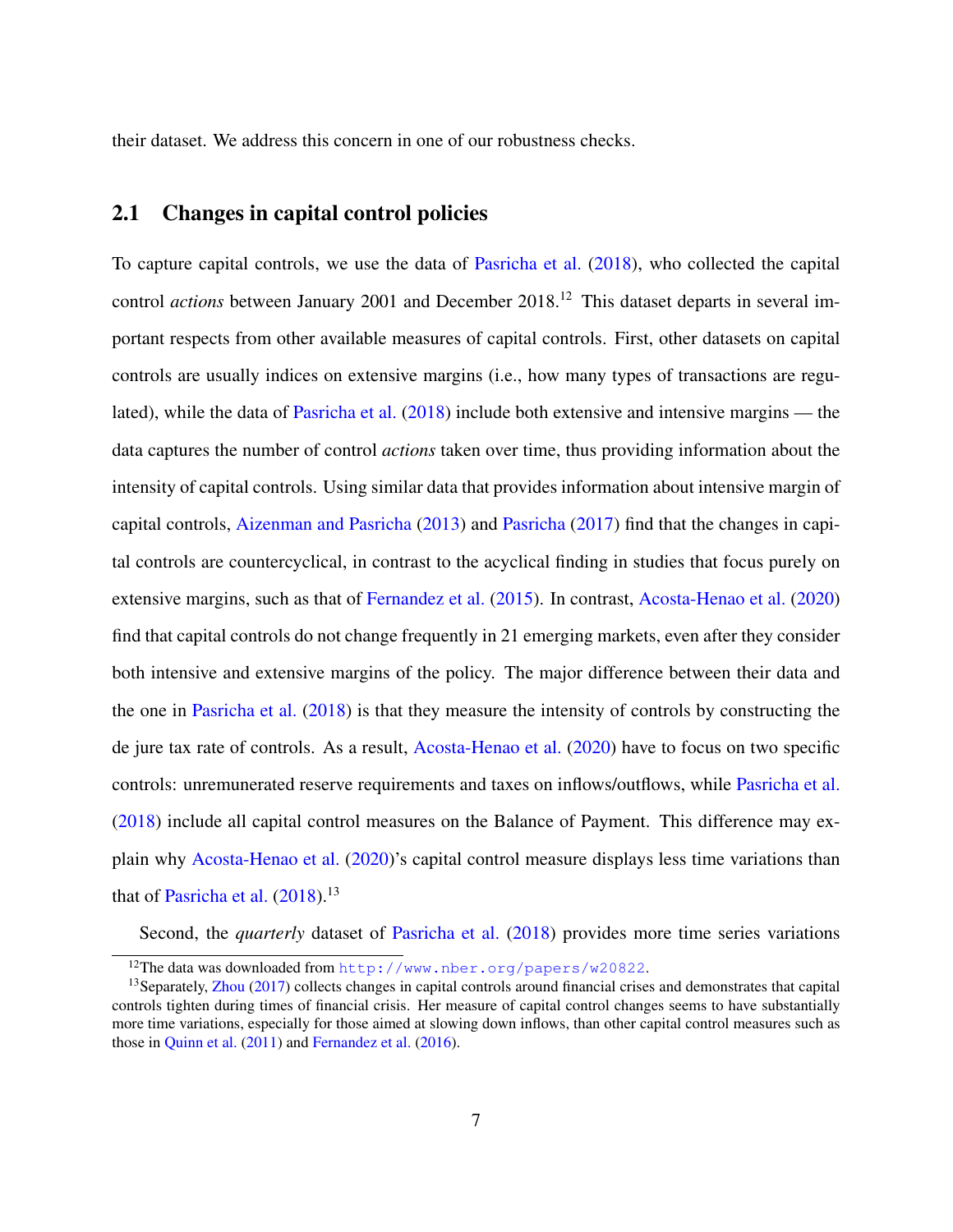their dataset. We address this concern in one of our robustness checks.

## 2.1 Changes in capital control policies

To capture capital controls, we use the data of Pasricha et al. (2018), who collected the capital control *actions* between January 2001 and December 2018.[12] This dataset departs in several important respects from other available measures of capital controls. First, other datasets on capital controls are usually indices on extensive margins (i.e., how many types of transactions are regulated), while the data of Pasricha et al. (2018) include both extensive and intensive margins — the data captures the number of control *actions* taken over time, thus providing information about the intensity of capital controls. Using similar data that provides information about intensive margin of capital controls, Aizenman and Pasricha (2013) and Pasricha (2017) find that the changes in capital controls are countercyclical, in contrast to the acyclical finding in studies that focus purely on extensive margins, such as that of Fernandez et al. (2015). In contrast, Acosta-Henao et al. (2020) find that capital controls do not change frequently in 21 emerging markets, even after they consider both intensive and extensive margins of the policy. The major difference between their data and the one in Pasricha et al. (2018) is that they measure the intensity of controls by constructing the de jure tax rate of controls. As a result, Acosta-Henao et al. (2020) have to focus on two specific controls: unremunerated reserve requirements and taxes on inflows/outflows, while Pasricha et al. (2018) include all capital control measures on the Balance of Payment. This difference may explain why Acosta-Henao et al. (2020)'s capital control measure displays less time variations than that of Pasricha et al. (2018).[13]

Second, the *quarterly* dataset of Pasricha et al. (2018) provides more time series variations

[12] The data was downloaded from http://www.nber.org/papers/w20822.

[13] Separately, Zhou (2017) collects changes in capital controls around financial crises and demonstrates that capital controls tighten during times of financial crisis. Her measure of capital control changes seems to have substantially more time variations, especially for those aimed at slowing down inflows, than other capital control measures such as those in Quinn et al. (2011) and Fernandez et al. (2016).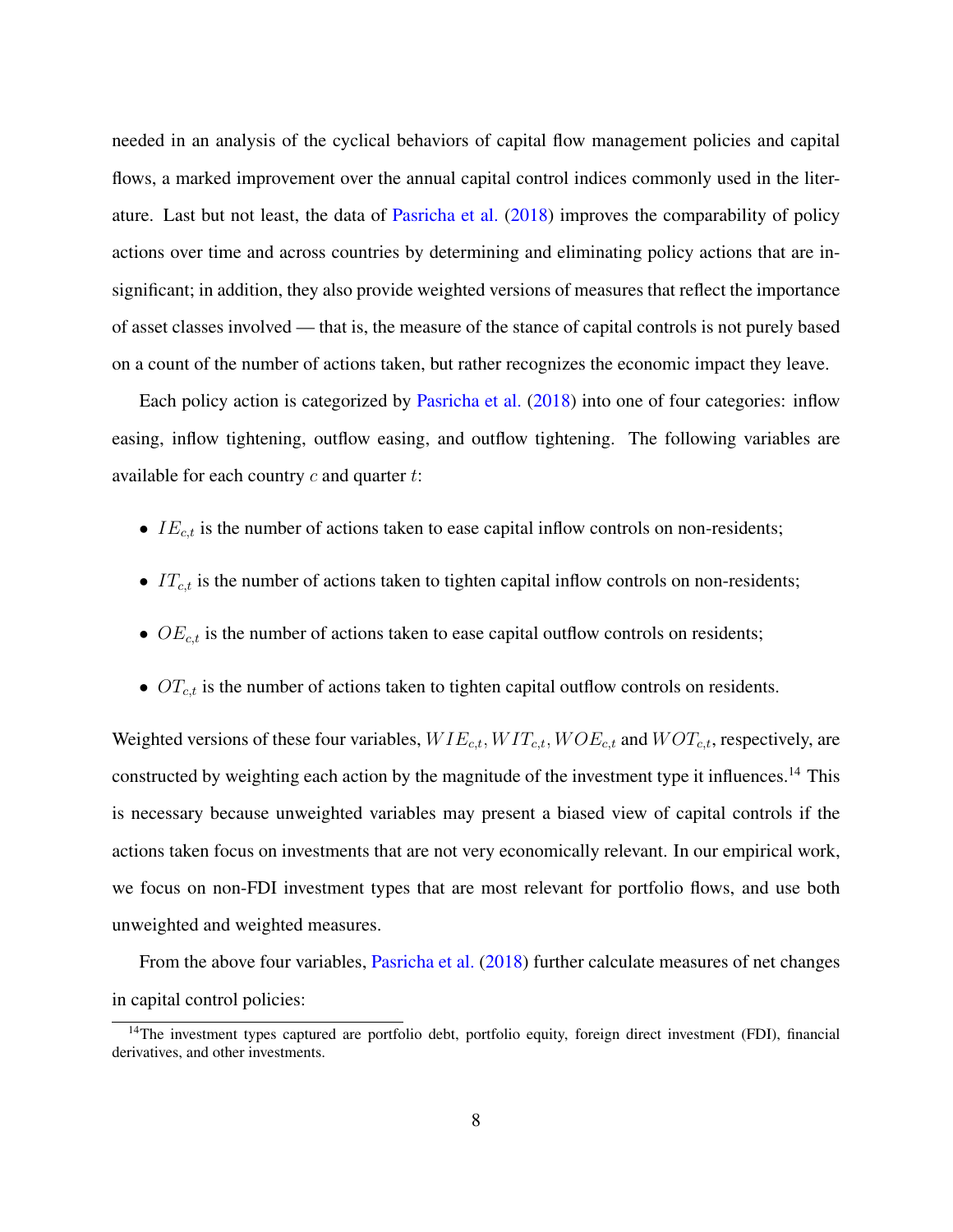needed in an analysis of the cyclical behaviors of capital flow management policies and capital flows, a marked improvement over the annual capital control indices commonly used in the literature. Last but not least, the data of Pasricha et al. (2018) improves the comparability of policy actions over time and across countries by determining and eliminating policy actions that are insignificant; in addition, they also provide weighted versions of measures that reflect the importance of asset classes involved — that is, the measure of the stance of capital controls is not purely based on a count of the number of actions taken, but rather recognizes the economic impact they leave.

Each policy action is categorized by Pasricha et al. (2018) into one of four categories: inflow easing, inflow tightening, outflow easing, and outflow tightening. The following variables are available for each country $c$ and quarter $t$:

- $IE_{c,t}$ is the number of actions taken to ease capital inflow controls on non-residents;
- $IT_{c,t}$ is the number of actions taken to tighten capital inflow controls on non-residents;
- $OE_{c,t}$ is the number of actions taken to ease capital outflow controls on residents;
- $OT_{c,t}$ is the number of actions taken to tighten capital outflow controls on residents.

Weighted versions of these four variables, $WIE_{c,t}, WIT_{c,t}, WOE_{c,t}$ and $WOT_{c,t}$, respectively, are constructed by weighting each action by the magnitude of the investment type it influences.[14] This is necessary because unweighted variables may present a biased view of capital controls if the actions taken focus on investments that are not very economically relevant. In our empirical work, we focus on non-FDI investment types that are most relevant for portfolio flows, and use both unweighted and weighted measures.

From the above four variables, Pasricha et al. (2018) further calculate measures of net changes in capital control policies:

[14] The investment types captured are portfolio debt, portfolio equity, foreign direct investment (FDI), financial derivatives, and other investments.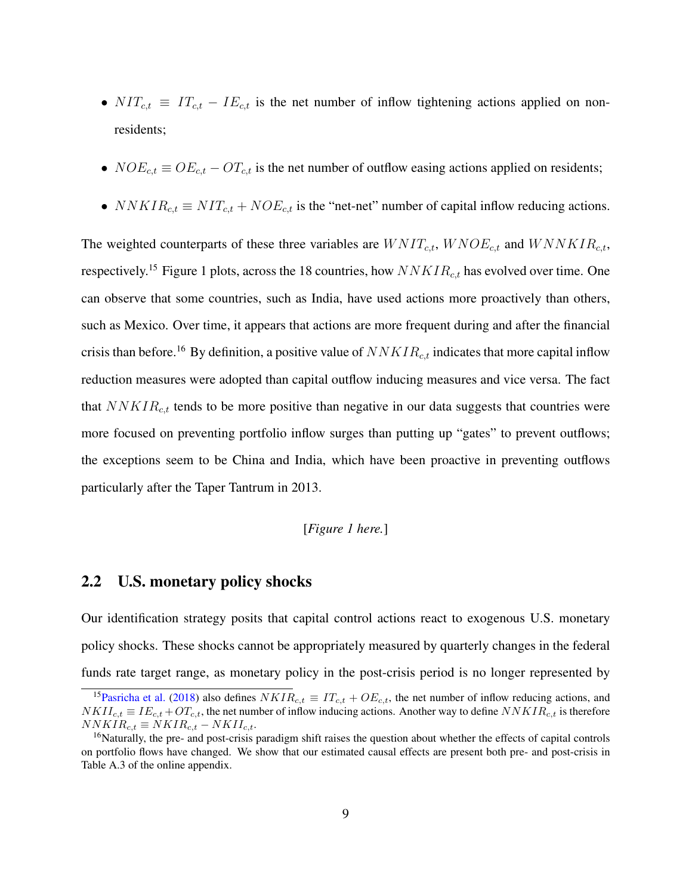- $NIT_{c,t} \equiv IT_{c,t} - IE_{c,t}$ is the net number of inflow tightening actions applied on non-residents;
- $NOE_{c,t} \equiv OE_{c,t} - OT_{c,t}$ is the net number of outflow easing actions applied on residents;
- $NNKIR_{c,t} \equiv NIT_{c,t} + NOE_{c,t}$ is the "net-net" number of capital inflow reducing actions.

The weighted counterparts of these three variables are $WNIT_{c,t}$, $WNOE_{c,t}$ and $WNNKIR_{c,t}$, respectively.[15] Figure 1 plots, across the 18 countries, how $NNKIR_{c,t}$ has evolved over time. One can observe that some countries, such as India, have used actions more proactively than others, such as Mexico. Over time, it appears that actions are more frequent during and after the financial crisis than before.[16] By definition, a positive value of $NNKIR_{c,t}$ indicates that more capital inflow reduction measures were adopted than capital outflow inducing measures and vice versa. The fact that $NNKIR_{c,t}$ tends to be more positive than negative in our data suggests that countries were more focused on preventing portfolio inflow surges than putting up "gates" to prevent outflows; the exceptions seem to be China and India, which have been proactive in preventing outflows particularly after the Taper Tantrum in 2013.

[*Figure 1 here.*]

## 2.2 U.S. monetary policy shocks

Our identification strategy posits that capital control actions react to exogenous U.S. monetary policy shocks. These shocks cannot be appropriately measured by quarterly changes in the federal funds rate target range, as monetary policy in the post-crisis period is no longer represented by

[15] Pasricha et al. (2018) also defines $NKIR_{c,t} \equiv IT_{c,t} + OE_{c,t}$, the net number of inflow reducing actions, and $NKII_{c,t} \equiv IE_{c,t} + OT_{c,t}$, the net number of inflow inducing actions. Another way to define $NNKIR_{c,t}$ is therefore $NNKIR_{c,t} \equiv NKIR_{c,t} - NKII_{c,t}$.

[16] Naturally, the pre- and post-crisis paradigm shift raises the question about whether the effects of capital controls on portfolio flows have changed. We show that our estimated causal effects are present both pre- and post-crisis in Table A.3 of the online appendix.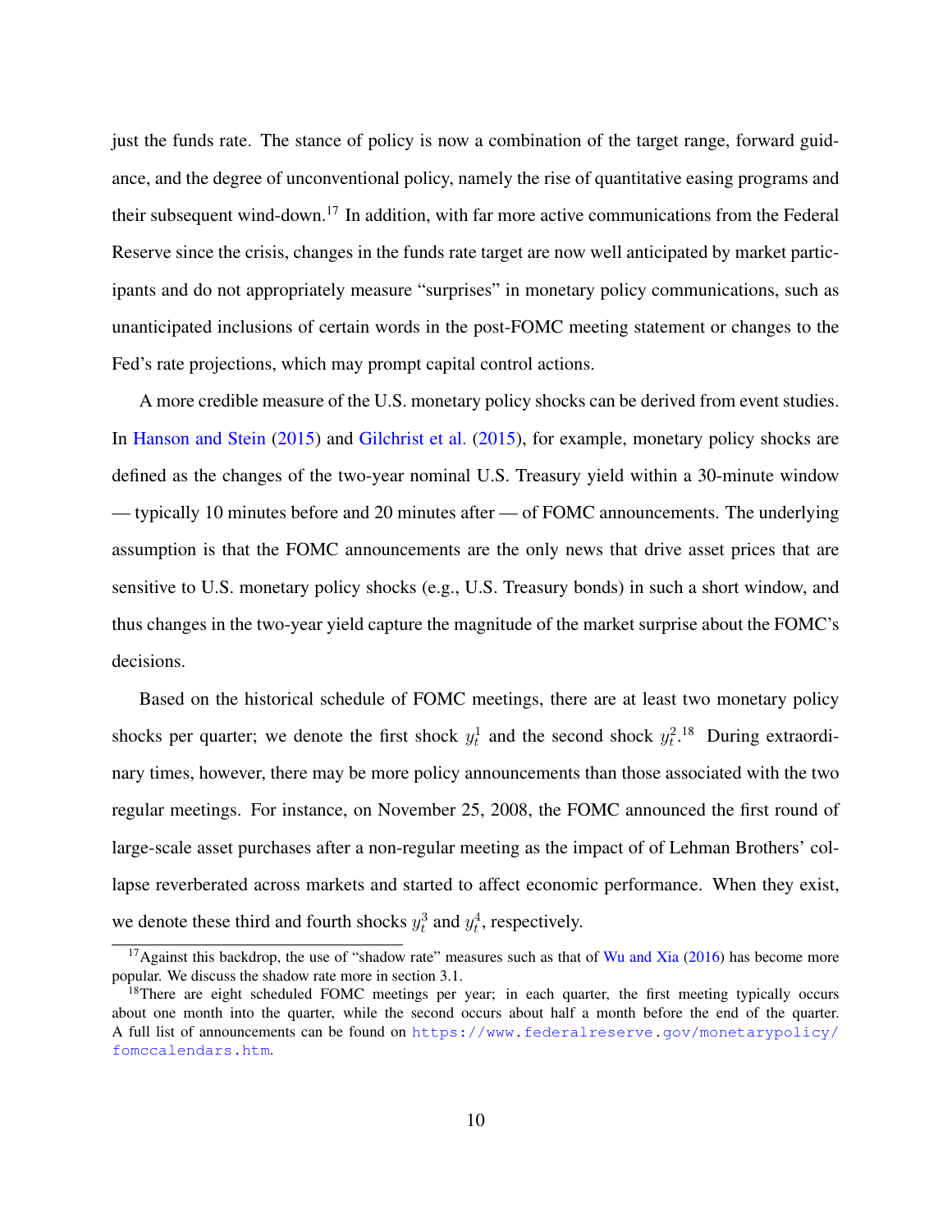just the funds rate. The stance of policy is now a combination of the target range, forward guidance, and the degree of unconventional policy, namely the rise of quantitative easing programs and their subsequent wind-down.[17] In addition, with far more active communications from the Federal Reserve since the crisis, changes in the funds rate target are now well anticipated by market participants and do not appropriately measure "surprises" in monetary policy communications, such as unanticipated inclusions of certain words in the post-FOMC meeting statement or changes to the Fed's rate projections, which may prompt capital control actions.

A more credible measure of the U.S. monetary policy shocks can be derived from event studies. In Hanson and Stein (2015) and Gilchrist et al. (2015), for example, monetary policy shocks are defined as the changes of the two-year nominal U.S. Treasury yield within a 30-minute window — typically 10 minutes before and 20 minutes after — of FOMC announcements. The underlying assumption is that the FOMC announcements are the only news that drive asset prices that are sensitive to U.S. monetary policy shocks (e.g., U.S. Treasury bonds) in such a short window, and thus changes in the two-year yield capture the magnitude of the market surprise about the FOMC's decisions.

Based on the historical schedule of FOMC meetings, there are at least two monetary policy shocks per quarter; we denote the first shock $y_t^1$ and the second shock $y_t^2$.[18] During extraordinary times, however, there may be more policy announcements than those associated with the two regular meetings. For instance, on November 25, 2008, the FOMC announced the first round of large-scale asset purchases after a non-regular meeting as the impact of of Lehman Brothers' collapse reverberated across markets and started to affect economic performance. When they exist, we denote these third and fourth shocks $y_t^3$ and $y_t^4$, respectively.

---

[17] Against this backdrop, the use of "shadow rate" measures such as that of Wu and Xia (2016) has become more popular. We discuss the shadow rate more in section 3.1.

[18] There are eight scheduled FOMC meetings per year; in each quarter, the first meeting typically occurs about one month into the quarter, while the second occurs about half a month before the end of the quarter. A full list of announcements can be found on https://www.federalreserve.gov/monetarypolicy/fomccalendars.htm.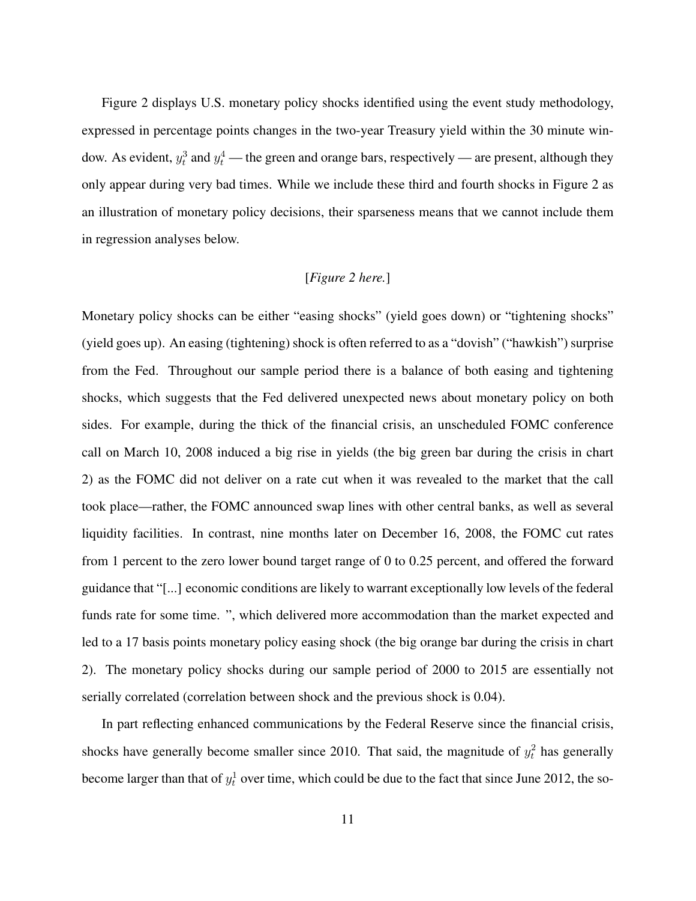Figure 2 displays U.S. monetary policy shocks identified using the event study methodology, expressed in percentage points changes in the two-year Treasury yield within the 30 minute window. As evident, $y_t^3$ and $y_t^4$ — the green and orange bars, respectively — are present, although they only appear during very bad times. While we include these third and fourth shocks in Figure 2 as an illustration of monetary policy decisions, their sparseness means that we cannot include them in regression analyses below.

[*Figure 2 here.*]

Monetary policy shocks can be either "easing shocks" (yield goes down) or "tightening shocks" (yield goes up). An easing (tightening) shock is often referred to as a "dovish" ("hawkish") surprise from the Fed. Throughout our sample period there is a balance of both easing and tightening shocks, which suggests that the Fed delivered unexpected news about monetary policy on both sides. For example, during the thick of the financial crisis, an unscheduled FOMC conference call on March 10, 2008 induced a big rise in yields (the big green bar during the crisis in chart 2) as the FOMC did not deliver on a rate cut when it was revealed to the market that the call took place—rather, the FOMC announced swap lines with other central banks, as well as several liquidity facilities. In contrast, nine months later on December 16, 2008, the FOMC cut rates from 1 percent to the zero lower bound target range of 0 to 0.25 percent, and offered the forward guidance that "[...] economic conditions are likely to warrant exceptionally low levels of the federal funds rate for some time. ", which delivered more accommodation than the market expected and led to a 17 basis points monetary policy easing shock (the big orange bar during the crisis in chart 2). The monetary policy shocks during our sample period of 2000 to 2015 are essentially not serially correlated (correlation between shock and the previous shock is 0.04).

In part reflecting enhanced communications by the Federal Reserve since the financial crisis, shocks have generally become smaller since 2010. That said, the magnitude of $y_t^2$ has generally become larger than that of $y_t^1$ over time, which could be due to the fact that since June 2012, the so-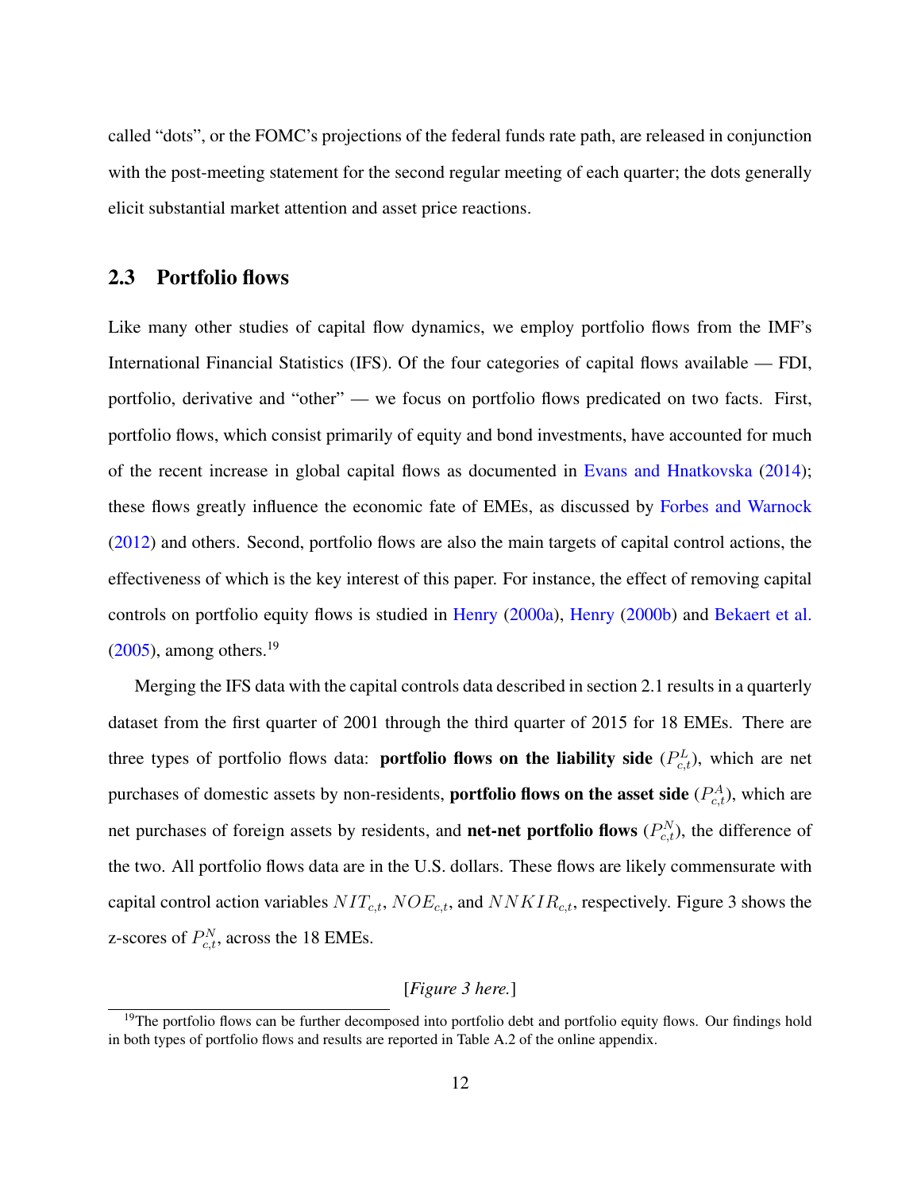called "dots", or the FOMC's projections of the federal funds rate path, are released in conjunction with the post-meeting statement for the second regular meeting of each quarter; the dots generally elicit substantial market attention and asset price reactions.

### 2.3 Portfolio flows

Like many other studies of capital flow dynamics, we employ portfolio flows from the IMF's International Financial Statistics (IFS). Of the four categories of capital flows available — FDI, portfolio, derivative and "other" — we focus on portfolio flows predicated on two facts. First, portfolio flows, which consist primarily of equity and bond investments, have accounted for much of the recent increase in global capital flows as documented in Evans and Hnatkovska (2014); these flows greatly influence the economic fate of EMEs, as discussed by Forbes and Warnock (2012) and others. Second, portfolio flows are also the main targets of capital control actions, the effectiveness of which is the key interest of this paper. For instance, the effect of removing capital controls on portfolio equity flows is studied in Henry (2000a), Henry (2000b) and Bekaert et al. (2005), among others.[19]

Merging the IFS data with the capital controls data described in section 2.1 results in a quarterly dataset from the first quarter of 2001 through the third quarter of 2015 for 18 EMEs. There are three types of portfolio flows data: **portfolio flows on the liability side** ($P^L_{c,t}$), which are net purchases of domestic assets by non-residents, **portfolio flows on the asset side** ($P^A_{c,t}$), which are net purchases of foreign assets by residents, and **net-net portfolio flows** ($P^N_{c,t}$), the difference of the two. All portfolio flows data are in the U.S. dollars. These flows are likely commensurate with capital control action variables $NIT_{c,t}$, $NOE_{c,t}$, and $NNKIR_{c,t}$, respectively. Figure 3 shows the z-scores of $P^N_{c,t}$, across the 18 EMEs.

*[Figure 3 here.]*

[19] The portfolio flows can be further decomposed into portfolio debt and portfolio equity flows. Our findings hold in both types of portfolio flows and results are reported in Table A.2 of the online appendix.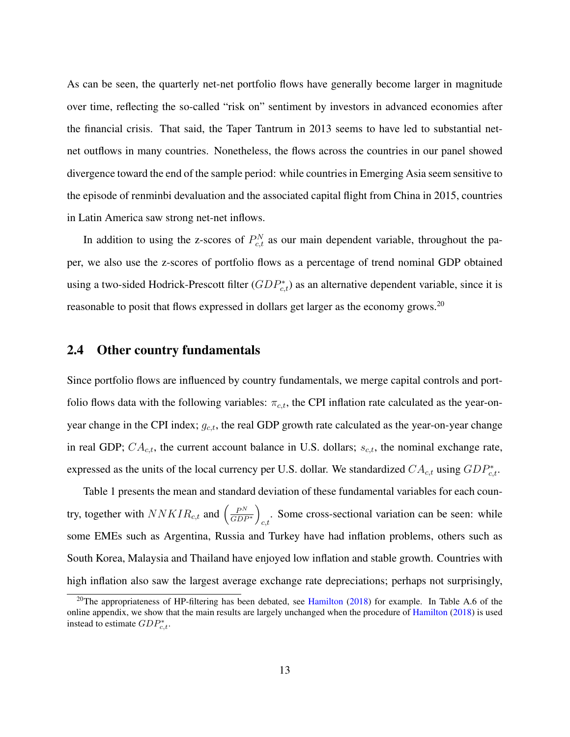As can be seen, the quarterly net-net portfolio flows have generally become larger in magnitude over time, reflecting the so-called "risk on" sentiment by investors in advanced economies after the financial crisis. That said, the Taper Tantrum in 2013 seems to have led to substantial net-net outflows in many countries. Nonetheless, the flows across the countries in our panel showed divergence toward the end of the sample period: while countries in Emerging Asia seem sensitive to the episode of renminbi devaluation and the associated capital flight from China in 2015, countries in Latin America saw strong net-net inflows.

In addition to using the z-scores of $P^N_{c,t}$ as our main dependent variable, throughout the paper, we also use the z-scores of portfolio flows as a percentage of trend nominal GDP obtained using a two-sided Hodrick-Prescott filter ($GDP^*_{c,t}$) as an alternative dependent variable, since it is reasonable to posit that flows expressed in dollars get larger as the economy grows.[20]

## 2.4 Other country fundamentals

Since portfolio flows are influenced by country fundamentals, we merge capital controls and portfolio flows data with the following variables: $\pi_{c,t}$, the CPI inflation rate calculated as the year-on-year change in the CPI index; $g_{c,t}$, the real GDP growth rate calculated as the year-on-year change in real GDP; $CA_{c,t}$, the current account balance in U.S. dollars; $s_{c,t}$, the nominal exchange rate, expressed as the units of the local currency per U.S. dollar. We standardized $CA_{c,t}$ using $GDP^*_{c,t}$.

Table 1 presents the mean and standard deviation of these fundamental variables for each country, together with $NNKIR_{c,t}$ and $\left(\frac{P^N}{GDP^*}\right)_{c,t}$. Some cross-sectional variation can be seen: while some EMEs such as Argentina, Russia and Turkey have had inflation problems, others such as South Korea, Malaysia and Thailand have enjoyed low inflation and stable growth. Countries with high inflation also saw the largest average exchange rate depreciations; perhaps not surprisingly,

[20] The appropriateness of HP-filtering has been debated, see Hamilton (2018) for example. In Table A.6 of the online appendix, we show that the main results are largely unchanged when the procedure of Hamilton (2018) is used instead to estimate $GDP^*_{c,t}$.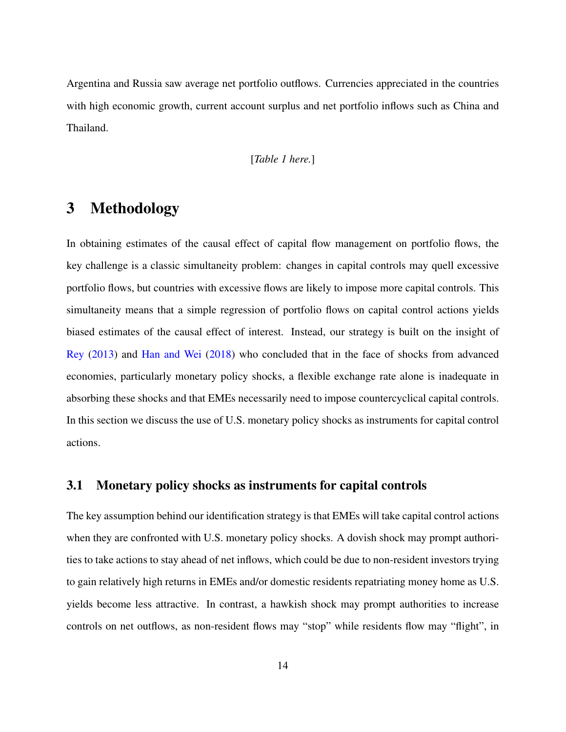Argentina and Russia saw average net portfolio outflows. Currencies appreciated in the countries with high economic growth, current account surplus and net portfolio inflows such as China and Thailand.

[*Table 1 here.*]

# 3 Methodology

In obtaining estimates of the causal effect of capital flow management on portfolio flows, the key challenge is a classic simultaneity problem: changes in capital controls may quell excessive portfolio flows, but countries with excessive flows are likely to impose more capital controls. This simultaneity means that a simple regression of portfolio flows on capital control actions yields biased estimates of the causal effect of interest. Instead, our strategy is built on the insight of Rey (2013) and Han and Wei (2018) who concluded that in the face of shocks from advanced economies, particularly monetary policy shocks, a flexible exchange rate alone is inadequate in absorbing these shocks and that EMEs necessarily need to impose countercyclical capital controls. In this section we discuss the use of U.S. monetary policy shocks as instruments for capital control actions.

## 3.1 Monetary policy shocks as instruments for capital controls

The key assumption behind our identification strategy is that EMEs will take capital control actions when they are confronted with U.S. monetary policy shocks. A dovish shock may prompt authorities to take actions to stay ahead of net inflows, which could be due to non-resident investors trying to gain relatively high returns in EMEs and/or domestic residents repatriating money home as U.S. yields become less attractive. In contrast, a hawkish shock may prompt authorities to increase controls on net outflows, as non-resident flows may "stop" while residents flow may "flight", in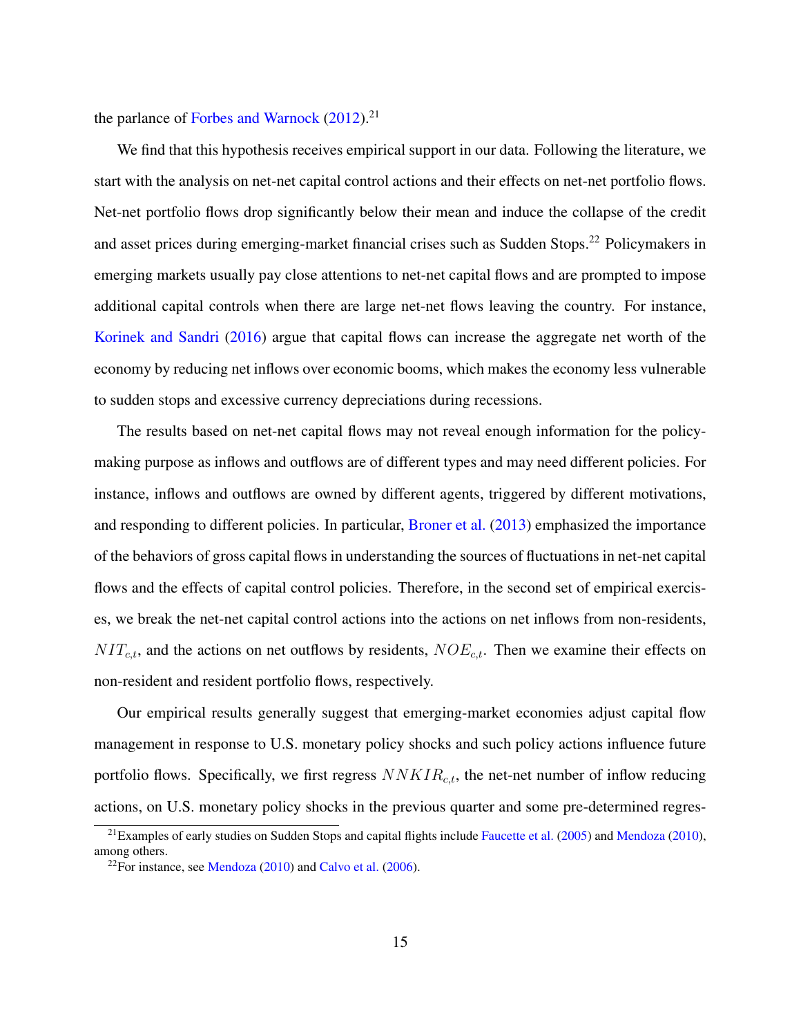the parlance of Forbes and Warnock (2012).[21]

We find that this hypothesis receives empirical support in our data. Following the literature, we start with the analysis on net-net capital control actions and their effects on net-net portfolio flows. Net-net portfolio flows drop significantly below their mean and induce the collapse of the credit and asset prices during emerging-market financial crises such as Sudden Stops.[22] Policymakers in emerging markets usually pay close attentions to net-net capital flows and are prompted to impose additional capital controls when there are large net-net flows leaving the country. For instance, Korinek and Sandri (2016) argue that capital flows can increase the aggregate net worth of the economy by reducing net inflows over economic booms, which makes the economy less vulnerable to sudden stops and excessive currency depreciations during recessions.

The results based on net-net capital flows may not reveal enough information for the policy-making purpose as inflows and outflows are of different types and may need different policies. For instance, inflows and outflows are owned by different agents, triggered by different motivations, and responding to different policies. In particular, Broner et al. (2013) emphasized the importance of the behaviors of gross capital flows in understanding the sources of fluctuations in net-net capital flows and the effects of capital control policies. Therefore, in the second set of empirical exercises, we break the net-net capital control actions into the actions on net inflows from non-residents, $NIT_{c,t}$, and the actions on net outflows by residents, $NOE_{c,t}$. Then we examine their effects on non-resident and resident portfolio flows, respectively.

Our empirical results generally suggest that emerging-market economies adjust capital flow management in response to U.S. monetary policy shocks and such policy actions influence future portfolio flows. Specifically, we first regress $NNKIR_{c,t}$, the net-net number of inflow reducing actions, on U.S. monetary policy shocks in the previous quarter and some pre-determined regres-

[21] Examples of early studies on Sudden Stops and capital flights include Faucette et al. (2005) and Mendoza (2010), among others.

[22] For instance, see Mendoza (2010) and Calvo et al. (2006).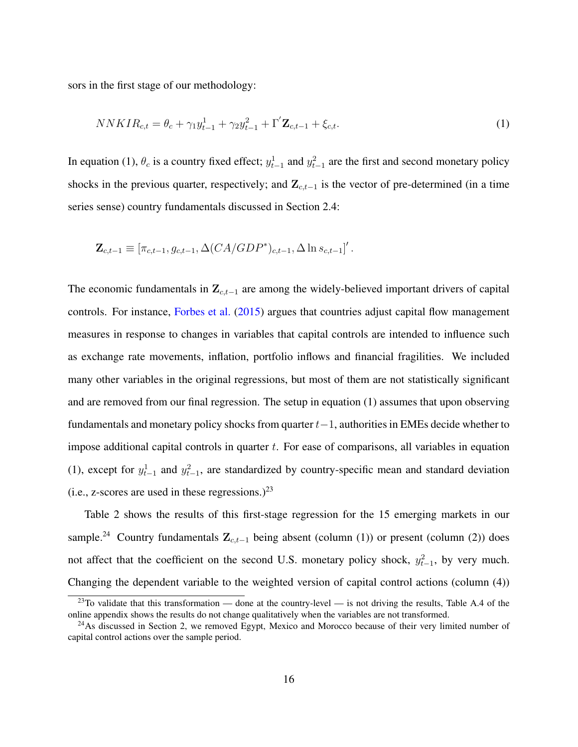sors in the first stage of our methodology:

$$NNKIR_{c,t} = \theta_c + \gamma_1 y^1_{t-1} + \gamma_2 y^2_{t-1} + \Gamma^{'} \mathbf{Z}_{c,t-1} + \xi_{c,t}. \tag{1}$$

In equation (1), $\theta_c$ is a country fixed effect; $y^1_{t-1}$ and $y^2_{t-1}$ are the first and second monetary policy shocks in the previous quarter, respectively; and $\mathbf{Z}_{c,t-1}$ is the vector of pre-determined (in a time series sense) country fundamentals discussed in Section 2.4:

$$\mathbf{Z}_{c,t-1} \equiv \left[\pi_{c,t-1}, g_{c,t-1}, \Delta(CA/GDP^*)_{c,t-1}, \Delta \ln s_{c,t-1}\right]'.$$

The economic fundamentals in $\mathbf{Z}_{c,t-1}$ are among the widely-believed important drivers of capital controls. For instance, Forbes et al. (2015) argues that countries adjust capital flow management measures in response to changes in variables that capital controls are intended to influence such as exchange rate movements, inflation, portfolio inflows and financial fragilities. We included many other variables in the original regressions, but most of them are not statistically significant and are removed from our final regression. The setup in equation (1) assumes that upon observing fundamentals and monetary policy shocks from quarter $t-1$, authorities in EMEs decide whether to impose additional capital controls in quarter $t$. For ease of comparisons, all variables in equation (1), except for $y^1_{t-1}$ and $y^2_{t-1}$, are standardized by country-specific mean and standard deviation (i.e., z-scores are used in these regressions.)[23]

Table 2 shows the results of this first-stage regression for the 15 emerging markets in our sample.[24] Country fundamentals $\mathbf{Z}_{c,t-1}$ being absent (column (1)) or present (column (2)) does not affect that the coefficient on the second U.S. monetary policy shock, $y^2_{t-1}$, by very much. Changing the dependent variable to the weighted version of capital control actions (column (4))

[23]To validate that this transformation — done at the country-level — is not driving the results, Table A.4 of the online appendix shows the results do not change qualitatively when the variables are not transformed.

[24]As discussed in Section 2, we removed Egypt, Mexico and Morocco because of their very limited number of capital control actions over the sample period.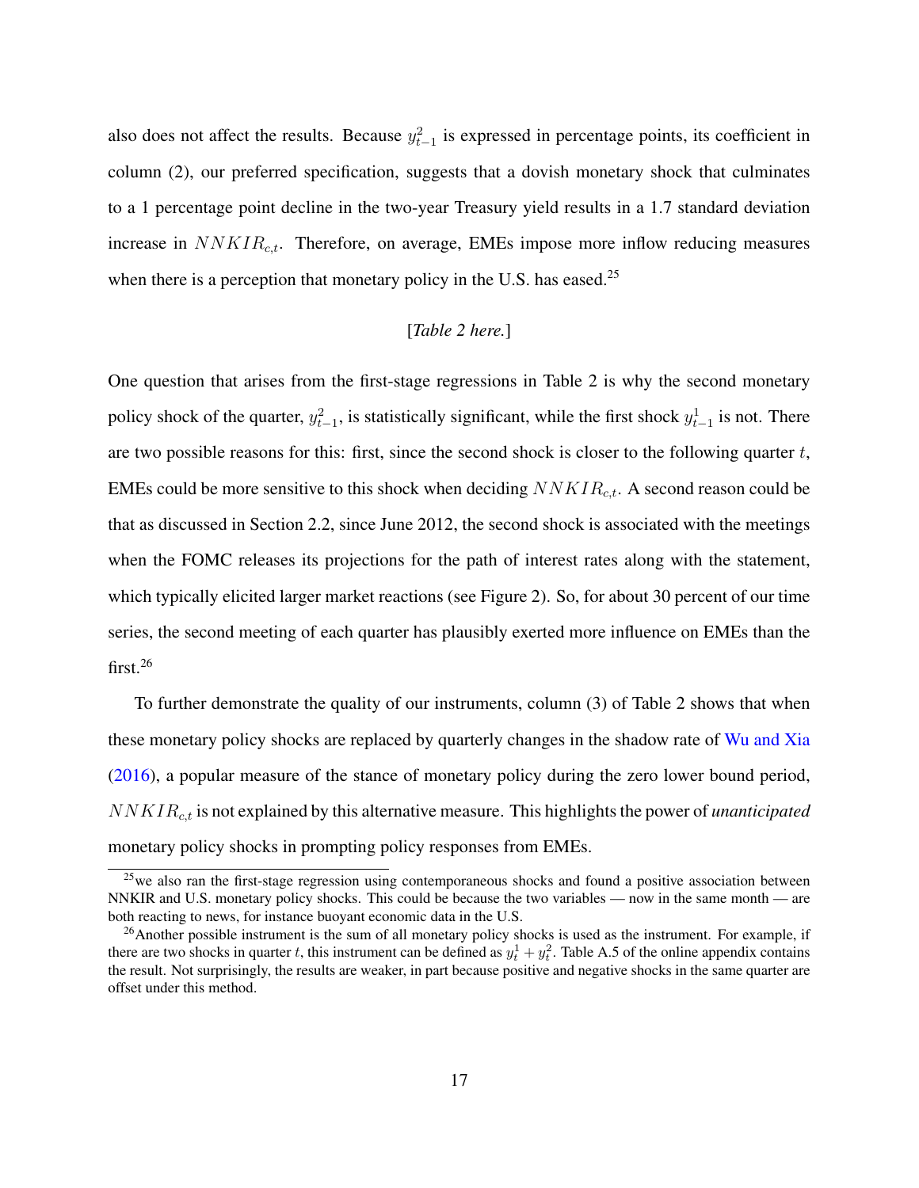also does not affect the results. Because $y^2_{t-1}$ is expressed in percentage points, its coefficient in column (2), our preferred specification, suggests that a dovish monetary shock that culminates to a 1 percentage point decline in the two-year Treasury yield results in a 1.7 standard deviation increase in $NNKIR_{c,t}$. Therefore, on average, EMEs impose more inflow reducing measures when there is a perception that monetary policy in the U.S. has eased.[25]

[*Table 2 here.*]

One question that arises from the first-stage regressions in Table 2 is why the second monetary policy shock of the quarter, $y^2_{t-1}$, is statistically significant, while the first shock $y^1_{t-1}$ is not. There are two possible reasons for this: first, since the second shock is closer to the following quarter $t$, EMEs could be more sensitive to this shock when deciding $NNKIR_{c,t}$. A second reason could be that as discussed in Section 2.2, since June 2012, the second shock is associated with the meetings when the FOMC releases its projections for the path of interest rates along with the statement, which typically elicited larger market reactions (see Figure 2). So, for about 30 percent of our time series, the second meeting of each quarter has plausibly exerted more influence on EMEs than the first.[26]

To further demonstrate the quality of our instruments, column (3) of Table 2 shows that when these monetary policy shocks are replaced by quarterly changes in the shadow rate of Wu and Xia (2016), a popular measure of the stance of monetary policy during the zero lower bound period, $NNKIR_{c,t}$ is not explained by this alternative measure. This highlights the power of *unanticipated* monetary policy shocks in prompting policy responses from EMEs.

[25] we also ran the first-stage regression using contemporaneous shocks and found a positive association between NNKIR and U.S. monetary policy shocks. This could be because the two variables — now in the same month — are both reacting to news, for instance buoyant economic data in the U.S.

[26] Another possible instrument is the sum of all monetary policy shocks is used as the instrument. For example, if there are two shocks in quarter $t$, this instrument can be defined as $y^1_t + y^2_t$. Table A.5 of the online appendix contains the result. Not surprisingly, the results are weaker, in part because positive and negative shocks in the same quarter are offset under this method.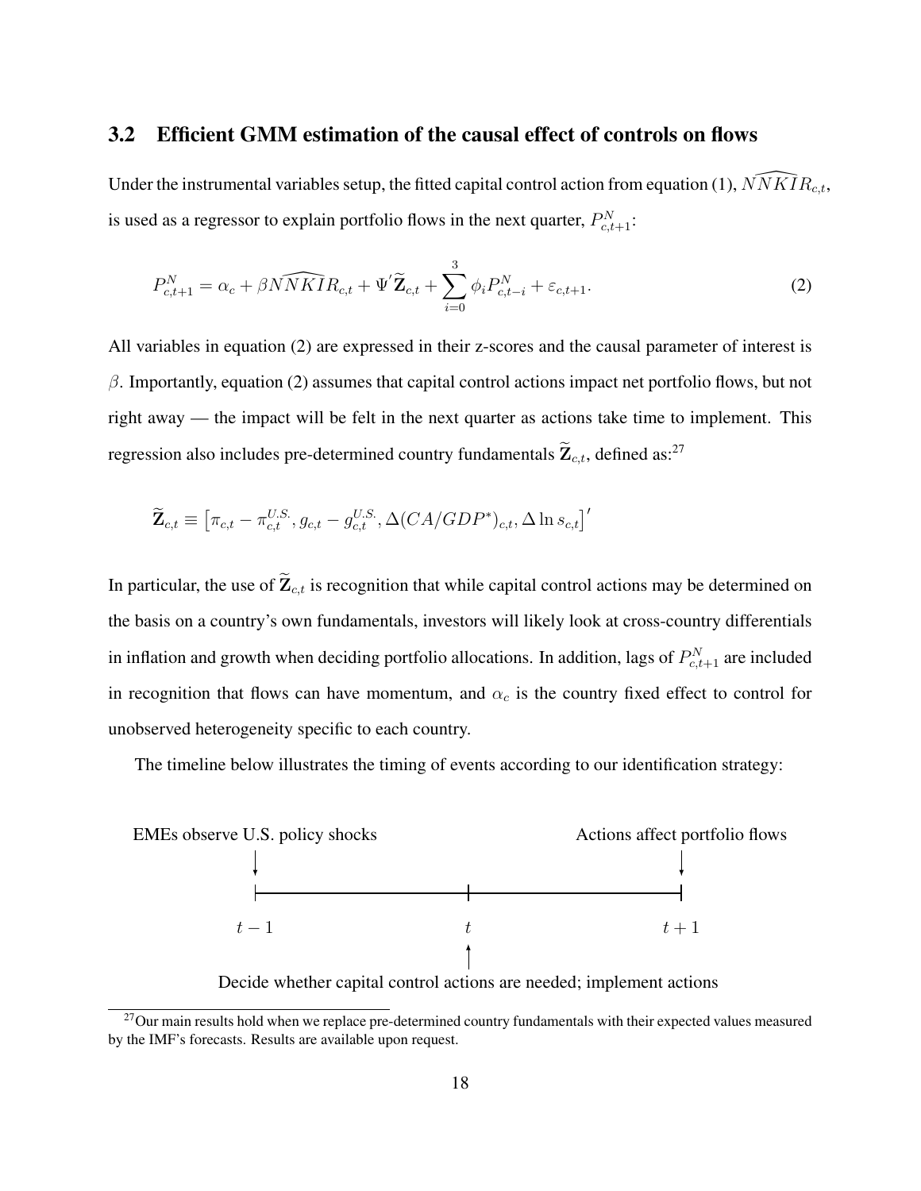### 3.2 Efficient GMM estimation of the causal effect of controls on flows

Under the instrumental variables setup, the fitted capital control action from equation (1), $\widehat{NNKIR}_{c,t}$, is used as a regressor to explain portfolio flows in the next quarter, $P^N_{c,t+1}$:

$$P^N_{c,t+1} = \alpha_c + \beta \widehat{NNKIR}_{c,t} + \Psi' \widetilde{\mathbf{Z}}_{c,t} + \sum_{i=0}^{3} \phi_i P^N_{c,t-i} + \varepsilon_{c,t+1}. \tag{2}$$

All variables in equation (2) are expressed in their z-scores and the causal parameter of interest is $\beta$. Importantly, equation (2) assumes that capital control actions impact net portfolio flows, but not right away — the impact will be felt in the next quarter as actions take time to implement. This regression also includes pre-determined country fundamentals $\widetilde{\mathbf{Z}}_{c,t}$, defined as:[27]

$$\widetilde{\mathbf{Z}}_{c,t} \equiv \left[\pi_{c,t} - \pi^{U.S.}_{c,t}, g_{c,t} - g^{U.S.}_{c,t}, \Delta(CA/GDP^*)_{c,t}, \Delta \ln s_{c,t}\right]'$$

In particular, the use of $\widetilde{\mathbf{Z}}_{c,t}$ is recognition that while capital control actions may be determined on the basis on a country's own fundamentals, investors will likely look at cross-country differentials in inflation and growth when deciding portfolio allocations. In addition, lags of $P^N_{c,t+1}$ are included in recognition that flows can have momentum, and $\alpha_c$ is the country fixed effect to control for unobserved heterogeneity specific to each country.

The timeline below illustrates the timing of events according to our identification strategy:

EMEs observe U.S. policy shocks ($t-1$) → Decide whether capital control actions are needed; implement actions ($t$) → Actions affect portfolio flows ($t+1$)

[27] Our main results hold when we replace pre-determined country fundamentals with their expected values measured by the IMF's forecasts. Results are available upon request.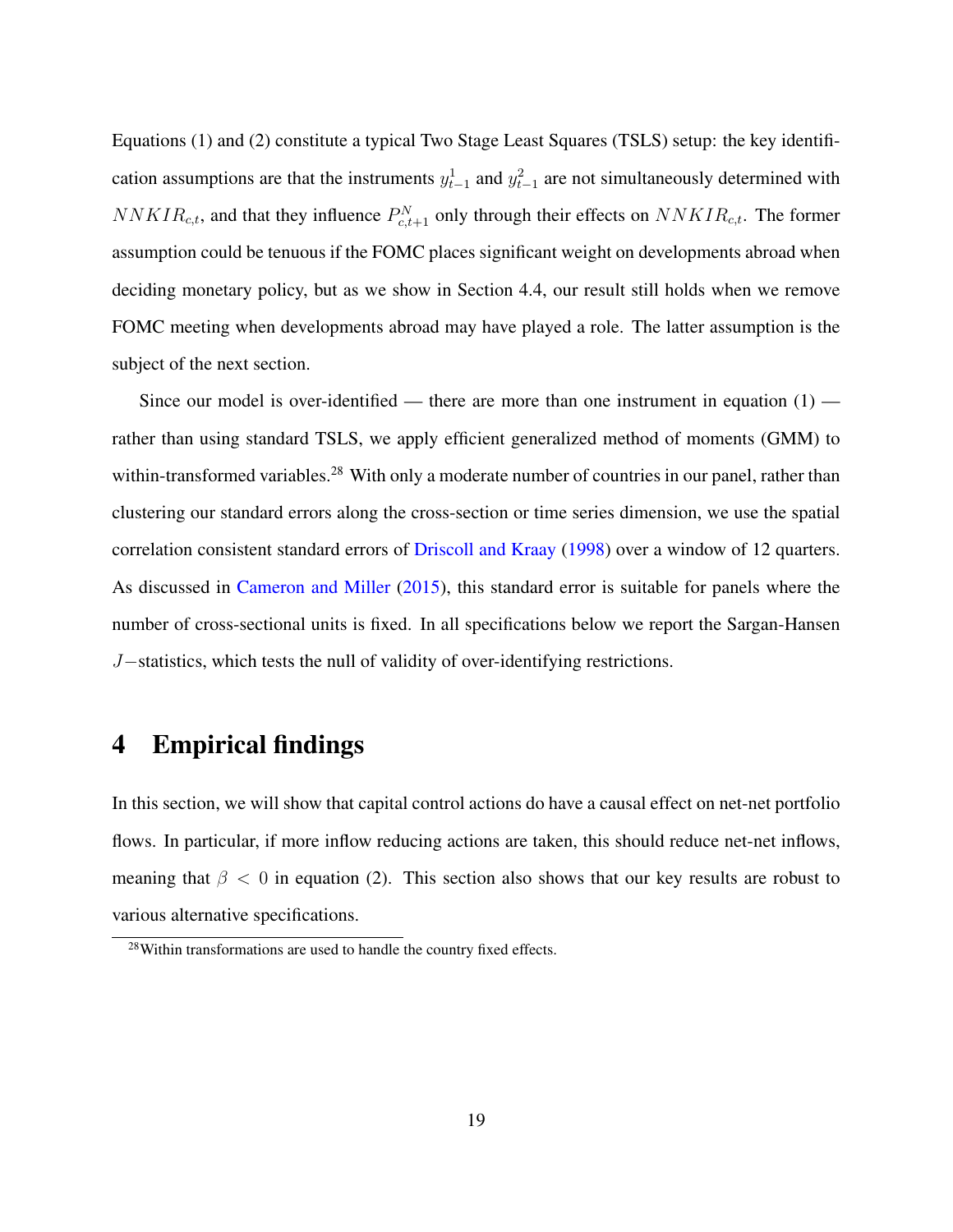Equations (1) and (2) constitute a typical Two Stage Least Squares (TSLS) setup: the key identification assumptions are that the instruments $y^1_{t-1}$ and $y^2_{t-1}$ are not simultaneously determined with $NNKIR_{c,t}$, and that they influence $P^N_{c,t+1}$ only through their effects on $NNKIR_{c,t}$. The former assumption could be tenuous if the FOMC places significant weight on developments abroad when deciding monetary policy, but as we show in Section 4.4, our result still holds when we remove FOMC meeting when developments abroad may have played a role. The latter assumption is the subject of the next section.

Since our model is over-identified — there are more than one instrument in equation (1) — rather than using standard TSLS, we apply efficient generalized method of moments (GMM) to within-transformed variables.[28] With only a moderate number of countries in our panel, rather than clustering our standard errors along the cross-section or time series dimension, we use the spatial correlation consistent standard errors of Driscoll and Kraay (1998) over a window of 12 quarters. As discussed in Cameron and Miller (2015), this standard error is suitable for panels where the number of cross-sectional units is fixed. In all specifications below we report the Sargan-Hansen $J-$statistics, which tests the null of validity of over-identifying restrictions.

# 4 Empirical findings

In this section, we will show that capital control actions do have a causal effect on net-net portfolio flows. In particular, if more inflow reducing actions are taken, this should reduce net-net inflows, meaning that $\beta < 0$ in equation (2). This section also shows that our key results are robust to various alternative specifications.

[28] Within transformations are used to handle the country fixed effects.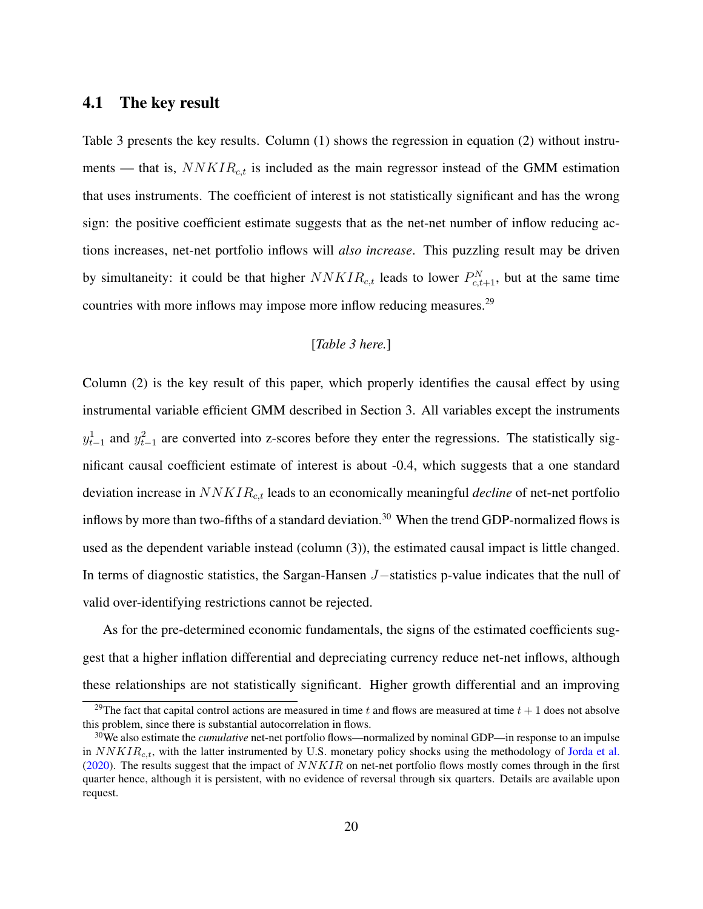## 4.1 The key result

Table 3 presents the key results. Column (1) shows the regression in equation (2) without instruments — that is, $NNKIR_{c,t}$ is included as the main regressor instead of the GMM estimation that uses instruments. The coefficient of interest is not statistically significant and has the wrong sign: the positive coefficient estimate suggests that as the net-net number of inflow reducing actions increases, net-net portfolio inflows will *also increase*. This puzzling result may be driven by simultaneity: it could be that higher $NNKIR_{c,t}$ leads to lower $P^N_{c,t+1}$, but at the same time countries with more inflows may impose more inflow reducing measures.[29]

[*Table 3 here.*]

Column (2) is the key result of this paper, which properly identifies the causal effect by using instrumental variable efficient GMM described in Section 3. All variables except the instruments $y^1_{t-1}$ and $y^2_{t-1}$ are converted into z-scores before they enter the regressions. The statistically significant causal coefficient estimate of interest is about -0.4, which suggests that a one standard deviation increase in $NNKIR_{c,t}$ leads to an economically meaningful *decline* of net-net portfolio inflows by more than two-fifths of a standard deviation.[30] When the trend GDP-normalized flows is used as the dependent variable instead (column (3)), the estimated causal impact is little changed. In terms of diagnostic statistics, the Sargan-Hansen $J-$statistics p-value indicates that the null of valid over-identifying restrictions cannot be rejected.

As for the pre-determined economic fundamentals, the signs of the estimated coefficients suggest that a higher inflation differential and depreciating currency reduce net-net inflows, although these relationships are not statistically significant. Higher growth differential and an improving

[29] The fact that capital control actions are measured in time $t$ and flows are measured at time $t+1$ does not absolve this problem, since there is substantial autocorrelation in flows.

[30] We also estimate the *cumulative* net-net portfolio flows—normalized by nominal GDP—in response to an impulse in $NNKIR_{c,t}$, with the latter instrumented by U.S. monetary policy shocks using the methodology of Jorda et al. (2020). The results suggest that the impact of $NNKIR$ on net-net portfolio flows mostly comes through in the first quarter hence, although it is persistent, with no evidence of reversal through six quarters. Details are available upon request.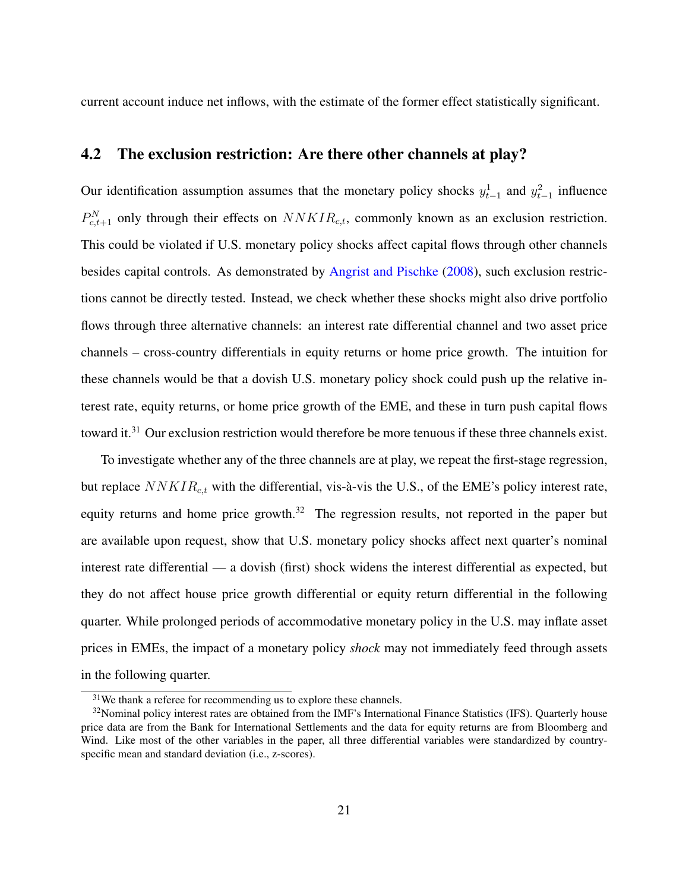current account induce net inflows, with the estimate of the former effect statistically significant.

## 4.2 The exclusion restriction: Are there other channels at play?

Our identification assumption assumes that the monetary policy shocks $y^1_{t-1}$ and $y^2_{t-1}$ influence $P^N_{c,t+1}$ only through their effects on $NNKIR_{c,t}$, commonly known as an exclusion restriction. This could be violated if U.S. monetary policy shocks affect capital flows through other channels besides capital controls. As demonstrated by Angrist and Pischke (2008), such exclusion restrictions cannot be directly tested. Instead, we check whether these shocks might also drive portfolio flows through three alternative channels: an interest rate differential channel and two asset price channels – cross-country differentials in equity returns or home price growth. The intuition for these channels would be that a dovish U.S. monetary policy shock could push up the relative interest rate, equity returns, or home price growth of the EME, and these in turn push capital flows toward it.[31] Our exclusion restriction would therefore be more tenuous if these three channels exist.

To investigate whether any of the three channels are at play, we repeat the first-stage regression, but replace $NNKIR_{c,t}$ with the differential, vis-à-vis the U.S., of the EME's policy interest rate, equity returns and home price growth.[32] The regression results, not reported in the paper but are available upon request, show that U.S. monetary policy shocks affect next quarter's nominal interest rate differential — a dovish (first) shock widens the interest differential as expected, but they do not affect house price growth differential or equity return differential in the following quarter. While prolonged periods of accommodative monetary policy in the U.S. may inflate asset prices in EMEs, the impact of a monetary policy *shock* may not immediately feed through assets in the following quarter.

[31] We thank a referee for recommending us to explore these channels.

[32] Nominal policy interest rates are obtained from the IMF's International Finance Statistics (IFS). Quarterly house price data are from the Bank for International Settlements and the data for equity returns are from Bloomberg and Wind. Like most of the other variables in the paper, all three differential variables were standardized by country-specific mean and standard deviation (i.e., z-scores).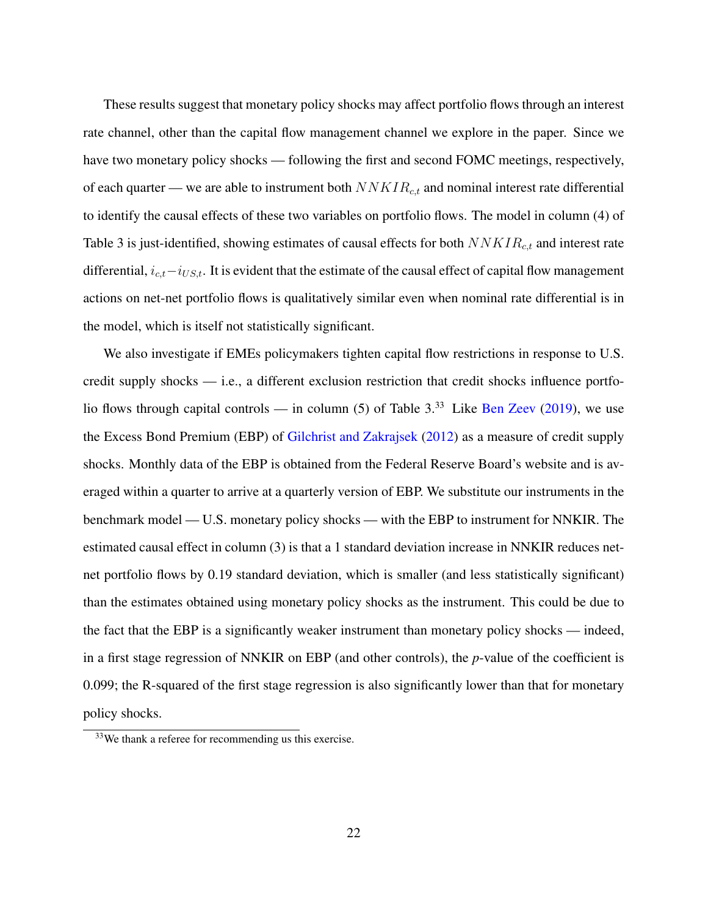These results suggest that monetary policy shocks may affect portfolio flows through an interest rate channel, other than the capital flow management channel we explore in the paper. Since we have two monetary policy shocks — following the first and second FOMC meetings, respectively, of each quarter — we are able to instrument both $NNKIR_{c,t}$ and nominal interest rate differential to identify the causal effects of these two variables on portfolio flows. The model in column (4) of Table 3 is just-identified, showing estimates of causal effects for both $NNKIR_{c,t}$ and interest rate differential, $i_{c,t} - i_{US,t}$. It is evident that the estimate of the causal effect of capital flow management actions on net-net portfolio flows is qualitatively similar even when nominal rate differential is in the model, which is itself not statistically significant.

We also investigate if EMEs policymakers tighten capital flow restrictions in response to U.S. credit supply shocks — i.e., a different exclusion restriction that credit shocks influence portfolio flows through capital controls — in column (5) of Table 3.[33] Like Ben Zeev (2019), we use the Excess Bond Premium (EBP) of Gilchrist and Zakrajsek (2012) as a measure of credit supply shocks. Monthly data of the EBP is obtained from the Federal Reserve Board's website and is averaged within a quarter to arrive at a quarterly version of EBP. We substitute our instruments in the benchmark model — U.S. monetary policy shocks — with the EBP to instrument for NNKIR. The estimated causal effect in column (3) is that a 1 standard deviation increase in NNKIR reduces net-net portfolio flows by 0.19 standard deviation, which is smaller (and less statistically significant) than the estimates obtained using monetary policy shocks as the instrument. This could be due to the fact that the EBP is a significantly weaker instrument than monetary policy shocks — indeed, in a first stage regression of NNKIR on EBP (and other controls), the *p*-value of the coefficient is 0.099; the R-squared of the first stage regression is also significantly lower than that for monetary policy shocks.

[33] We thank a referee for recommending us this exercise.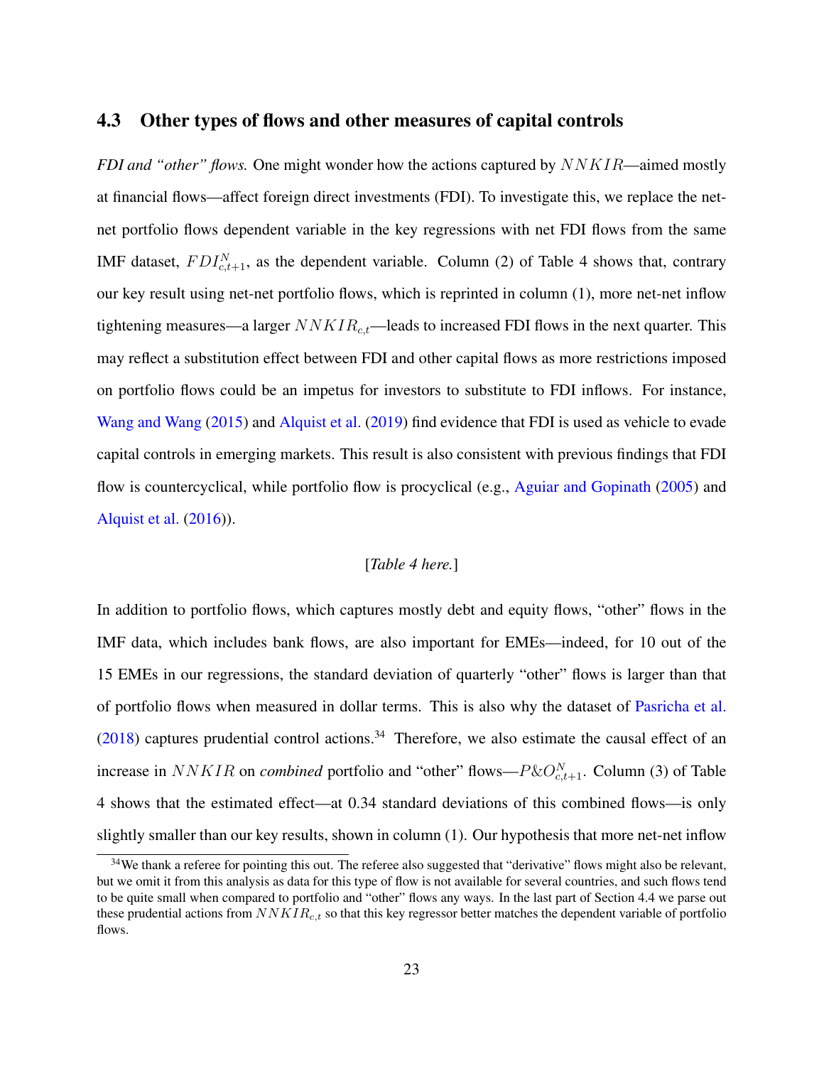### 4.3 Other types of flows and other measures of capital controls

*FDI and "other" flows.* One might wonder how the actions captured by $NNKIR$—aimed mostly at financial flows—affect foreign direct investments (FDI). To investigate this, we replace the net-net portfolio flows dependent variable in the key regressions with net FDI flows from the same IMF dataset, $FDI^N_{c,t+1}$, as the dependent variable. Column (2) of Table 4 shows that, contrary our key result using net-net portfolio flows, which is reprinted in column (1), more net-net inflow tightening measures—a larger $NNKIR_{c,t}$—leads to increased FDI flows in the next quarter. This may reflect a substitution effect between FDI and other capital flows as more restrictions imposed on portfolio flows could be an impetus for investors to substitute to FDI inflows. For instance, Wang and Wang (2015) and Alquist et al. (2019) find evidence that FDI is used as vehicle to evade capital controls in emerging markets. This result is also consistent with previous findings that FDI flow is countercyclical, while portfolio flow is procyclical (e.g., Aguiar and Gopinath (2005) and Alquist et al. (2016)).

[*Table 4 here.*]

In addition to portfolio flows, which captures mostly debt and equity flows, "other" flows in the IMF data, which includes bank flows, are also important for EMEs—indeed, for 10 out of the 15 EMEs in our regressions, the standard deviation of quarterly "other" flows is larger than that of portfolio flows when measured in dollar terms. This is also why the dataset of Pasricha et al. (2018) captures prudential control actions.[34] Therefore, we also estimate the causal effect of an increase in $NNKIR$ on *combined* portfolio and "other" flows—$P\&O^N_{c,t+1}$. Column (3) of Table 4 shows that the estimated effect—at 0.34 standard deviations of this combined flows—is only slightly smaller than our key results, shown in column (1). Our hypothesis that more net-net inflow

[34] We thank a referee for pointing this out. The referee also suggested that "derivative" flows might also be relevant, but we omit it from this analysis as data for this type of flow is not available for several countries, and such flows tend to be quite small when compared to portfolio and "other" flows any ways. In the last part of Section 4.4 we parse out these prudential actions from $NNKIR_{c,t}$ so that this key regressor better matches the dependent variable of portfolio flows.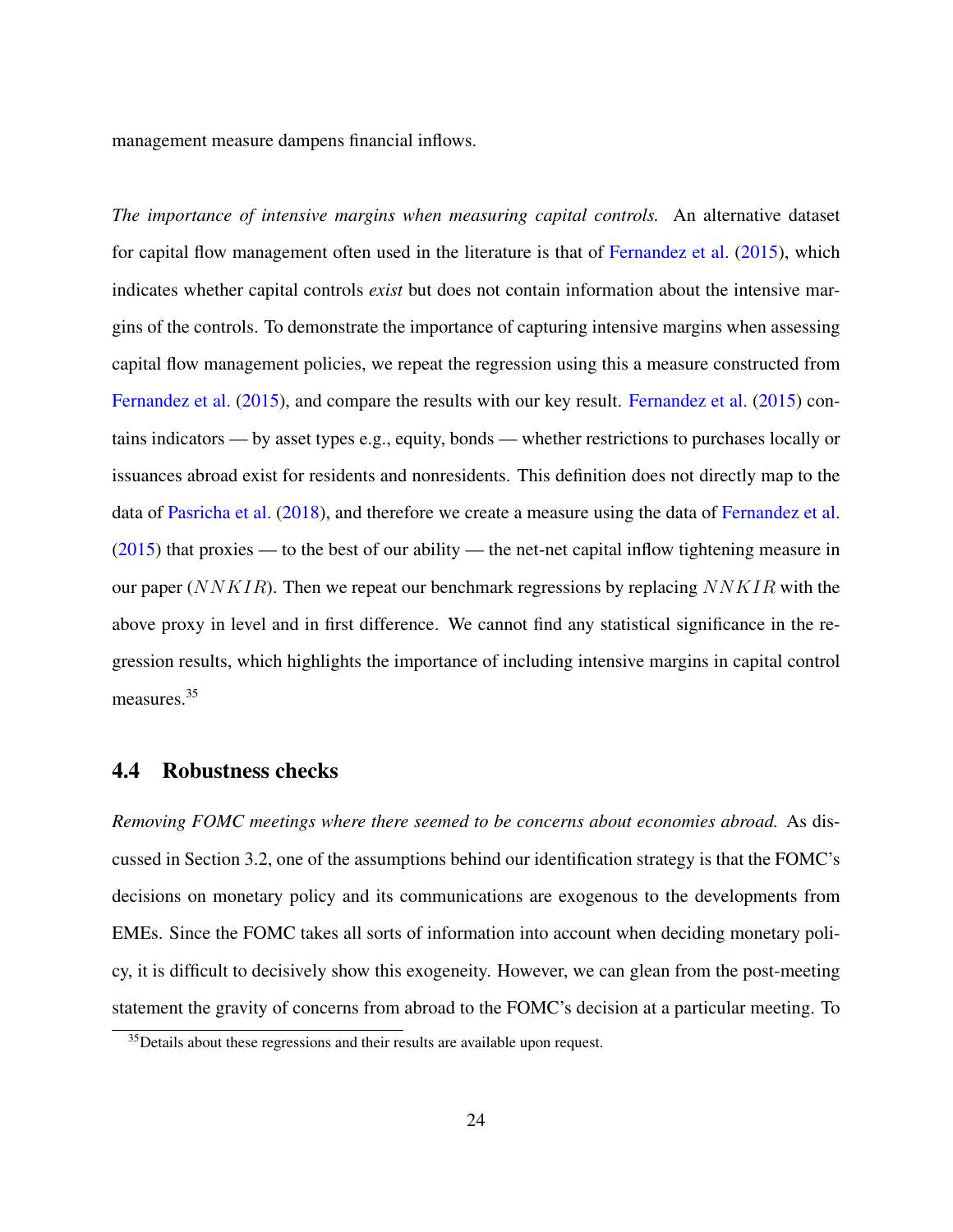management measure dampens financial inflows.

*The importance of intensive margins when measuring capital controls.* An alternative dataset for capital flow management often used in the literature is that of Fernandez et al. (2015), which indicates whether capital controls *exist* but does not contain information about the intensive margins of the controls. To demonstrate the importance of capturing intensive margins when assessing capital flow management policies, we repeat the regression using this a measure constructed from Fernandez et al. (2015), and compare the results with our key result. Fernandez et al. (2015) contains indicators — by asset types e.g., equity, bonds — whether restrictions to purchases locally or issuances abroad exist for residents and nonresidents. This definition does not directly map to the data of Pasricha et al. (2018), and therefore we create a measure using the data of Fernandez et al. (2015) that proxies — to the best of our ability — the net-net capital inflow tightening measure in our paper ($NNKIR$). Then we repeat our benchmark regressions by replacing $NNKIR$ with the above proxy in level and in first difference. We cannot find any statistical significance in the regression results, which highlights the importance of including intensive margins in capital control measures.[35]

## 4.4 Robustness checks

*Removing FOMC meetings where there seemed to be concerns about economies abroad.* As discussed in Section 3.2, one of the assumptions behind our identification strategy is that the FOMC's decisions on monetary policy and its communications are exogenous to the developments from EMEs. Since the FOMC takes all sorts of information into account when deciding monetary policy, it is difficult to decisively show this exogeneity. However, we can glean from the post-meeting statement the gravity of concerns from abroad to the FOMC's decision at a particular meeting. To

[35] Details about these regressions and their results are available upon request.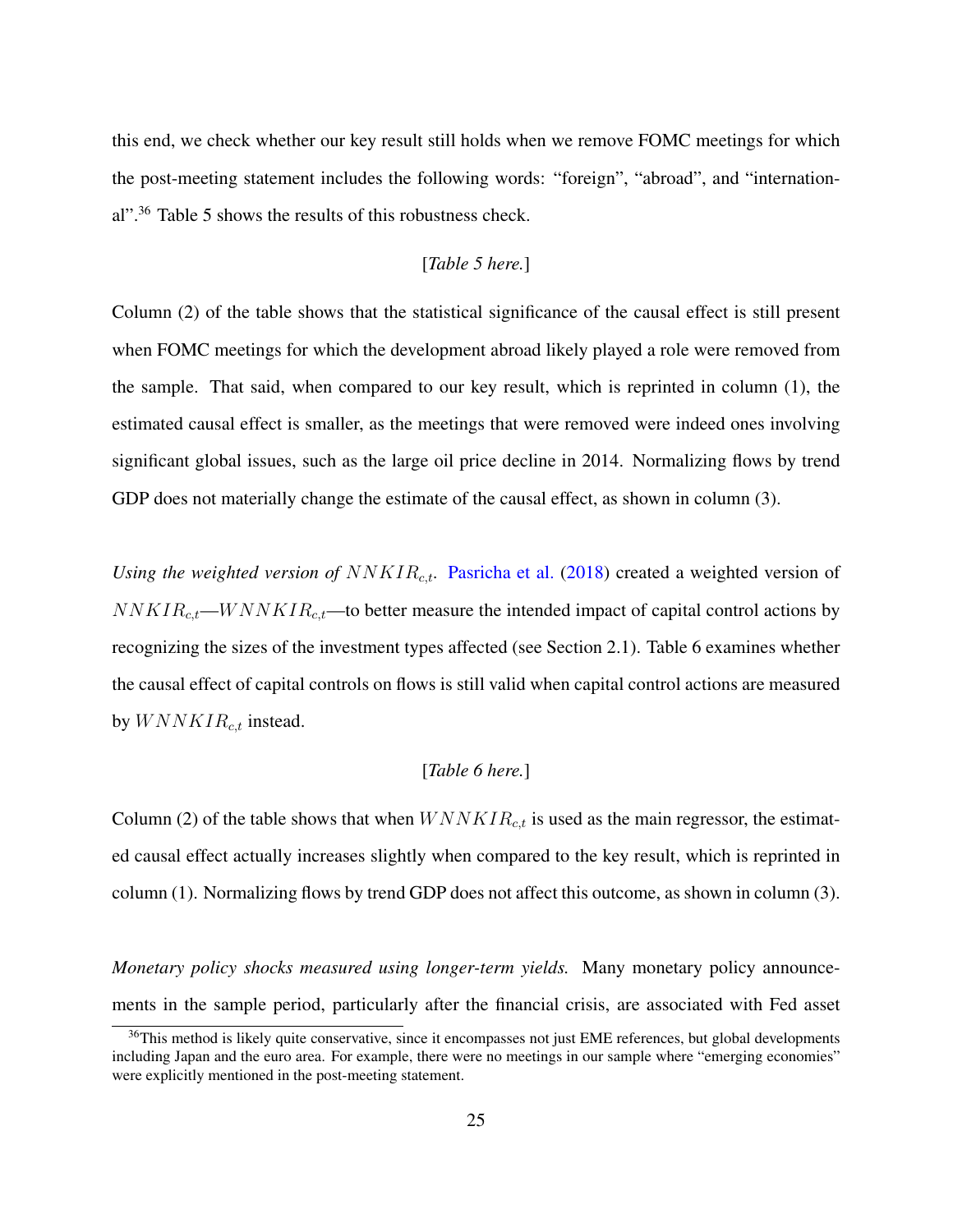this end, we check whether our key result still holds when we remove FOMC meetings for which the post-meeting statement includes the following words: "foreign", "abroad", and "international".[36] Table 5 shows the results of this robustness check.

[*Table 5 here.*]

Column (2) of the table shows that the statistical significance of the causal effect is still present when FOMC meetings for which the development abroad likely played a role were removed from the sample. That said, when compared to our key result, which is reprinted in column (1), the estimated causal effect is smaller, as the meetings that were removed were indeed ones involving significant global issues, such as the large oil price decline in 2014. Normalizing flows by trend GDP does not materially change the estimate of the causal effect, as shown in column (3).

*Using the weighted version of $NNKIR_{c,t}$.* Pasricha et al. (2018) created a weighted version of $NNKIR_{c,t}$—$WNNKIR_{c,t}$—to better measure the intended impact of capital control actions by recognizing the sizes of the investment types affected (see Section 2.1). Table 6 examines whether the causal effect of capital controls on flows is still valid when capital control actions are measured by $WNNKIR_{c,t}$ instead.

[*Table 6 here.*]

Column (2) of the table shows that when $WNNKIR_{c,t}$ is used as the main regressor, the estimated causal effect actually increases slightly when compared to the key result, which is reprinted in column (1). Normalizing flows by trend GDP does not affect this outcome, as shown in column (3).

*Monetary policy shocks measured using longer-term yields.* Many monetary policy announcements in the sample period, particularly after the financial crisis, are associated with Fed asset

[36] This method is likely quite conservative, since it encompasses not just EME references, but global developments including Japan and the euro area. For example, there were no meetings in our sample where "emerging economies" were explicitly mentioned in the post-meeting statement.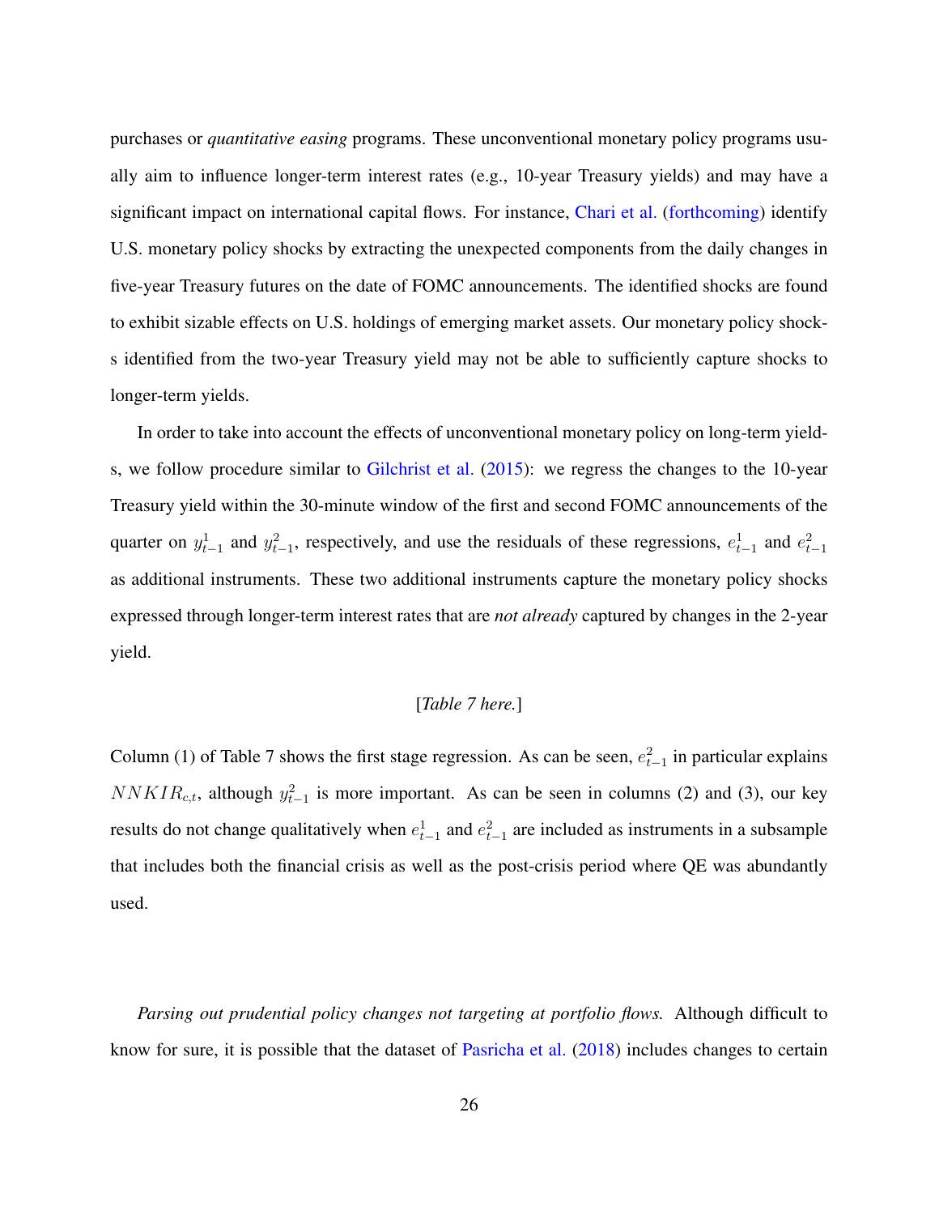purchases or *quantitative easing* programs. These unconventional monetary policy programs usually aim to influence longer-term interest rates (e.g., 10-year Treasury yields) and may have a significant impact on international capital flows. For instance, Chari et al. (forthcoming) identify U.S. monetary policy shocks by extracting the unexpected components from the daily changes in five-year Treasury futures on the date of FOMC announcements. The identified shocks are found to exhibit sizable effects on U.S. holdings of emerging market assets. Our monetary policy shocks identified from the two-year Treasury yield may not be able to sufficiently capture shocks to longer-term yields.

In order to take into account the effects of unconventional monetary policy on long-term yields, we follow procedure similar to Gilchrist et al. (2015): we regress the changes to the 10-year Treasury yield within the 30-minute window of the first and second FOMC announcements of the quarter on $y^1_{t-1}$ and $y^2_{t-1}$, respectively, and use the residuals of these regressions, $e^1_{t-1}$ and $e^2_{t-1}$ as additional instruments. These two additional instruments capture the monetary policy shocks expressed through longer-term interest rates that are *not already* captured by changes in the 2-year yield.

[*Table 7 here.*]

Column (1) of Table 7 shows the first stage regression. As can be seen, $e^2_{t-1}$ in particular explains $NNKIR_{c,t}$, although $y^2_{t-1}$ is more important. As can be seen in columns (2) and (3), our key results do not change qualitatively when $e^1_{t-1}$ and $e^2_{t-1}$ are included as instruments in a subsample that includes both the financial crisis as well as the post-crisis period where QE was abundantly used.

*Parsing out prudential policy changes not targeting at portfolio flows.* Although difficult to know for sure, it is possible that the dataset of Pasricha et al. (2018) includes changes to certain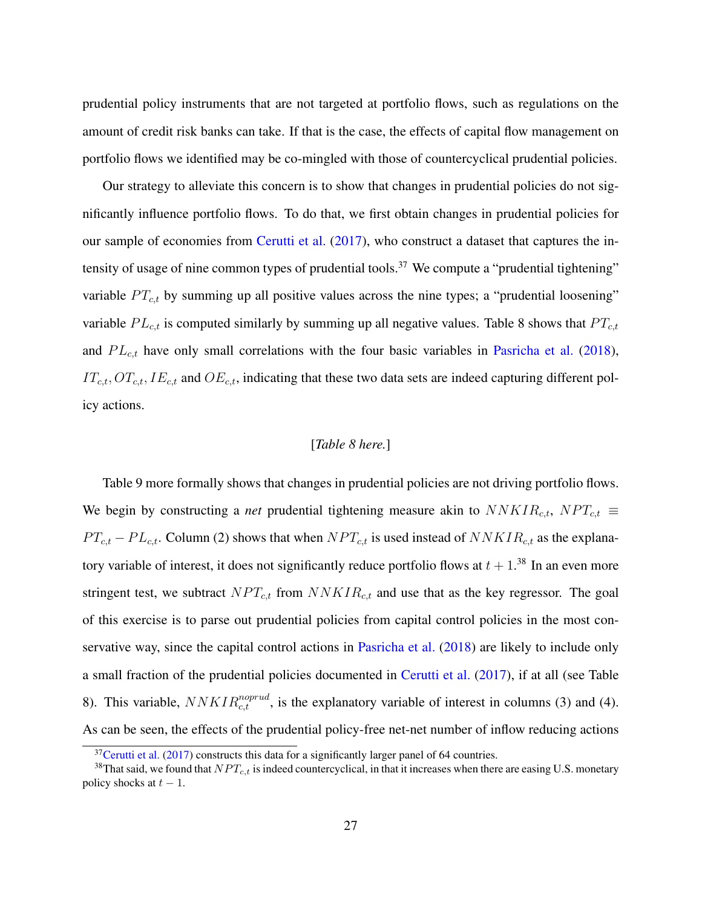prudential policy instruments that are not targeted at portfolio flows, such as regulations on the amount of credit risk banks can take. If that is the case, the effects of capital flow management on portfolio flows we identified may be co-mingled with those of countercyclical prudential policies.

Our strategy to alleviate this concern is to show that changes in prudential policies do not significantly influence portfolio flows. To do that, we first obtain changes in prudential policies for our sample of economies from Cerutti et al. (2017), who construct a dataset that captures the intensity of usage of nine common types of prudential tools.[37] We compute a "prudential tightening" variable $PT_{c,t}$ by summing up all positive values across the nine types; a "prudential loosening" variable $PL_{c,t}$ is computed similarly by summing up all negative values. Table 8 shows that $PT_{c,t}$ and $PL_{c,t}$ have only small correlations with the four basic variables in Pasricha et al. (2018), $IT_{c,t}, OT_{c,t}, IE_{c,t}$ and $OE_{c,t}$, indicating that these two data sets are indeed capturing different policy actions.

[*Table 8 here.*]

Table 9 more formally shows that changes in prudential policies are not driving portfolio flows. We begin by constructing a *net* prudential tightening measure akin to $NNKIR_{c,t}$, $NPT_{c,t} \equiv PT_{c,t} - PL_{c,t}$. Column (2) shows that when $NPT_{c,t}$ is used instead of $NNKIR_{c,t}$ as the explanatory variable of interest, it does not significantly reduce portfolio flows at $t+1$.[38] In an even more stringent test, we subtract $NPT_{c,t}$ from $NNKIR_{c,t}$ and use that as the key regressor. The goal of this exercise is to parse out prudential policies from capital control policies in the most conservative way, since the capital control actions in Pasricha et al. (2018) are likely to include only a small fraction of the prudential policies documented in Cerutti et al. (2017), if at all (see Table 8). This variable, $NNKIR^{noprud}_{c,t}$, is the explanatory variable of interest in columns (3) and (4). As can be seen, the effects of the prudential policy-free net-net number of inflow reducing actions

[37] Cerutti et al. (2017) constructs this data for a significantly larger panel of 64 countries.

[38] That said, we found that $NPT_{c,t}$ is indeed countercyclical, in that it increases when there are easing U.S. monetary policy shocks at $t-1$.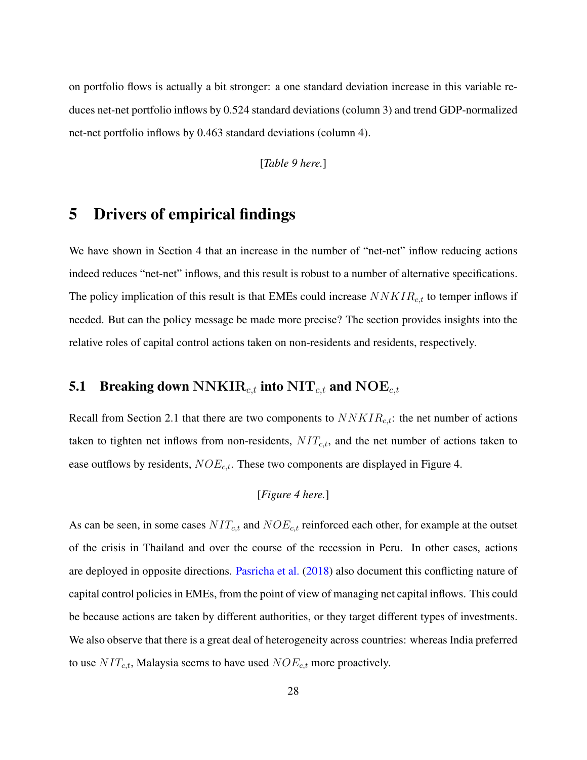on portfolio flows is actually a bit stronger: a one standard deviation increase in this variable reduces net-net portfolio inflows by 0.524 standard deviations (column 3) and trend GDP-normalized net-net portfolio inflows by 0.463 standard deviations (column 4).

[*Table 9 here.*]

# 5 Drivers of empirical findings

We have shown in Section 4 that an increase in the number of "net-net" inflow reducing actions indeed reduces "net-net" inflows, and this result is robust to a number of alternative specifications. The policy implication of this result is that EMEs could increase $NNKIR_{c,t}$ to temper inflows if needed. But can the policy message be made more precise? The section provides insights into the relative roles of capital control actions taken on non-residents and residents, respectively.

## 5.1 Breaking down $\mathbf{NNKIR}_{c,t}$ into $\mathbf{NIT}_{c,t}$ and $\mathbf{NOE}_{c,t}$

Recall from Section 2.1 that there are two components to $NNKIR_{c,t}$: the net number of actions taken to tighten net inflows from non-residents, $NIT_{c,t}$, and the net number of actions taken to ease outflows by residents, $NOE_{c,t}$. These two components are displayed in Figure 4.

[*Figure 4 here.*]

As can be seen, in some cases $NIT_{c,t}$ and $NOE_{c,t}$ reinforced each other, for example at the outset of the crisis in Thailand and over the course of the recession in Peru. In other cases, actions are deployed in opposite directions. Pasricha et al. (2018) also document this conflicting nature of capital control policies in EMEs, from the point of view of managing net capital inflows. This could be because actions are taken by different authorities, or they target different types of investments. We also observe that there is a great deal of heterogeneity across countries: whereas India preferred to use $NIT_{c,t}$, Malaysia seems to have used $NOE_{c,t}$ more proactively.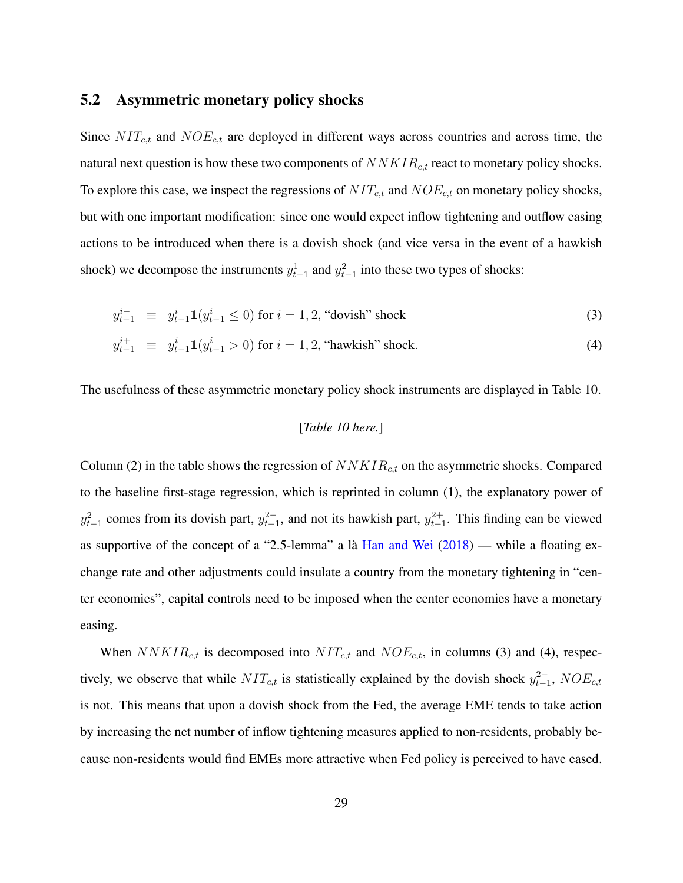## 5.2 Asymmetric monetary policy shocks

Since $NIT_{c,t}$ and $NOE_{c,t}$ are deployed in different ways across countries and across time, the natural next question is how these two components of $NNKIR_{c,t}$ react to monetary policy shocks. To explore this case, we inspect the regressions of $NIT_{c,t}$ and $NOE_{c,t}$ on monetary policy shocks, but with one important modification: since one would expect inflow tightening and outflow easing actions to be introduced when there is a dovish shock (and vice versa in the event of a hawkish shock) we decompose the instruments $y^1_{t-1}$ and $y^2_{t-1}$ into these two types of shocks:

$$y^{i-}_{t-1} \equiv y^i_{t-1}\mathbf{1}(y^i_{t-1} \leq 0) \text{ for } i = 1, 2, \text{"dovish" shock} \tag{3}$$

$$y^{i+}_{t-1} \equiv y^i_{t-1}\mathbf{1}(y^i_{t-1} > 0) \text{ for } i = 1, 2, \text{"hawkish" shock.} \tag{4}$$

The usefulness of these asymmetric monetary policy shock instruments are displayed in Table 10.

[*Table 10 here.*]

Column (2) in the table shows the regression of $NNKIR_{c,t}$ on the asymmetric shocks. Compared to the baseline first-stage regression, which is reprinted in column (1), the explanatory power of $y^2_{t-1}$ comes from its dovish part, $y^{2-}_{t-1}$, and not its hawkish part, $y^{2+}_{t-1}$. This finding can be viewed as supportive of the concept of a "2.5-lemma" a là Han and Wei (2018) — while a floating exchange rate and other adjustments could insulate a country from the monetary tightening in "center economies", capital controls need to be imposed when the center economies have a monetary easing.

When $NNKIR_{c,t}$ is decomposed into $NIT_{c,t}$ and $NOE_{c,t}$, in columns (3) and (4), respectively, we observe that while $NIT_{c,t}$ is statistically explained by the dovish shock $y^{2-}_{t-1}$, $NOE_{c,t}$ is not. This means that upon a dovish shock from the Fed, the average EME tends to take action by increasing the net number of inflow tightening measures applied to non-residents, probably because non-residents would find EMEs more attractive when Fed policy is perceived to have eased.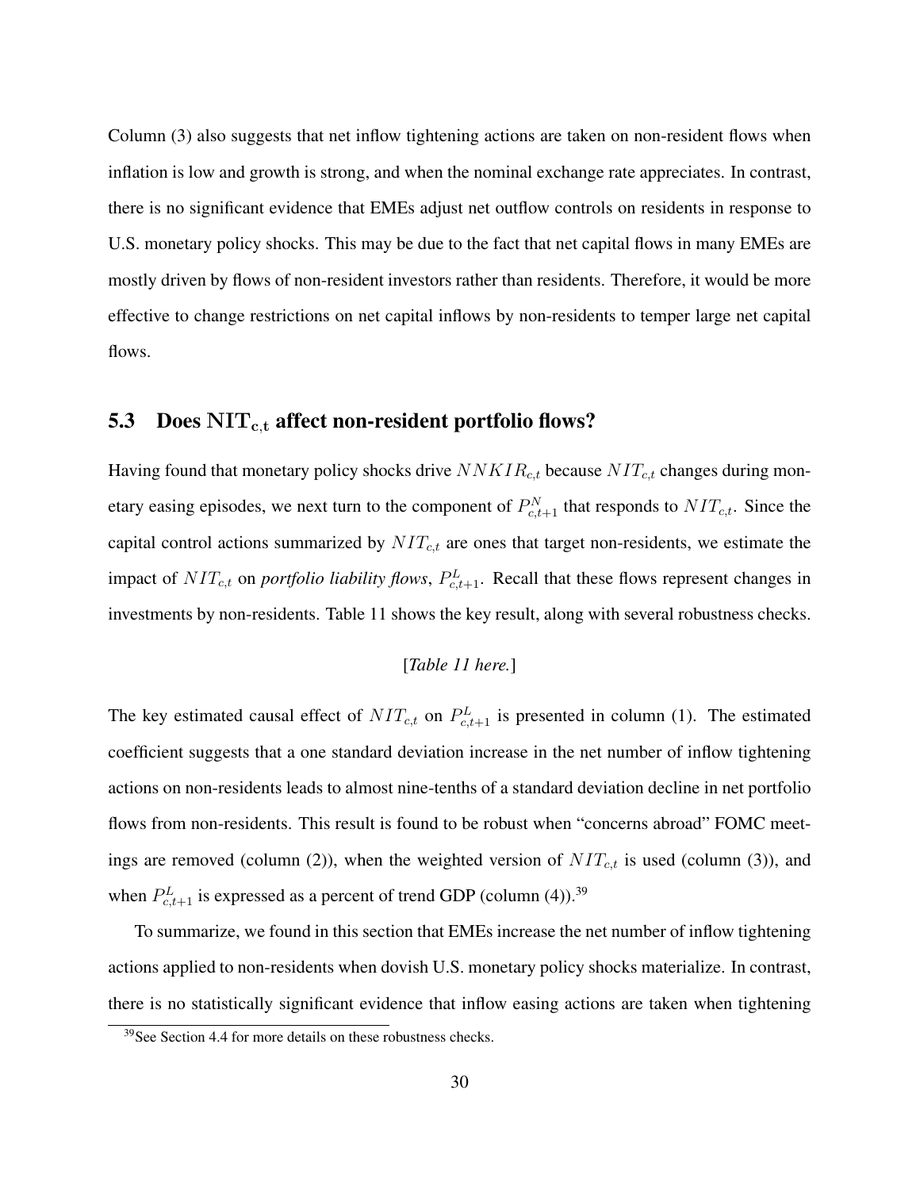Column (3) also suggests that net inflow tightening actions are taken on non-resident flows when inflation is low and growth is strong, and when the nominal exchange rate appreciates. In contrast, there is no significant evidence that EMEs adjust net outflow controls on residents in response to U.S. monetary policy shocks. This may be due to the fact that net capital flows in many EMEs are mostly driven by flows of non-resident investors rather than residents. Therefore, it would be more effective to change restrictions on net capital inflows by non-residents to temper large net capital flows.

## 5.3 Does $\mathbf{NIT_{c,t}}$ affect non-resident portfolio flows?

Having found that monetary policy shocks drive $NNKIR_{c,t}$ because $NIT_{c,t}$ changes during monetary easing episodes, we next turn to the component of $P^N_{c,t+1}$ that responds to $NIT_{c,t}$. Since the capital control actions summarized by $NIT_{c,t}$ are ones that target non-residents, we estimate the impact of $NIT_{c,t}$ on *portfolio liability flows*, $P^L_{c,t+1}$. Recall that these flows represent changes in investments by non-residents. Table 11 shows the key result, along with several robustness checks.

[*Table 11 here.*]

The key estimated causal effect of $NIT_{c,t}$ on $P^L_{c,t+1}$ is presented in column (1). The estimated coefficient suggests that a one standard deviation increase in the net number of inflow tightening actions on non-residents leads to almost nine-tenths of a standard deviation decline in net portfolio flows from non-residents. This result is found to be robust when "concerns abroad" FOMC meetings are removed (column (2)), when the weighted version of $NIT_{c,t}$ is used (column (3)), and when $P^L_{c,t+1}$ is expressed as a percent of trend GDP (column (4)).[39]

To summarize, we found in this section that EMEs increase the net number of inflow tightening actions applied to non-residents when dovish U.S. monetary policy shocks materialize. In contrast, there is no statistically significant evidence that inflow easing actions are taken when tightening

[39] See Section 4.4 for more details on these robustness checks.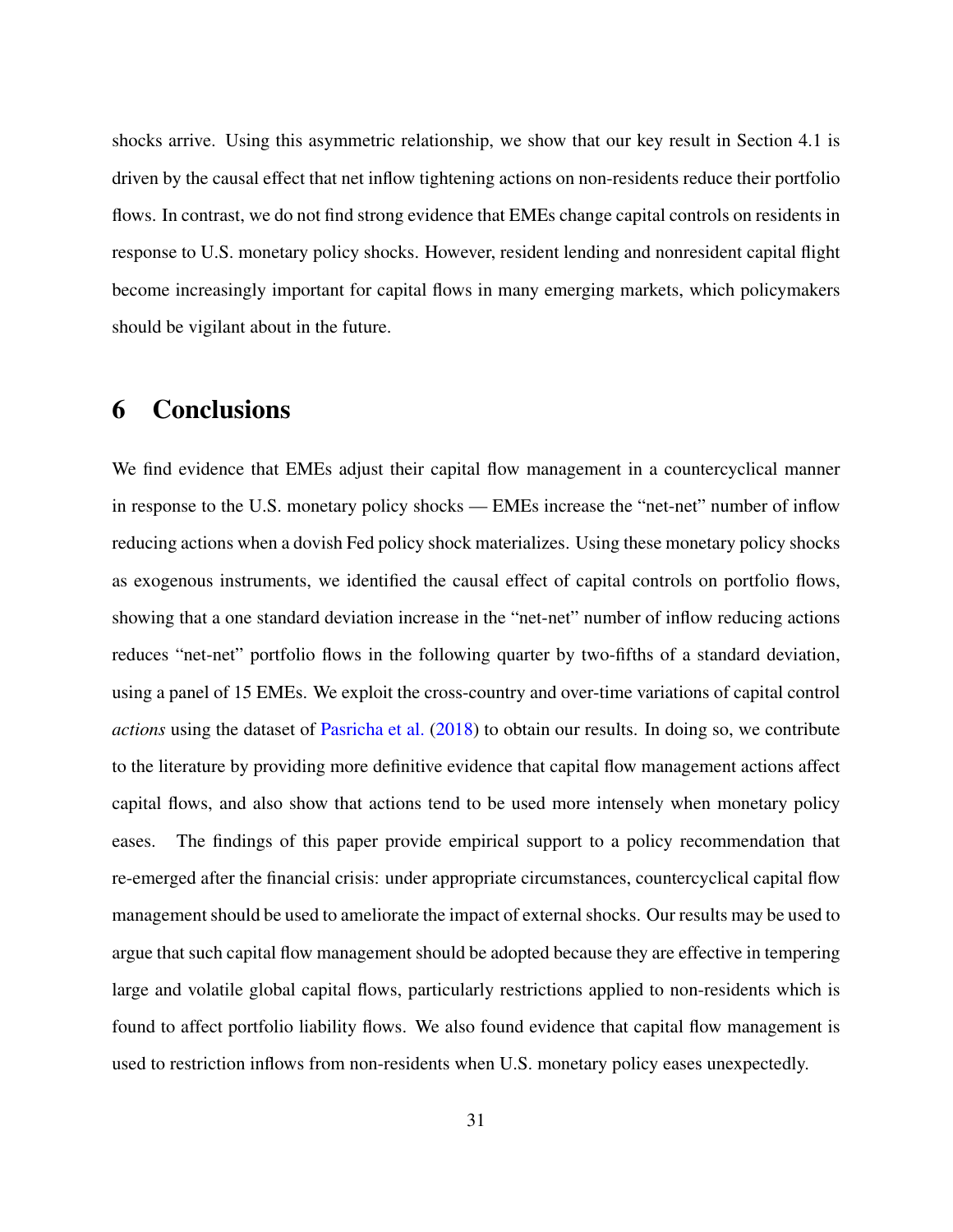shocks arrive. Using this asymmetric relationship, we show that our key result in Section 4.1 is driven by the causal effect that net inflow tightening actions on non-residents reduce their portfolio flows. In contrast, we do not find strong evidence that EMEs change capital controls on residents in response to U.S. monetary policy shocks. However, resident lending and nonresident capital flight become increasingly important for capital flows in many emerging markets, which policymakers should be vigilant about in the future.

# 6 Conclusions

We find evidence that EMEs adjust their capital flow management in a countercyclical manner in response to the U.S. monetary policy shocks — EMEs increase the "net-net" number of inflow reducing actions when a dovish Fed policy shock materializes. Using these monetary policy shocks as exogenous instruments, we identified the causal effect of capital controls on portfolio flows, showing that a one standard deviation increase in the "net-net" number of inflow reducing actions reduces "net-net" portfolio flows in the following quarter by two-fifths of a standard deviation, using a panel of 15 EMEs. We exploit the cross-country and over-time variations of capital control *actions* using the dataset of Pasricha et al. (2018) to obtain our results. In doing so, we contribute to the literature by providing more definitive evidence that capital flow management actions affect capital flows, and also show that actions tend to be used more intensely when monetary policy eases. The findings of this paper provide empirical support to a policy recommendation that re-emerged after the financial crisis: under appropriate circumstances, countercyclical capital flow management should be used to ameliorate the impact of external shocks. Our results may be used to argue that such capital flow management should be adopted because they are effective in tempering large and volatile global capital flows, particularly restrictions applied to non-residents which is found to affect portfolio liability flows. We also found evidence that capital flow management is used to restriction inflows from non-residents when U.S. monetary policy eases unexpectedly.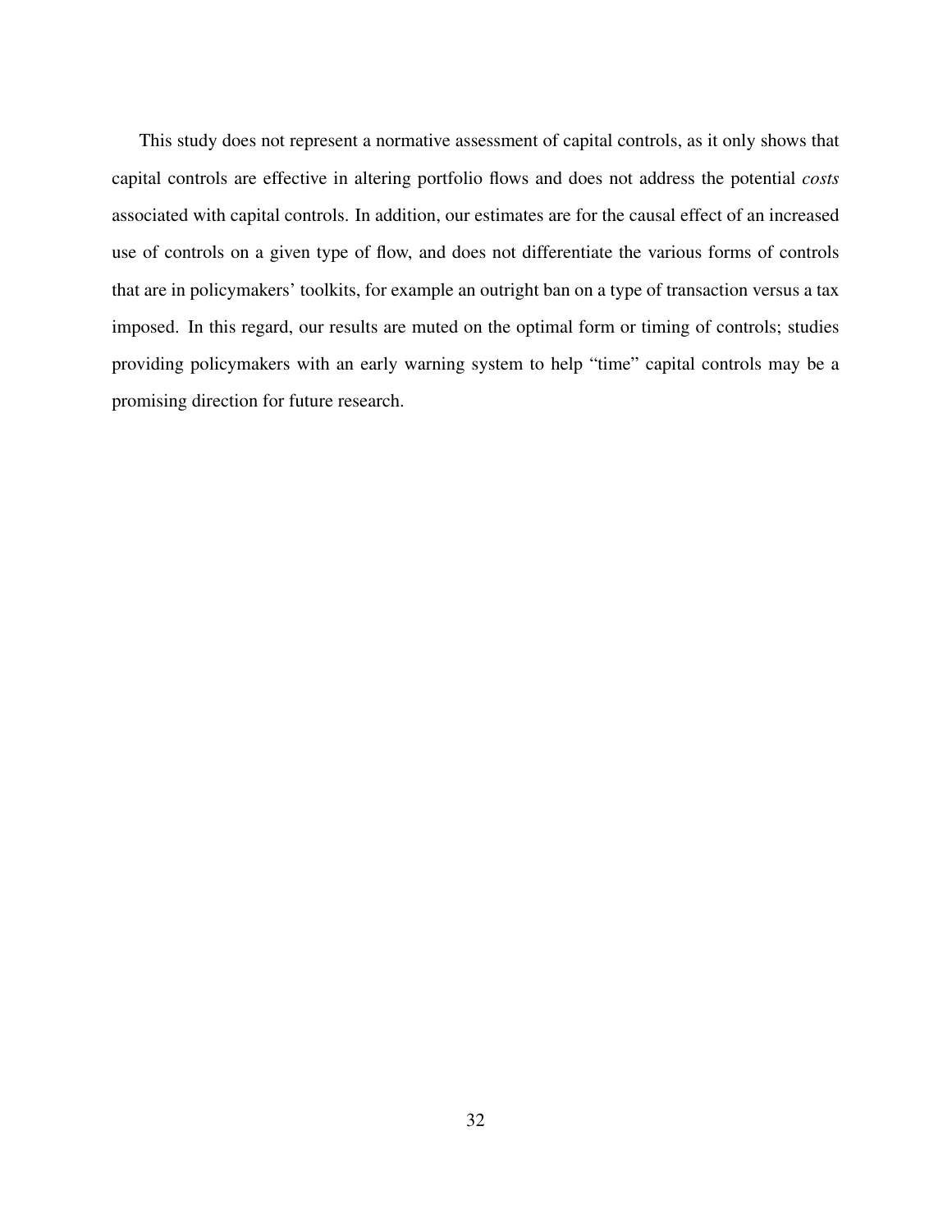This study does not represent a normative assessment of capital controls, as it only shows that capital controls are effective in altering portfolio flows and does not address the potential *costs* associated with capital controls. In addition, our estimates are for the causal effect of an increased use of controls on a given type of flow, and does not differentiate the various forms of controls that are in policymakers' toolkits, for example an outright ban on a type of transaction versus a tax imposed. In this regard, our results are muted on the optimal form or timing of controls; studies providing policymakers with an early warning system to help "time" capital controls may be a promising direction for future research.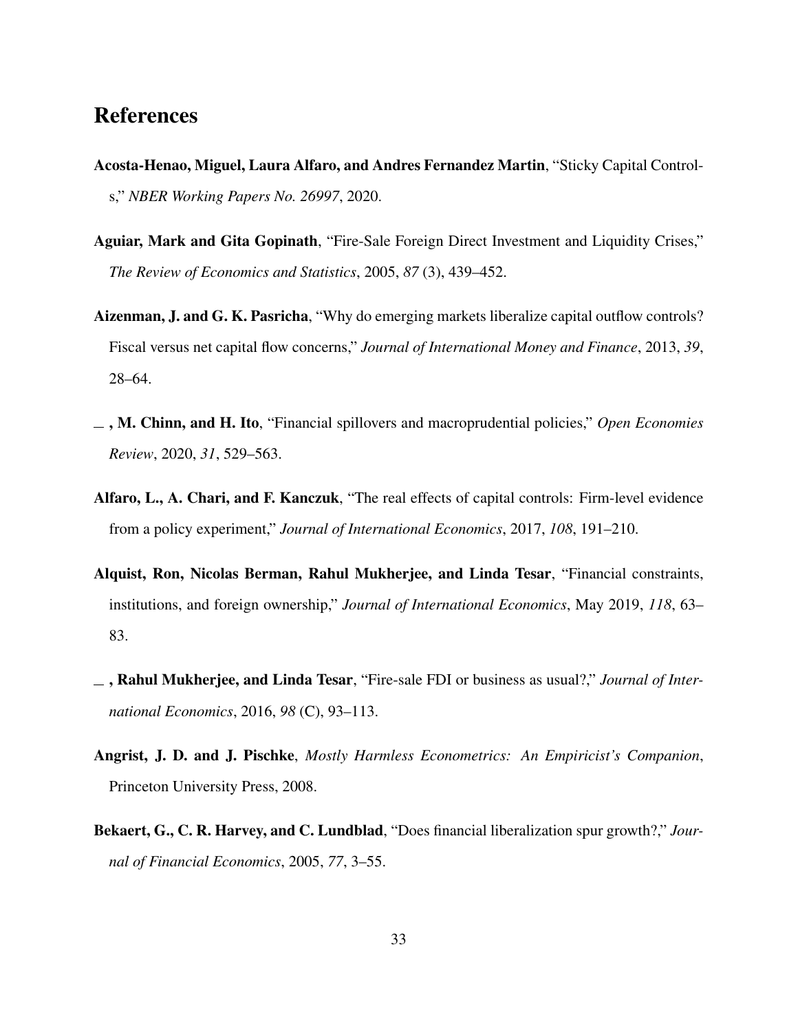# References

**Acosta-Henao, Miguel, Laura Alfaro, and Andres Fernandez Martin**, "Sticky Capital Controls," *NBER Working Papers No. 26997*, 2020.

**Aguiar, Mark and Gita Gopinath**, "Fire-Sale Foreign Direct Investment and Liquidity Crises," *The Review of Economics and Statistics*, 2005, *87* (3), 439–452.

**Aizenman, J. and G. K. Pasricha**, "Why do emerging markets liberalize capital outflow controls? Fiscal versus net capital flow concerns," *Journal of International Money and Finance*, 2013, *39*, 28–64.

**\_ , M. Chinn, and H. Ito**, "Financial spillovers and macroprudential policies," *Open Economies Review*, 2020, *31*, 529–563.

**Alfaro, L., A. Chari, and F. Kanczuk**, "The real effects of capital controls: Firm-level evidence from a policy experiment," *Journal of International Economics*, 2017, *108*, 191–210.

**Alquist, Ron, Nicolas Berman, Rahul Mukherjee, and Linda Tesar**, "Financial constraints, institutions, and foreign ownership," *Journal of International Economics*, May 2019, *118*, 63–83.

**\_ , Rahul Mukherjee, and Linda Tesar**, "Fire-sale FDI or business as usual?," *Journal of International Economics*, 2016, *98* (C), 93–113.

**Angrist, J. D. and J. Pischke**, *Mostly Harmless Econometrics: An Empiricist's Companion*, Princeton University Press, 2008.

**Bekaert, G., C. R. Harvey, and C. Lundblad**, "Does financial liberalization spur growth?," *Journal of Financial Economics*, 2005, *77*, 3–55.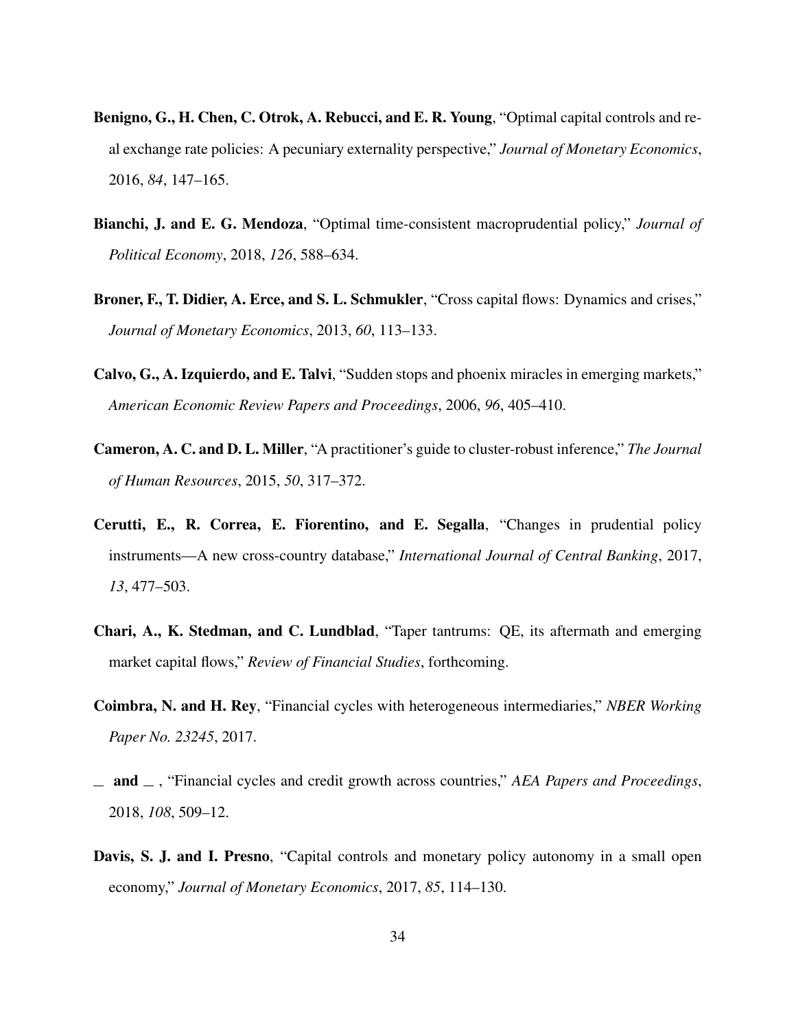**Benigno, G., H. Chen, C. Otrok, A. Rebucci, and E. R. Young**, "Optimal capital controls and real exchange rate policies: A pecuniary externality perspective," *Journal of Monetary Economics*, 2016, *84*, 147–165.

**Bianchi, J. and E. G. Mendoza**, "Optimal time-consistent macroprudential policy," *Journal of Political Economy*, 2018, *126*, 588–634.

**Broner, F., T. Didier, A. Erce, and S. L. Schmukler**, "Cross capital flows: Dynamics and crises," *Journal of Monetary Economics*, 2013, *60*, 113–133.

**Calvo, G., A. Izquierdo, and E. Talvi**, "Sudden stops and phoenix miracles in emerging markets," *American Economic Review Papers and Proceedings*, 2006, *96*, 405–410.

**Cameron, A. C. and D. L. Miller**, "A practitioner's guide to cluster-robust inference," *The Journal of Human Resources*, 2015, *50*, 317–372.

**Cerutti, E., R. Correa, E. Fiorentino, and E. Segalla**, "Changes in prudential policy instruments—A new cross-country database," *International Journal of Central Banking*, 2017, *13*, 477–503.

**Chari, A., K. Stedman, and C. Lundblad**, "Taper tantrums: QE, its aftermath and emerging market capital flows," *Review of Financial Studies*, forthcoming.

**Coimbra, N. and H. Rey**, "Financial cycles with heterogeneous intermediaries," *NBER Working Paper No. 23245*, 2017.

**_ and _** , "Financial cycles and credit growth across countries," *AEA Papers and Proceedings*, 2018, *108*, 509–12.

**Davis, S. J. and I. Presno**, "Capital controls and monetary policy autonomy in a small open economy," *Journal of Monetary Economics*, 2017, *85*, 114–130.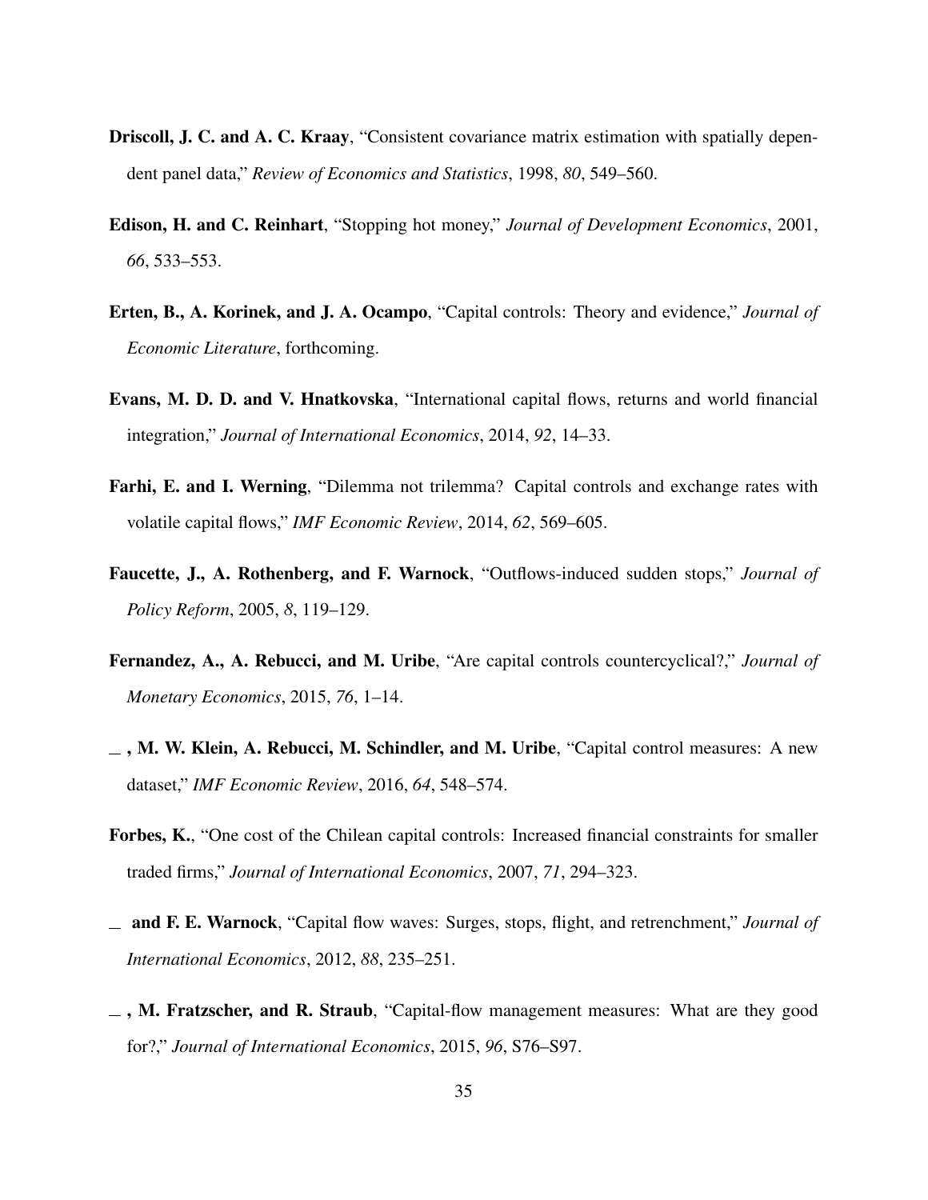**Driscoll, J. C. and A. C. Kraay**, "Consistent covariance matrix estimation with spatially dependent panel data," *Review of Economics and Statistics*, 1998, *80*, 549–560.

**Edison, H. and C. Reinhart**, "Stopping hot money," *Journal of Development Economics*, 2001, *66*, 533–553.

**Erten, B., A. Korinek, and J. A. Ocampo**, "Capital controls: Theory and evidence," *Journal of Economic Literature*, forthcoming.

**Evans, M. D. D. and V. Hnatkovska**, "International capital flows, returns and world financial integration," *Journal of International Economics*, 2014, *92*, 14–33.

**Farhi, E. and I. Werning**, "Dilemma not trilemma? Capital controls and exchange rates with volatile capital flows," *IMF Economic Review*, 2014, *62*, 569–605.

**Faucette, J., A. Rothenberg, and F. Warnock**, "Outflows-induced sudden stops," *Journal of Policy Reform*, 2005, *8*, 119–129.

**Fernandez, A., A. Rebucci, and M. Uribe**, "Are capital controls countercyclical?," *Journal of Monetary Economics*, 2015, *76*, 1–14.

**_ , M. W. Klein, A. Rebucci, M. Schindler, and M. Uribe**, "Capital control measures: A new dataset," *IMF Economic Review*, 2016, *64*, 548–574.

**Forbes, K.**, "One cost of the Chilean capital controls: Increased financial constraints for smaller traded firms," *Journal of International Economics*, 2007, *71*, 294–323.

**_ and F. E. Warnock**, "Capital flow waves: Surges, stops, flight, and retrenchment," *Journal of International Economics*, 2012, *88*, 235–251.

**_ , M. Fratzscher, and R. Straub**, "Capital-flow management measures: What are they good for?," *Journal of International Economics*, 2015, *96*, S76–S97.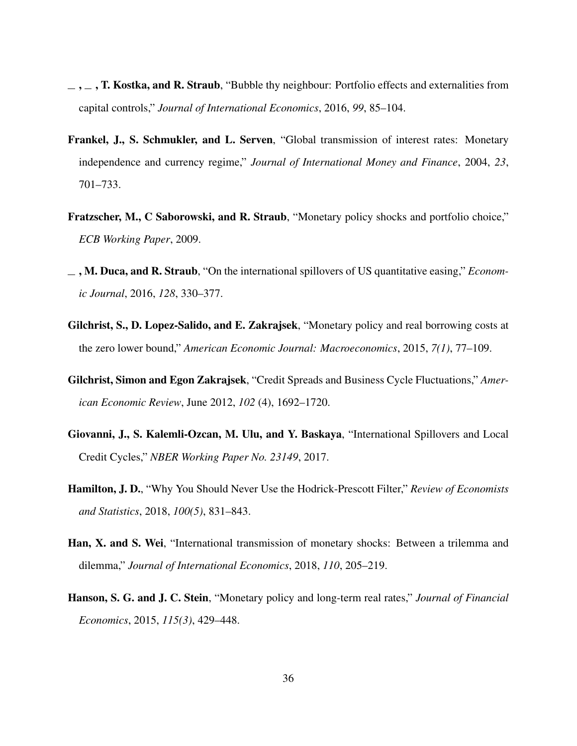**\_, \_, T. Kostka, and R. Straub**, "Bubble thy neighbour: Portfolio effects and externalities from capital controls," *Journal of International Economics*, 2016, *99*, 85–104.

**Frankel, J., S. Schmukler, and L. Serven**, "Global transmission of interest rates: Monetary independence and currency regime," *Journal of International Money and Finance*, 2004, *23*, 701–733.

**Fratzscher, M., C Saborowski, and R. Straub**, "Monetary policy shocks and portfolio choice," *ECB Working Paper*, 2009.

**\_, M. Duca, and R. Straub**, "On the international spillovers of US quantitative easing," *Economic Journal*, 2016, *128*, 330–377.

**Gilchrist, S., D. Lopez-Salido, and E. Zakrajsek**, "Monetary policy and real borrowing costs at the zero lower bound," *American Economic Journal: Macroeconomics*, 2015, *7(1)*, 77–109.

**Gilchrist, Simon and Egon Zakrajsek**, "Credit Spreads and Business Cycle Fluctuations," *American Economic Review*, June 2012, *102* (4), 1692–1720.

**Giovanni, J., S. Kalemli-Ozcan, M. Ulu, and Y. Baskaya**, "International Spillovers and Local Credit Cycles," *NBER Working Paper No. 23149*, 2017.

**Hamilton, J. D.**, "Why You Should Never Use the Hodrick-Prescott Filter," *Review of Economists and Statistics*, 2018, *100(5)*, 831–843.

**Han, X. and S. Wei**, "International transmission of monetary shocks: Between a trilemma and dilemma," *Journal of International Economics*, 2018, *110*, 205–219.

**Hanson, S. G. and J. C. Stein**, "Monetary policy and long-term real rates," *Journal of Financial Economics*, 2015, *115(3)*, 429–448.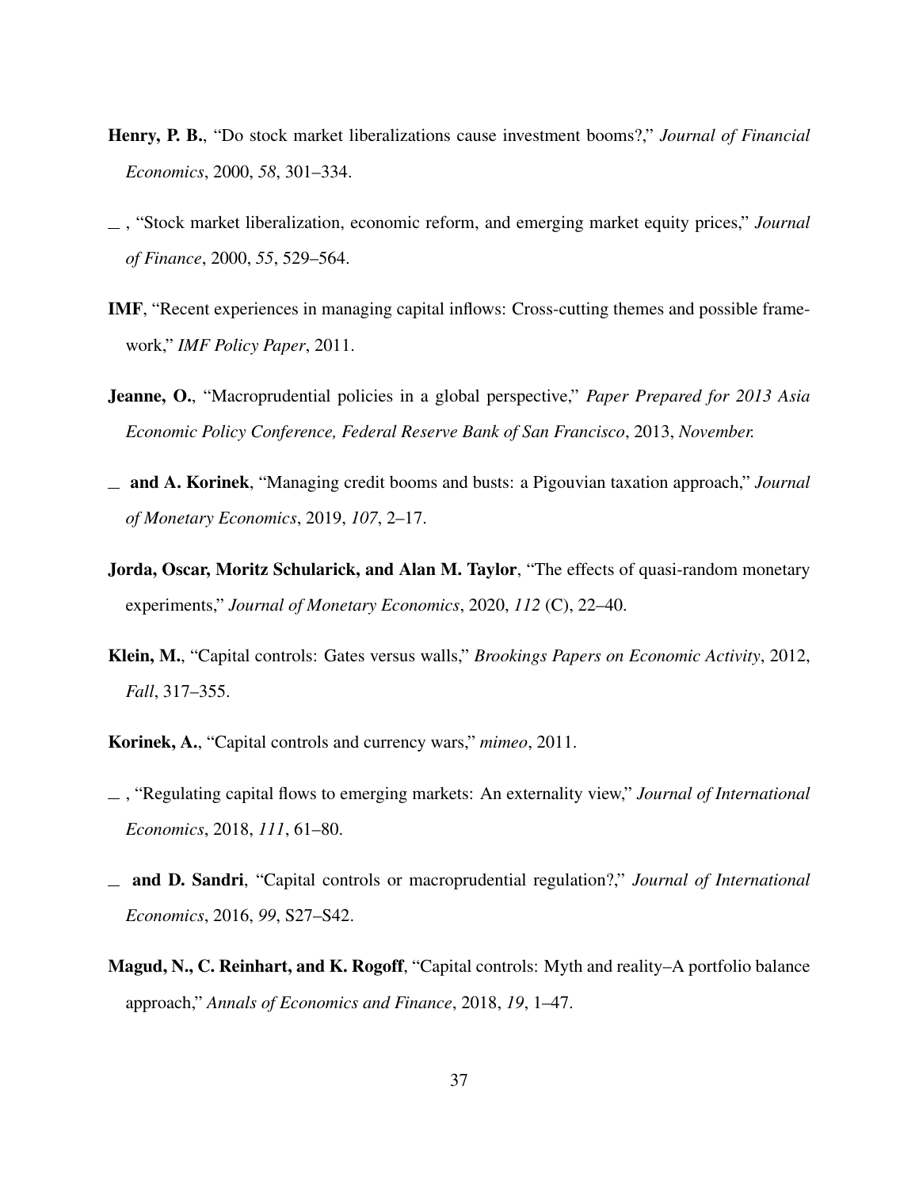**Henry, P. B.**, "Do stock market liberalizations cause investment booms?," *Journal of Financial Economics*, 2000, *58*, 301–334.

\_ , "Stock market liberalization, economic reform, and emerging market equity prices," *Journal of Finance*, 2000, *55*, 529–564.

**IMF**, "Recent experiences in managing capital inflows: Cross-cutting themes and possible framework," *IMF Policy Paper*, 2011.

**Jeanne, O.**, "Macroprudential policies in a global perspective," *Paper Prepared for 2013 Asia Economic Policy Conference, Federal Reserve Bank of San Francisco*, 2013, *November.*

\_ **and A. Korinek**, "Managing credit booms and busts: a Pigouvian taxation approach," *Journal of Monetary Economics*, 2019, *107*, 2–17.

**Jorda, Oscar, Moritz Schularick, and Alan M. Taylor**, "The effects of quasi-random monetary experiments," *Journal of Monetary Economics*, 2020, *112* (C), 22–40.

**Klein, M.**, "Capital controls: Gates versus walls," *Brookings Papers on Economic Activity*, 2012, *Fall*, 317–355.

**Korinek, A.**, "Capital controls and currency wars," *mimeo*, 2011.

\_ , "Regulating capital flows to emerging markets: An externality view," *Journal of International Economics*, 2018, *111*, 61–80.

\_ **and D. Sandri**, "Capital controls or macroprudential regulation?," *Journal of International Economics*, 2016, *99*, S27–S42.

**Magud, N., C. Reinhart, and K. Rogoff**, "Capital controls: Myth and reality–A portfolio balance approach," *Annals of Economics and Finance*, 2018, *19*, 1–47.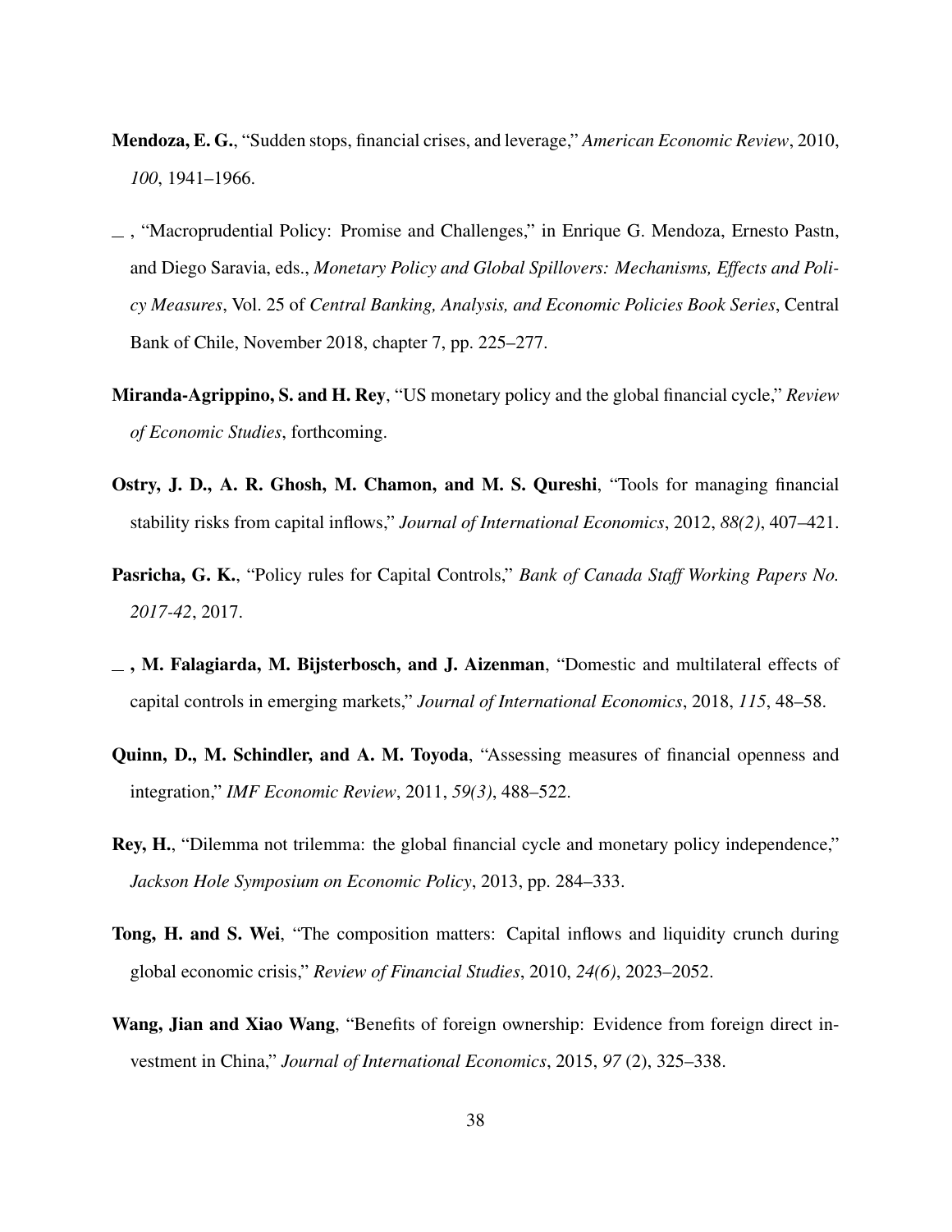**Mendoza, E. G.**, "Sudden stops, financial crises, and leverage," *American Economic Review*, 2010, *100*, 1941–1966.

__ , "Macroprudential Policy: Promise and Challenges," in Enrique G. Mendoza, Ernesto Pastn, and Diego Saravia, eds., *Monetary Policy and Global Spillovers: Mechanisms, Effects and Policy Measures*, Vol. 25 of *Central Banking, Analysis, and Economic Policies Book Series*, Central Bank of Chile, November 2018, chapter 7, pp. 225–277.

**Miranda-Agrippino, S. and H. Rey**, "US monetary policy and the global financial cycle," *Review of Economic Studies*, forthcoming.

**Ostry, J. D., A. R. Ghosh, M. Chamon, and M. S. Qureshi**, "Tools for managing financial stability risks from capital inflows," *Journal of International Economics*, 2012, *88(2)*, 407–421.

**Pasricha, G. K.**, "Policy rules for Capital Controls," *Bank of Canada Staff Working Papers No. 2017-42*, 2017.

**__ , M. Falagiarda, M. Bijsterbosch, and J. Aizenman**, "Domestic and multilateral effects of capital controls in emerging markets," *Journal of International Economics*, 2018, *115*, 48–58.

**Quinn, D., M. Schindler, and A. M. Toyoda**, "Assessing measures of financial openness and integration," *IMF Economic Review*, 2011, *59(3)*, 488–522.

**Rey, H.**, "Dilemma not trilemma: the global financial cycle and monetary policy independence," *Jackson Hole Symposium on Economic Policy*, 2013, pp. 284–333.

**Tong, H. and S. Wei**, "The composition matters: Capital inflows and liquidity crunch during global economic crisis," *Review of Financial Studies*, 2010, *24(6)*, 2023–2052.

**Wang, Jian and Xiao Wang**, "Benefits of foreign ownership: Evidence from foreign direct investment in China," *Journal of International Economics*, 2015, *97* (2), 325–338.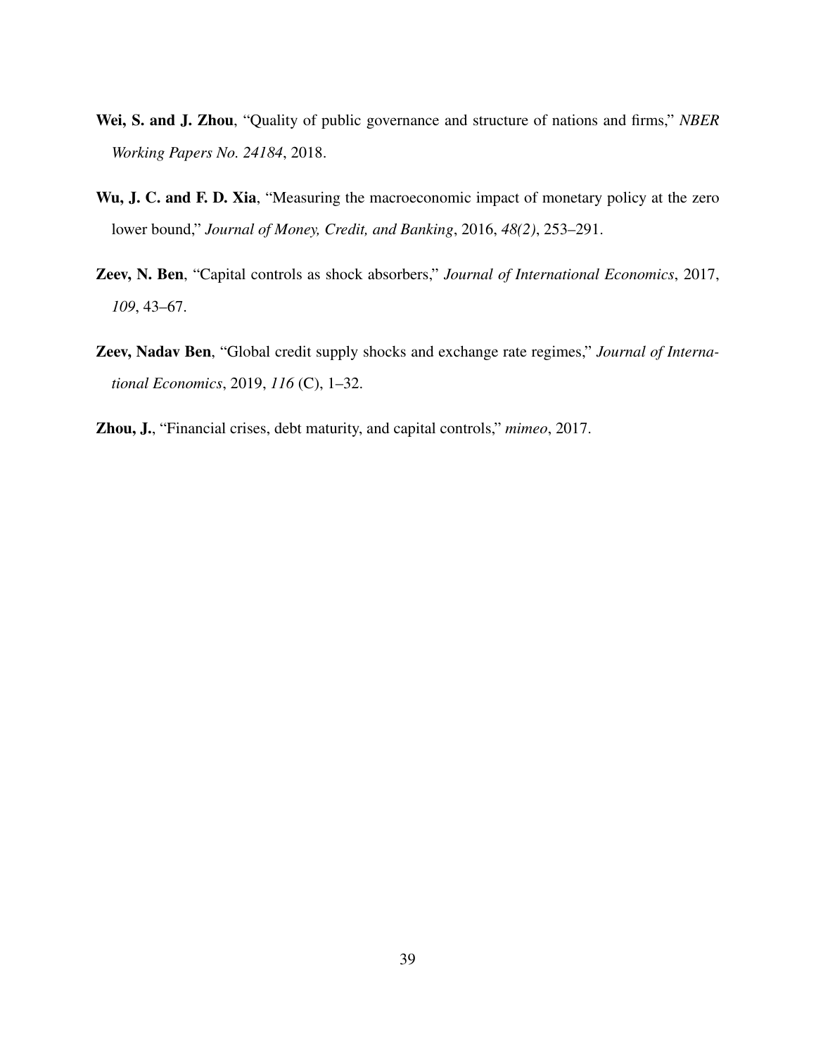**Wei, S. and J. Zhou**, "Quality of public governance and structure of nations and firms," *NBER Working Papers No. 24184*, 2018.

**Wu, J. C. and F. D. Xia**, "Measuring the macroeconomic impact of monetary policy at the zero lower bound," *Journal of Money, Credit, and Banking*, 2016, *48(2)*, 253–291.

**Zeev, N. Ben**, "Capital controls as shock absorbers," *Journal of International Economics*, 2017, *109*, 43–67.

**Zeev, Nadav Ben**, "Global credit supply shocks and exchange rate regimes," *Journal of International Economics*, 2019, *116* (C), 1–32.

**Zhou, J.**, "Financial crises, debt maturity, and capital controls," *mimeo*, 2017.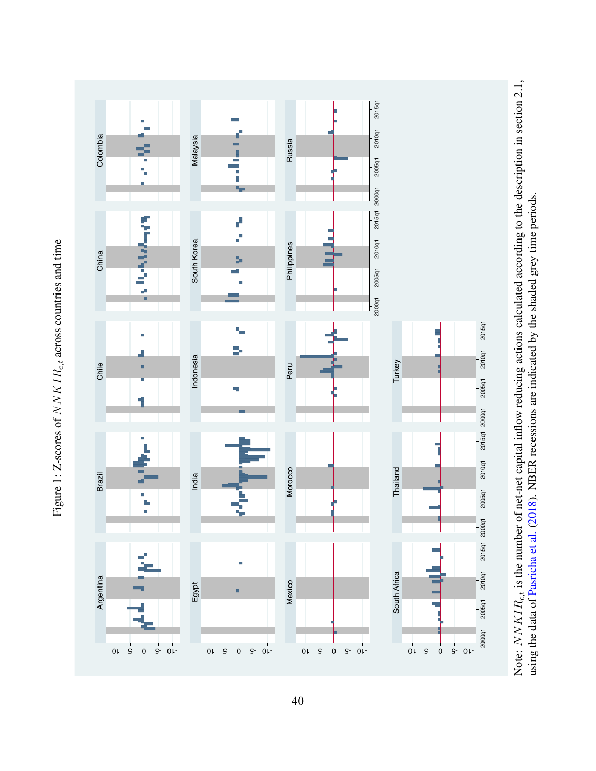Figure 1: Z-scores of $NNKIR_{c,t}$ across countries and time

Note: $NNKIR_{c,t}$ is the number of net-net capital inflow reducing actions calculated according to the description in section 2.1, using the data of Pasricha et al. (2018). NBER recessions are indicated by the shaded grey time periods.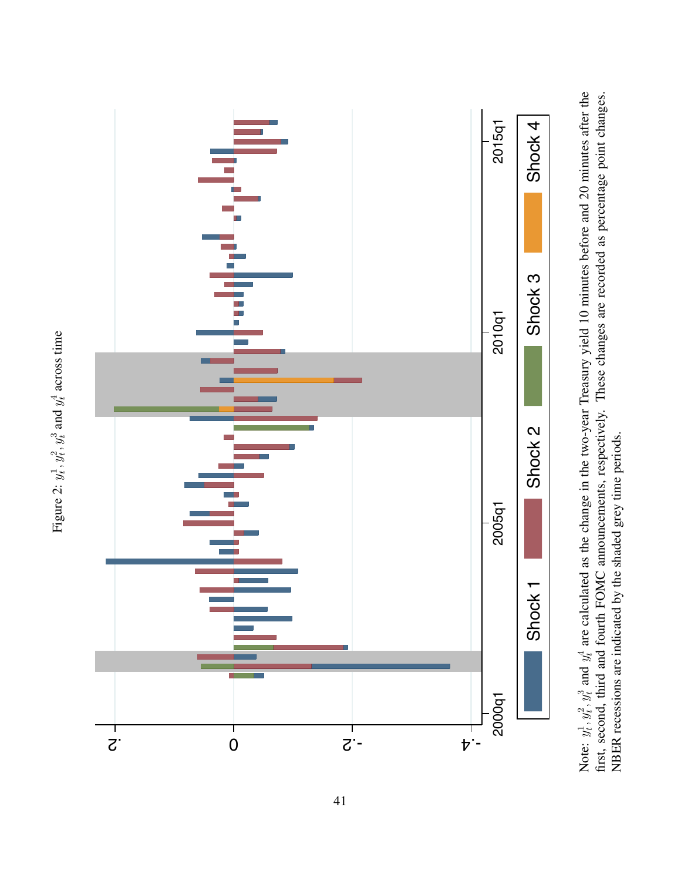Figure 2: $y_t^1, y_t^2, y_t^3$ and $y_t^4$ across time

Note: $y_t^1, y_t^2, y_t^3$ and $y_t^4$ are calculated as the change in the two-year Treasury yield 10 minutes before and 20 minutes after the first, second, third and fourth FOMC announcements, respectively. These changes are recorded as percentage point changes. NBER recessions are indicated by the shaded grey time periods.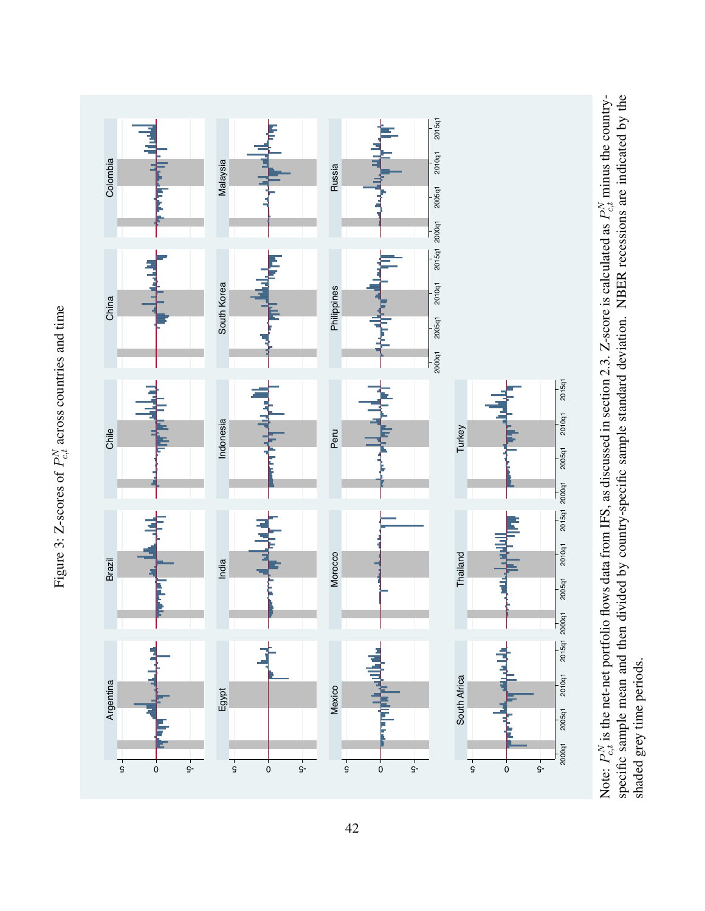Figure 3: Z-scores of $P^N_{c,t}$ across countries and time

Note: $P^N_{c,t}$ is the net-net portfolio flows data from IFS, as discussed in section 2.3. Z-score is calculated as $P^N_{c,t}$ minus the country-specific sample mean and then divided by country-specific sample standard deviation. NBER recessions are indicated by the shaded grey time periods.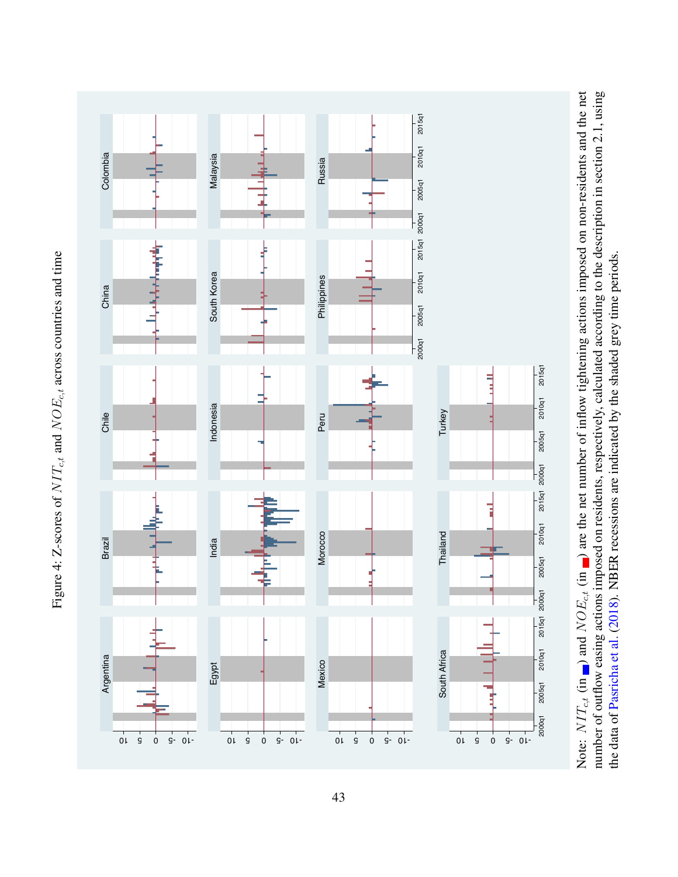Figure 4: Z-scores of $NIT_{c,t}$ and $NOE_{c,t}$ across countries and time

Note: $NIT_{c,t}$ (in blue) and $NOE_{c,t}$ (in red) are the net number of inflow tightening actions imposed on non-residents and the net number of outflow easing actions imposed on residents, respectively, calculated according to the description in section 2.1, using the data of Pasricha et al. (2018). NBER recessions are indicated by the shaded grey time periods.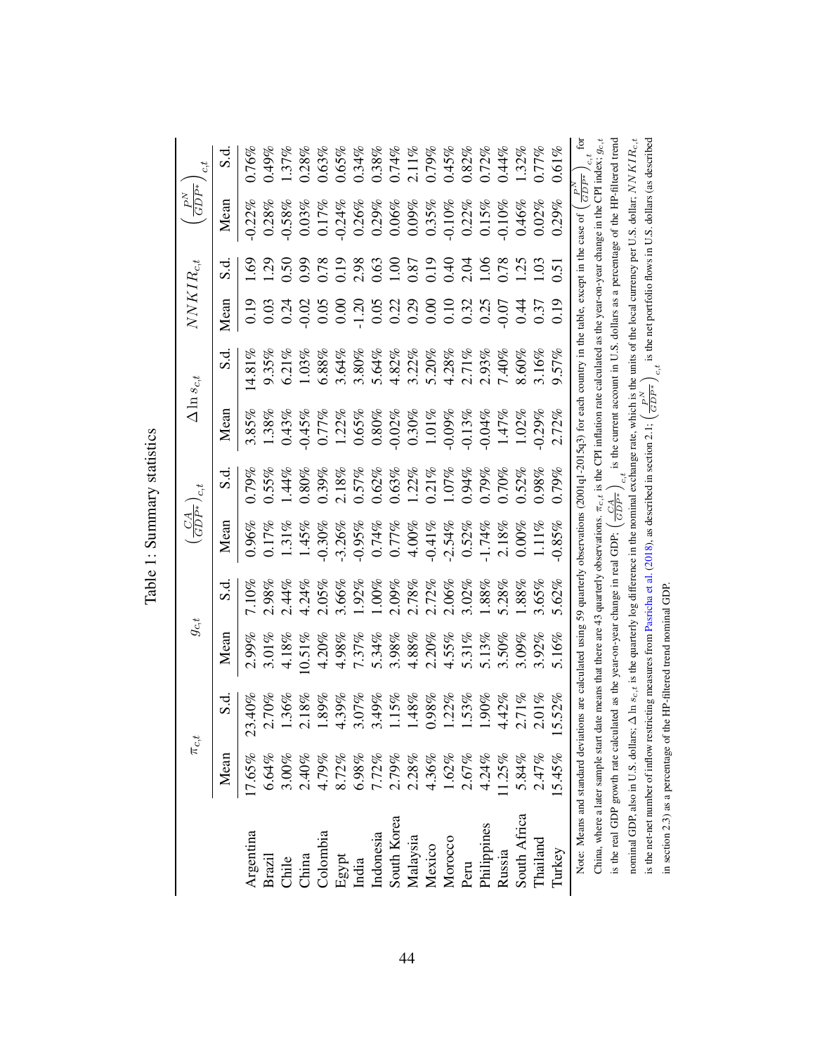Table 1: Summary statistics

| | $\pi_{c,t}$ | | $g_{c,t}$ | | $\left(\frac{CA}{GDP^*}\right)_{c,t}$ | | $\Delta \ln s_{c,t}$ | | $NNKIR_{c,t}$ | | $\left(\frac{P^N}{GDP^*}\right)_{c,t}$ | |
|---|---|---|---|---|---|---|---|---|---|---|---|---|
| | Mean | S.d. | Mean | S.d. | Mean | S.d. | Mean | S.d. | Mean | S.d. | Mean | S.d. |
| Argentina | 17.65% | 23.40% | 2.99% | 7.10% | 0.96% | 0.79% | 3.85% | 14.81% | 0.19 | 1.69 | -0.22% | 0.76% |
| Brazil | 6.64% | 2.70% | 3.01% | 2.98% | 0.17% | 0.55% | 1.38% | 9.35% | 0.03 | 1.29 | 0.28% | 0.49% |
| Chile | 3.00% | 1.36% | 4.18% | 2.44% | 1.31% | 1.44% | 0.43% | 6.21% | 0.24 | 0.50 | -0.58% | 1.37% |
| China | 2.40% | 2.18% | 10.51% | 4.24% | 1.45% | 0.80% | -0.45% | 1.03% | -0.02 | 0.99 | 0.03% | 0.28% |
| Colombia | 4.79% | 1.89% | 4.20% | 2.05% | -0.30% | 0.39% | 0.77% | 6.88% | 0.05 | 0.78 | 0.17% | 0.63% |
| Egypt | 8.72% | 4.39% | 4.98% | 3.66% | -3.26% | 2.18% | 1.22% | 3.64% | 0.00 | 0.19 | -0.24% | 0.65% |
| India | 6.98% | 3.07% | 7.37% | 1.92% | -0.95% | 0.57% | 0.65% | 3.80% | -1.20 | 2.98 | 0.26% | 0.34% |
| Indonesia | 7.72% | 3.49% | 5.34% | 1.00% | 0.74% | 0.62% | 0.80% | 5.64% | 0.05 | 0.63 | 0.29% | 0.38% |
| South Korea | 2.79% | 1.15% | 3.98% | 2.09% | 0.77% | 0.63% | -0.02% | 4.82% | 0.22 | 1.00 | 0.06% | 0.74% |
| Malaysia | 2.28% | 1.48% | 4.88% | 2.78% | 4.00% | 1.22% | 0.30% | 3.22% | 0.29 | 0.87 | 0.09% | 2.11% |
| Mexico | 4.36% | 0.98% | 2.20% | 2.72% | -0.41% | 0.21% | 1.01% | 5.20% | 0.00 | 0.19 | 0.35% | 0.79% |
| Morocco | 1.62% | 1.22% | 4.55% | 2.06% | -2.54% | 1.07% | -0.09% | 4.28% | 0.10 | 0.40 | -0.10% | 0.45% |
| Peru | 2.67% | 1.53% | 5.31% | 3.02% | 0.52% | 0.94% | -0.13% | 2.71% | 0.32 | 2.04 | 0.22% | 0.82% |
| Philippines | 4.24% | 1.90% | 5.13% | 1.88% | -1.74% | 0.79% | -0.04% | 2.93% | 0.25 | 1.06 | 0.15% | 0.72% |
| Russia | 11.25% | 4.42% | 3.50% | 5.28% | 2.18% | 0.70% | 1.47% | 7.40% | -0.07 | 0.78 | -0.10% | 0.44% |
| South Africa | 5.84% | 2.71% | 3.09% | 1.88% | 0.00% | 0.52% | 1.02% | 8.60% | 0.44 | 1.25 | 0.46% | 1.32% |
| Thailand | 2.47% | 2.01% | 3.92% | 3.65% | 1.11% | 0.98% | -0.29% | 3.16% | 0.37 | 1.03 | 0.02% | 0.77% |
| Turkey | 15.45% | 15.52% | 5.16% | 5.62% | -0.85% | 0.79% | 2.72% | 9.57% | 0.19 | 0.51 | 0.29% | 0.61% |

Note: Means and standard deviations are calculated using 59 quarterly observations (2001q1-2015q3) for each country in the table, except in the case of $\left(\frac{P^N}{GDP^*}\right)_{c,t}$ for China, where a later sample start date means that there are 43 quarterly observations. $\pi_{c,t}$ is the CPI inflation rate calculated as the year-on-year change in the CPI index; $g_{c,t}$ is the real GDP growth rate calculated as the year-on-year change in real GDP; $\left(\frac{CA}{GDP^*}\right)_{c,t}$ is the current account in U.S. dollars as a percentage of the HP-filtered trend nominal GDP, also in U.S. dollars; $\Delta \ln s_{c,t}$ is the quarterly log difference in the nominal exchange rate, which is the units of the local currency per U.S. dollar; $NNKIR_{c,t}$ is the net-net number of inflow restricting measures from Pasricha et al. (2018), as described in section 2.1; $\left(\frac{P^N}{GDP^*}\right)_{c,t}$ is the net portfolio flows in U.S. dollars (as described in section 2.3) as a percentage of the HP-filtered trend nominal GDP.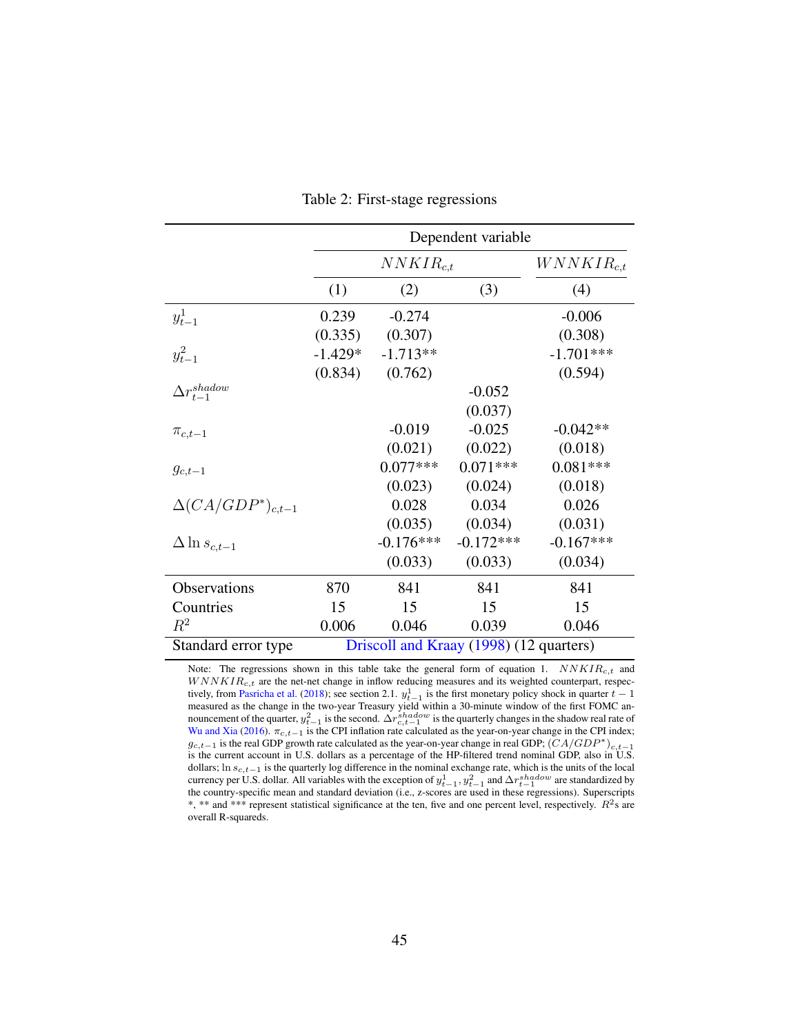Table 2: First-stage regressions

| | Dependent variable | | | |
|---|---|---|---|---|
| | $NNKIR_{c,t}$ | | | $WNNKIR_{c,t}$ |
| | (1) | (2) | (3) | (4) |
| $y^1_{t-1}$ | 0.239 | -0.274 | | -0.006 |
| | (0.335) | (0.307) | | (0.308) |
| $y^2_{t-1}$ | -1.429* | -1.713** | | -1.701*** |
| | (0.834) | (0.762) | | (0.594) |
| $\Delta r^{shadow}_{t-1}$ | | | -0.052 | |
| | | | (0.037) | |
| $\pi_{c,t-1}$ | | -0.019 | -0.025 | -0.042** |
| | | (0.021) | (0.022) | (0.018) |
| $g_{c,t-1}$ | | 0.077*** | 0.071*** | 0.081*** |
| | | (0.023) | (0.024) | (0.018) |
| $\Delta(CA/GDP^*)_{c,t-1}$ | | 0.028 | 0.034 | 0.026 |
| | | (0.035) | (0.034) | (0.031) |
| $\Delta \ln s_{c,t-1}$ | | -0.176*** | -0.172*** | -0.167*** |
| | | (0.033) | (0.033) | (0.034) |
| Observations | 870 | 841 | 841 | 841 |
| Countries | 15 | 15 | 15 | 15 |
| $R^2$ | 0.006 | 0.046 | 0.039 | 0.046 |
| Standard error type | Driscoll and Kraay (1998) (12 quarters) | | | |

Note: The regressions shown in this table take the general form of equation 1. $NNKIR_{c,t}$ and $WNNKIR_{c,t}$ are the net-net change in inflow reducing measures and its weighted counterpart, respectively, from Pasricha et al. (2018); see section 2.1. $y^1_{t-1}$ is the first monetary policy shock in quarter $t-1$ measured as the change in the two-year Treasury yield within a 30-minute window of the first FOMC announcement of the quarter, $y^2_{t-1}$ is the second. $\Delta r^{shadow}_{c,t-1}$ is the quarterly changes in the shadow real rate of Wu and Xia (2016). $\pi_{c,t-1}$ is the CPI inflation rate calculated as the year-on-year change in the CPI index; $g_{c,t-1}$ is the real GDP growth rate calculated as the year-on-year change in real GDP; $(CA/GDP^*)_{c,t-1}$ is the current account in U.S. dollars as a percentage of the HP-filtered trend nominal GDP, also in U.S. dollars; $\ln s_{c,t-1}$ is the quarterly log difference in the nominal exchange rate, which is the units of the local currency per U.S. dollar. All variables with the exception of $y^1_{t-1}, y^2_{t-1}$ and $\Delta r^{shadow}_{t-1}$ are standardized by the country-specific mean and standard deviation (i.e., z-scores are used in these regressions). Superscripts *, ** and *** represent statistical significance at the ten, five and one percent level, respectively. $R^2$s are overall R-squareds.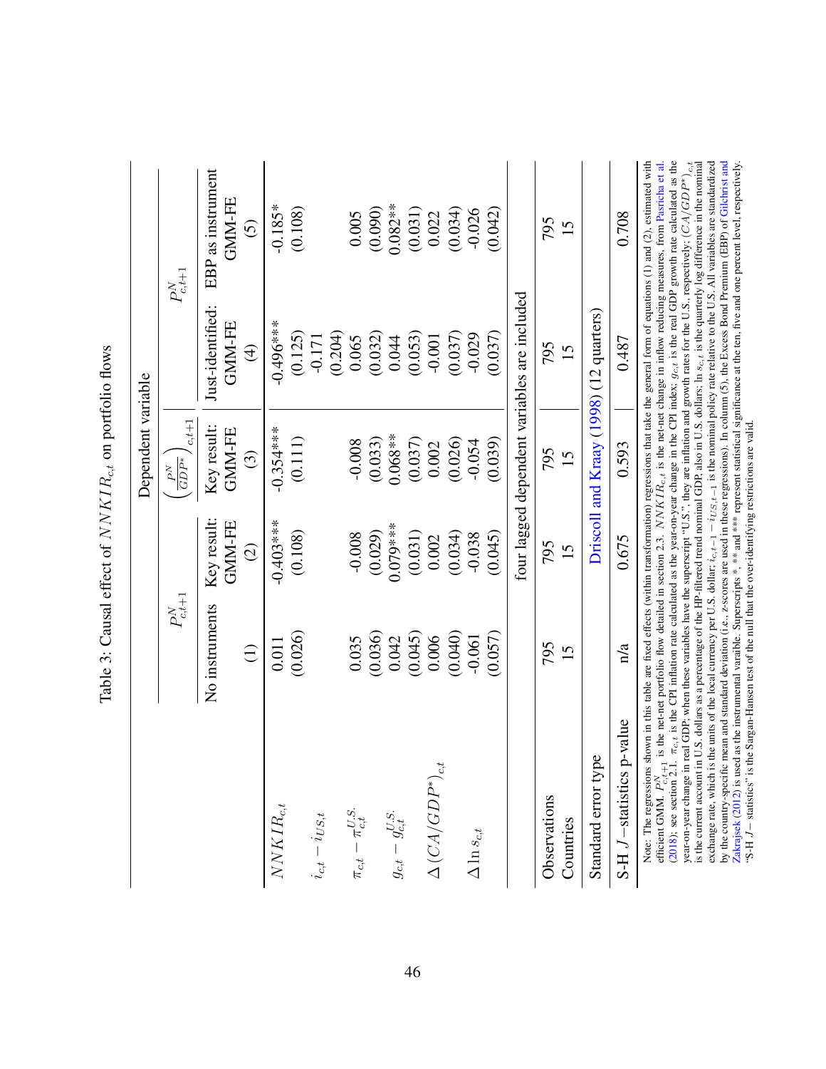Table 3: Causal effect of $NNKIR_{c,t}$ on portfolio flows

| | Dependent variable | | | | |
|---|---|---|---|---|---|
| | $P^N_{c,t+1}$ | | $\left(\frac{P^N}{GDP^*}\right)_{c,t+1}$ | $P^N_{c,t+1}$ | |
| | No instruments | Key result: GMM-FE | Key result: GMM-FE | Just-identified: GMM-FE | EBP as instrument GMM-FE |
| | (1) | (2) | (3) | (4) | (5) |
| $NNKIR_{c,t}$ | 0.011 | -0.403*** | -0.354*** | -0.496*** | -0.185* |
| | (0.026) | (0.108) | (0.111) | (0.125) | (0.108) |
| $i_{c,t} - i_{US,t}$ | | | | -0.171 | |
| | | | | (0.204) | |
| $\pi_{c,t} - \pi^{U.S.}_{c,t}$ | 0.035 | -0.008 | -0.008 | 0.065 | 0.005 |
| | (0.036) | (0.029) | (0.033) | (0.032) | (0.090) |
| $g_{c,t} - g^{U.S.}_{c,t}$ | 0.042 | 0.079*** | 0.068** | 0.044 | 0.082** |
| | (0.045) | (0.031) | (0.037) | (0.053) | (0.031) |
| $\Delta\left(CA/(GDP^*)\right)_{c,t}$ | 0.006 | 0.002 | 0.002 | -0.001 | 0.022 |
| | (0.040) | (0.034) | (0.026) | (0.037) | (0.034) |
| $\Delta \ln s_{c,t}$ | -0.061 | -0.038 | -0.054 | -0.029 | -0.026 |
| | (0.057) | (0.045) | (0.039) | (0.037) | (0.042) |
| | four lagged dependent variables are included | | | | |
| Observations | 795 | 795 | 795 | 795 | 795 |
| Countries | 15 | 15 | 15 | 15 | 15 |
| Standard error type | Driscoll and Kraay (1998) (12 quarters) | | | | |
| S-H $J$−statistics p-value | n/a | 0.675 | 0.593 | 0.487 | 0.708 |

Note: The regressions shown in this table are fixed effects (within transformation) regressions that take the general form of equations (1) and (2), estimated with efficient GMM. $P^N_{c,t+1}$ is the net-net portfolio flow detailed in section 2.3. $NNKIR_{c,t}$ is the net-net change in inflow reducing measures, from Pasricha et al. (2018); see section 2.1. $\pi_{c,t}$ is the CPI inflation rate calculated as the year-on-year change in the CPI index; $g_{c,t}$ is the real GDP growth rate calculated as the year-on-year change in real GDP; when these variables have the superscript "U.S."; they are inflation and growth rates for the U.S., respectively; $(CA/GDP^*)_{c,t}$ is the current account in U.S. dollars as a percentage of the HP-filtered trend nominal GDP, also in U.S. dollars; $\ln s_{c,t}$ is the quarterly log difference in the nominal exchange rate, which is the units of the local currency per U.S. dollar; $i_{c,t-1} - i_{US,t-1}$ is the nominal policy rate relative to the U.S. All variables are standardized by the country-specific mean and standard deviation (i.e., z-scores are used in these regressions). In column (5), the Excess Bond Premium (EBP) of Gilchrist and Zakrajsek (2012) is used as the instrumental varaible. Superscripts *, ** and *** represent statistical significance at the ten, five and one percent level, respectively. "S-H $J$− statistics" is the Sargan-Hansen test of the null that the over-identifying restrictions are valid.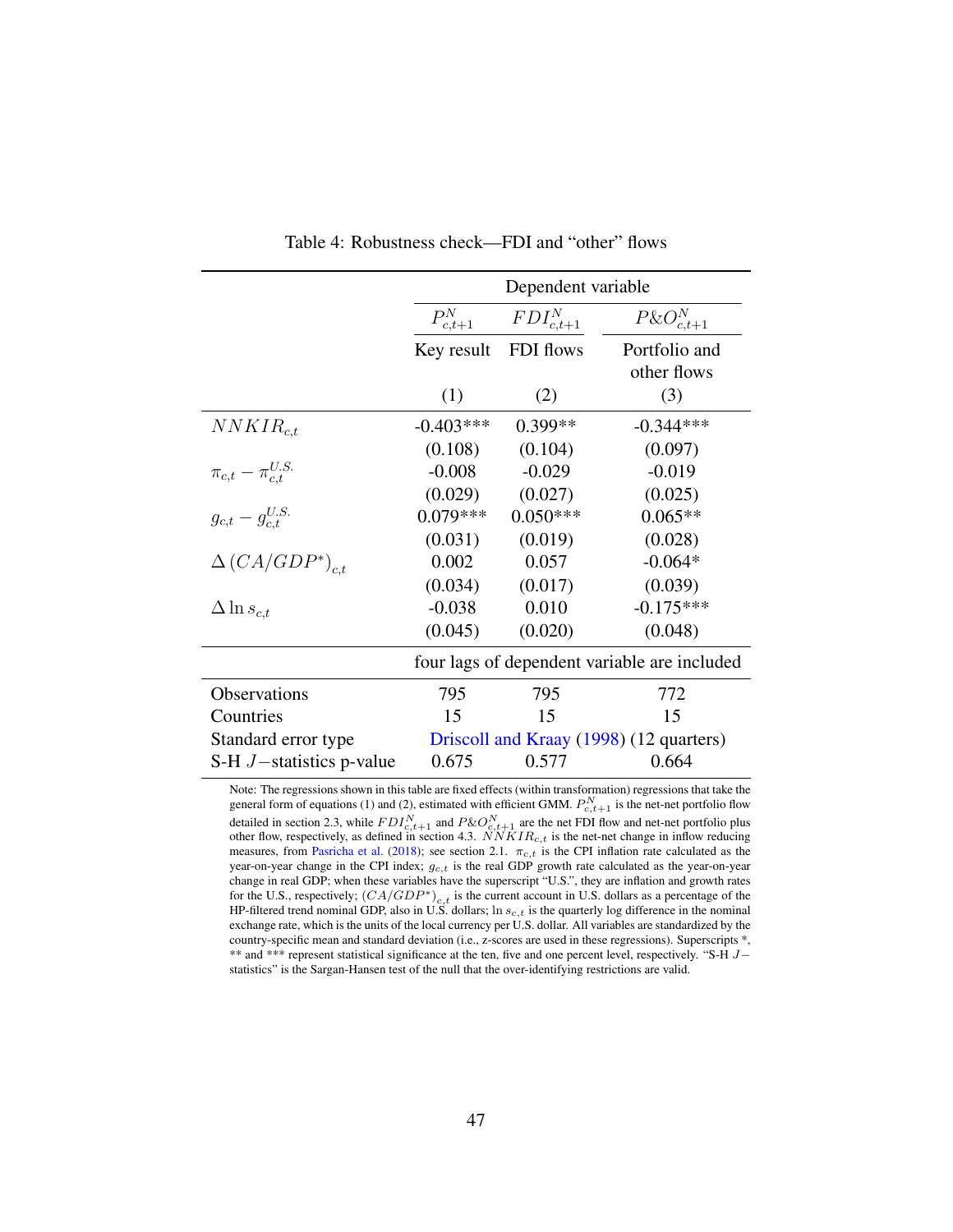Table 4: Robustness check—FDI and “other” flows

| | Dependent variable | | |
|---|---|---|---|
| | $P^N_{c,t+1}$ | $FDI^N_{c,t+1}$ | $P\&O^N_{c,t+1}$ |
| | Key result | FDI flows | Portfolio and other flows |
| | (1) | (2) | (3) |
| $NNKIR_{c,t}$ | -0.403*** | 0.399** | -0.344*** |
| | (0.108) | (0.104) | (0.097) |
| $\pi_{c,t} - \pi^{U.S.}_{c,t}$ | -0.008 | -0.029 | -0.019 |
| | (0.029) | (0.027) | (0.025) |
| $g_{c,t} - g^{U.S.}_{c,t}$ | 0.079*** | 0.050*** | 0.065** |
| | (0.031) | (0.019) | (0.028) |
| $\Delta\left(CA/GDP^{*}\right)_{c,t}$ | 0.002 | 0.057 | -0.064* |
| | (0.034) | (0.017) | (0.039) |
| $\Delta \ln s_{c,t}$ | -0.038 | 0.010 | -0.175*** |
| | (0.045) | (0.020) | (0.048) |
| | four lags of dependent variable are included | | |
| Observations | 795 | 795 | 772 |
| Countries | 15 | 15 | 15 |
| Standard error type | Driscoll and Kraay (1998) (12 quarters) | | |
| S-H $J-$statistics p-value | 0.675 | 0.577 | 0.664 |

Note: The regressions shown in this table are fixed effects (within transformation) regressions that take the general form of equations (1) and (2), estimated with efficient GMM. $P^N_{c,t+1}$ is the net-net portfolio flow detailed in section 2.3, while $FDI^N_{c,t+1}$ and $P\&O^N_{c,t+1}$ are the net FDI flow and net-net portfolio plus other flow, respectively, as defined in section 4.3. $NNKIR_{c,t}$ is the net-net change in inflow reducing measures, from Pasricha et al. (2018); see section 2.1. $\pi_{c,t}$ is the CPI inflation rate calculated as the year-on-year change in the CPI index; $g_{c,t}$ is the real GDP growth rate calculated as the year-on-year change in real GDP; when these variables have the superscript “U.S.”, they are inflation and growth rates for the U.S., respectively; $(CA/GDP^{*})_{c,t}$ is the current account in U.S. dollars as a percentage of the HP-filtered trend nominal GDP, also in U.S. dollars; $\ln s_{c,t}$ is the quarterly log difference in the nominal exchange rate, which is the units of the local currency per U.S. dollar. All variables are standardized by the country-specific mean and standard deviation (i.e., z-scores are used in these regressions). Superscripts *, ** and *** represent statistical significance at the ten, five and one percent level, respectively. “S-H $J-$statistics” is the Sargan-Hansen test of the null that the over-identifying restrictions are valid.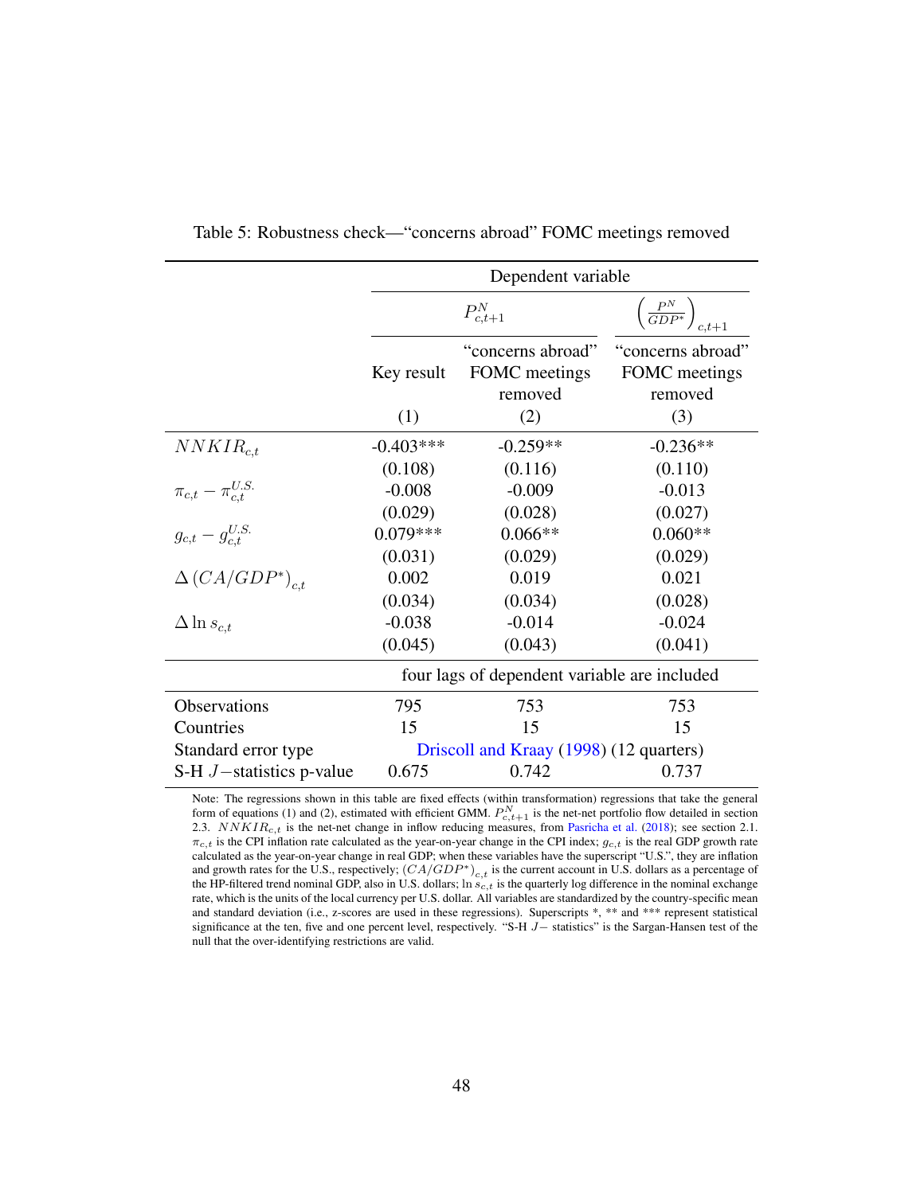Table 5: Robustness check—"concerns abroad" FOMC meetings removed

| | Dependent variable | | |
|---|---|---|---|
| | $P^N_{c,t+1}$ | | $\left(\frac{P^N}{GDP^*}\right)_{c,t+1}$ |
| | Key result | "concerns abroad" FOMC meetings removed | "concerns abroad" FOMC meetings removed |
| | (1) | (2) | (3) |
| $NNKIR_{c,t}$ | -0.403*** | -0.259** | -0.236** |
| | (0.108) | (0.116) | (0.110) |
| $\pi_{c,t} - \pi^{U.S.}_{c,t}$ | -0.008 | -0.009 | -0.013 |
| | (0.029) | (0.028) | (0.027) |
| $g_{c,t} - g^{U.S.}_{c,t}$ | 0.079*** | 0.066** | 0.060** |
| | (0.031) | (0.029) | (0.029) |
| $\Delta\left(CA/GDP^*\right)_{c,t}$ | 0.002 | 0.019 | 0.021 |
| | (0.034) | (0.034) | (0.028) |
| $\Delta \ln s_{c,t}$ | -0.038 | -0.014 | -0.024 |
| | (0.045) | (0.043) | (0.041) |
| | four lags of dependent variable are included | | |
| Observations | 795 | 753 | 753 |
| Countries | 15 | 15 | 15 |
| Standard error type | Driscoll and Kraay (1998) (12 quarters) | | |
| S-H $J-$statistics p-value | 0.675 | 0.742 | 0.737 |

Note: The regressions shown in this table are fixed effects (within transformation) regressions that take the general form of equations (1) and (2), estimated with efficient GMM. $P^N_{c,t+1}$ is the net-net portfolio flow detailed in section 2.3. $NNKIR_{c,t}$ is the net-net change in inflow reducing measures, from Pasricha et al. (2018); see section 2.1. $\pi_{c,t}$ is the CPI inflation rate calculated as the year-on-year change in the CPI index; $g_{c,t}$ is the real GDP growth rate calculated as the year-on-year change in real GDP; when these variables have the superscript "U.S.", they are inflation and growth rates for the U.S., respectively; $\left(CA/GDP^*\right)_{c,t}$ is the current account in U.S. dollars as a percentage of the HP-filtered trend nominal GDP, also in U.S. dollars; $\ln s_{c,t}$ is the quarterly log difference in the nominal exchange rate, which is the units of the local currency per U.S. dollar. All variables are standardized by the country-specific mean and standard deviation (i.e., z-scores are used in these regressions). Superscripts *, ** and *** represent statistical significance at the ten, five and one percent level, respectively. "S-H $J-$ statistics" is the Sargan-Hansen test of the null that the over-identifying restrictions are valid.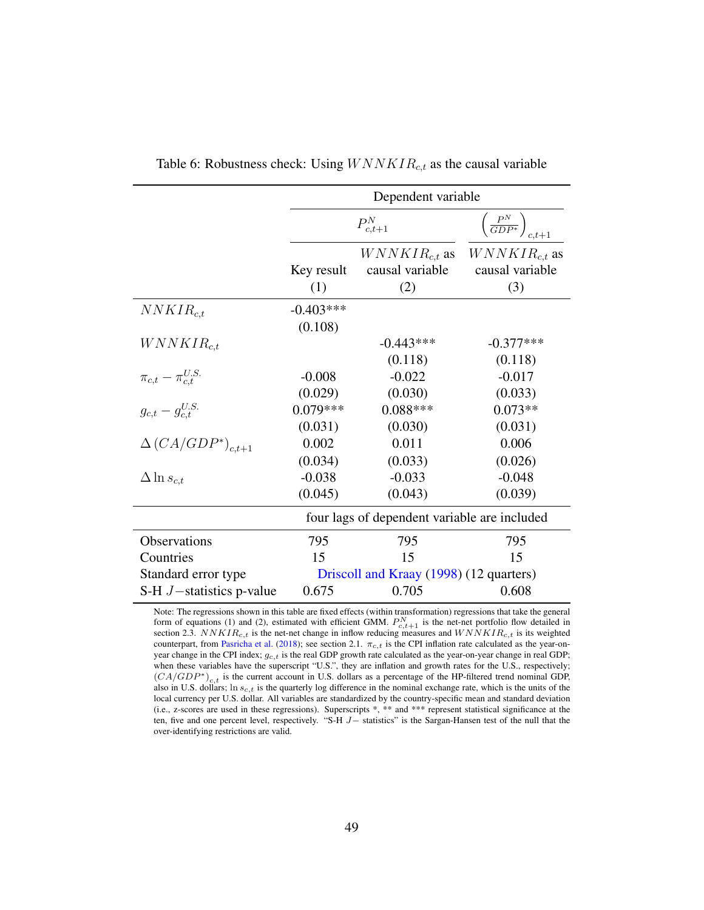Table 6: Robustness check: Using $WNNKIR_{c,t}$ as the causal variable

| | Dependent variable | | |
|---|---|---|---|
| | $P^N_{c,t+1}$ | | $\left(\frac{P^N}{GDP^*}\right)_{c,t+1}$ |
| | Key result (1) | $WNNKIR_{c,t}$ as causal variable (2) | $WNNKIR_{c,t}$ as causal variable (3) |
| $NNKIR_{c,t}$ | -0.403*** | | |
| | (0.108) | | |
| $WNNKIR_{c,t}$ | | -0.443*** | -0.377*** |
| | | (0.118) | (0.118) |
| $\pi_{c,t} - \pi^{U.S.}_{c,t}$ | -0.008 | -0.022 | -0.017 |
| | (0.029) | (0.030) | (0.033) |
| $g_{c,t} - g^{U.S.}_{c,t}$ | 0.079*** | 0.088*** | 0.073** |
| | (0.031) | (0.030) | (0.031) |
| $\Delta\,(CA/GDP^*)_{c,t+1}$ | 0.002 | 0.011 | 0.006 |
| | (0.034) | (0.033) | (0.026) |
| $\Delta \ln s_{c,t}$ | -0.038 | -0.033 | -0.048 |
| | (0.045) | (0.043) | (0.039) |
| | four lags of dependent variable are included | | |
| Observations | 795 | 795 | 795 |
| Countries | 15 | 15 | 15 |
| Standard error type | Driscoll and Kraay (1998) (12 quarters) | | |
| S-H $J-$statistics p-value | 0.675 | 0.705 | 0.608 |

Note: The regressions shown in this table are fixed effects (within transformation) regressions that take the general form of equations (1) and (2), estimated with efficient GMM. $P^N_{c,t+1}$ is the net-net portfolio flow detailed in section 2.3. $NNKIR_{c,t}$ is the net-net change in inflow reducing measures and $WNNKIR_{c,t}$ is its weighted counterpart, from Pasricha et al. (2018); see section 2.1. $\pi_{c,t}$ is the CPI inflation rate calculated as the year-on-year change in the CPI index; $g_{c,t}$ is the real GDP growth rate calculated as the year-on-year change in real GDP; when these variables have the superscript "U.S.", they are inflation and growth rates for the U.S., respectively; $(CA/GDP^*)_{c,t}$ is the current account in U.S. dollars as a percentage of the HP-filtered trend nominal GDP, also in U.S. dollars; $\ln s_{c,t}$ is the quarterly log difference in the nominal exchange rate, which is the units of the local currency per U.S. dollar. All variables are standardized by the country-specific mean and standard deviation (i.e., z-scores are used in these regressions). Superscripts *, ** and *** represent statistical significance at the ten, five and one percent level, respectively. "S-H $J-$ statistics" is the Sargan-Hansen test of the null that the over-identifying restrictions are valid.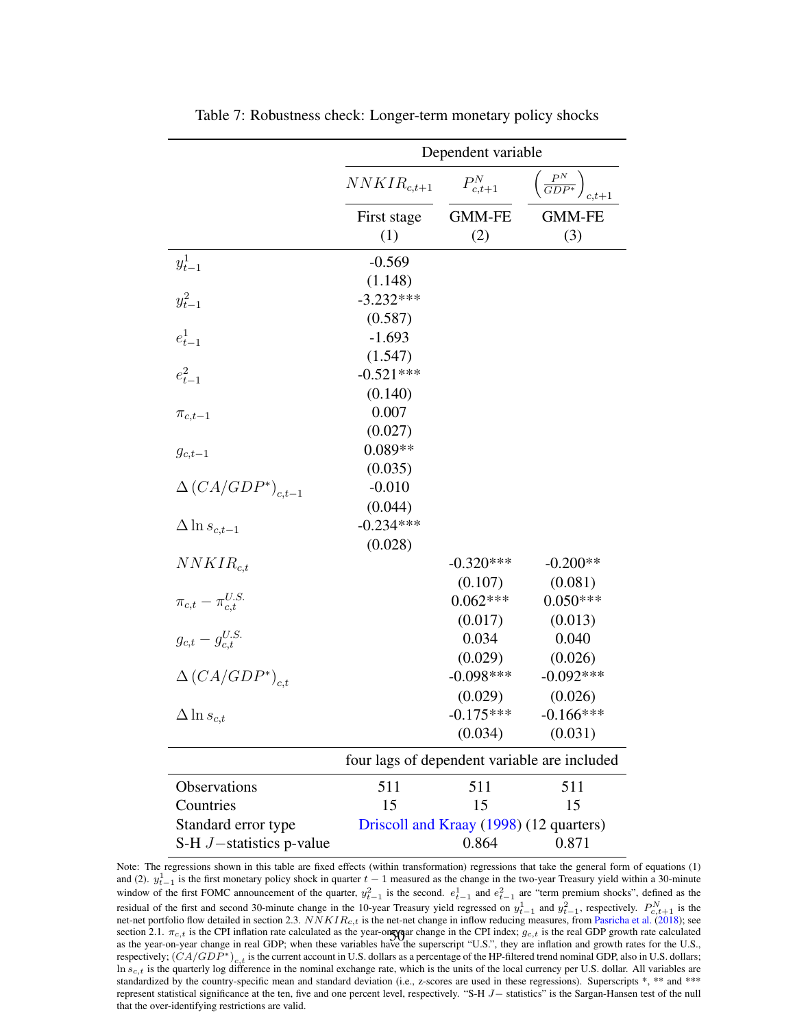Table 7: Robustness check: Longer-term monetary policy shocks

| | Dependent variable | | |
|---|---|---|---|
| | $NNKIR_{c,t+1}$ | $P^N_{c,t+1}$ | $\left(\frac{P^N}{GDP^*}\right)_{c,t+1}$ |
| | First stage | GMM-FE | GMM-FE |
| | (1) | (2) | (3) |
| $y^1_{t-1}$ | -0.569 | | |
| | (1.148) | | |
| $y^2_{t-1}$ | -3.232*** | | |
| | (0.587) | | |
| $e^1_{t-1}$ | -1.693 | | |
| | (1.547) | | |
| $e^2_{t-1}$ | -0.521*** | | |
| | (0.140) | | |
| $\pi_{c,t-1}$ | 0.007 | | |
| | (0.027) | | |
| $g_{c,t-1}$ | 0.089** | | |
| | (0.035) | | |
| $\Delta\left(CA/GDP^*\right)_{c,t-1}$ | -0.010 | | |
| | (0.044) | | |
| $\Delta \ln s_{c,t-1}$ | -0.234*** | | |
| | (0.028) | | |
| $NNKIR_{c,t}$ | | -0.320*** | -0.200** |
| | | (0.107) | (0.081) |
| $\pi_{c,t} - \pi^{U.S.}_{c,t}$ | | 0.062*** | 0.050*** |
| | | (0.017) | (0.013) |
| $g_{c,t} - g^{U.S.}_{c,t}$ | | 0.034 | 0.040 |
| | | (0.029) | (0.026) |
| $\Delta\left(CA/GDP^*\right)_{c,t}$ | | -0.098*** | -0.092*** |
| | | (0.029) | (0.026) |
| $\Delta \ln s_{c,t}$ | | -0.175*** | -0.166*** |
| | | (0.034) | (0.031) |
| | four lags of dependent variable are included | | |
| Observations | 511 | 511 | 511 |
| Countries | 15 | 15 | 15 |
| Standard error type | Driscoll and Kraay (1998) (12 quarters) | | |
| S-H $J-$statistics p-value | | 0.864 | 0.871 |

Note: The regressions shown in this table are fixed effects (within transformation) regressions that take the general form of equations (1) and (2). $y^1_{t-1}$ is the first monetary policy shock in quarter $t-1$ measured as the change in the two-year Treasury yield within a 30-minute window of the first FOMC announcement of the quarter, $y^2_{t-1}$ is the second. $e^1_{t-1}$ and $e^2_{t-1}$ are "term premium shocks", defined as the residual of the first and second 30-minute change in the 10-year Treasury yield regressed on $y^1_{t-1}$ and $y^2_{t-1}$, respectively. $P^N_{c,t+1}$ is the net-net portfolio flow detailed in section 2.3. $NNKIR_{c,t}$ is the net-net change in inflow reducing measures, from Pasricha et al. (2018); see section 2.1. $\pi_{c,t}$ is the CPI inflation rate calculated as the year-on-year change in the CPI index; $g_{c,t}$ is the real GDP growth rate calculated as the year-on-year change in real GDP; when these variables have the superscript "U.S.", they are inflation and growth rates for the U.S., respectively; $(CA/GDP^*)_{c,t}$ is the current account in U.S. dollars as a percentage of the HP-filtered trend nominal GDP, also in U.S. dollars; $\ln s_{c,t}$ is the quarterly log difference in the nominal exchange rate, which is the units of the local currency per U.S. dollar. All variables are standardized by the country-specific mean and standard deviation (i.e., z-scores are used in these regressions). Superscripts *, ** and *** represent statistical significance at the ten, five and one percent level, respectively. "S-H $J-$ statistics" is the Sargan-Hansen test of the null that the over-identifying restrictions are valid.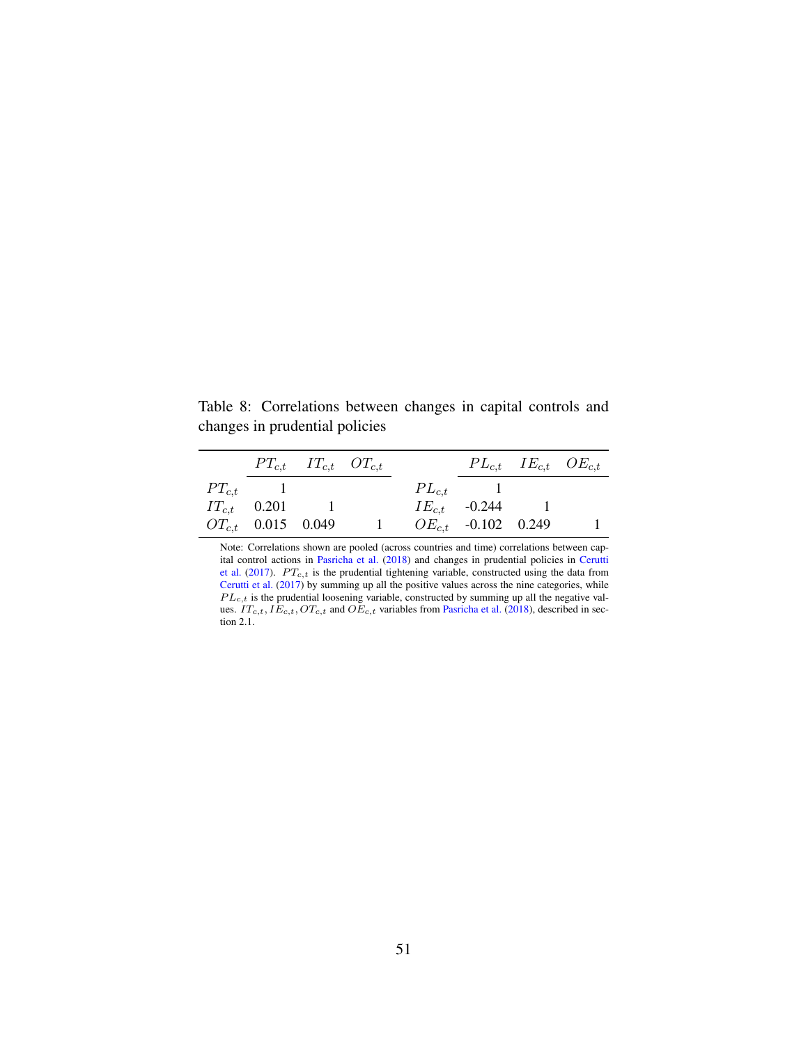Table 8: Correlations between changes in capital controls and changes in prudential policies

|  | $PT_{c,t}$ | $IT_{c,t}$ | $OT_{c,t}$ |  | $PL_{c,t}$ | $IE_{c,t}$ | $OE_{c,t}$ |
|---|---|---|---|---|---|---|---|
| $PT_{c,t}$ | 1 |  |  | $PL_{c,t}$ | 1 |  |  |
| $IT_{c,t}$ | 0.201 | 1 |  | $IE_{c,t}$ | -0.244 | 1 |  |
| $OT_{c,t}$ | 0.015 | 0.049 | 1 | $OE_{c,t}$ | -0.102 | 0.249 | 1 |

Note: Correlations shown are pooled (across countries and time) correlations between capital control actions in Pasricha et al. (2018) and changes in prudential policies in Cerutti et al. (2017). $PT_{c,t}$ is the prudential tightening variable, constructed using the data from Cerutti et al. (2017) by summing up all the positive values across the nine categories, while $PL_{c,t}$ is the prudential loosening variable, constructed by summing up all the negative values. $IT_{c,t}, IE_{c,t}, OT_{c,t}$ and $OE_{c,t}$ variables from Pasricha et al. (2018), described in section 2.1.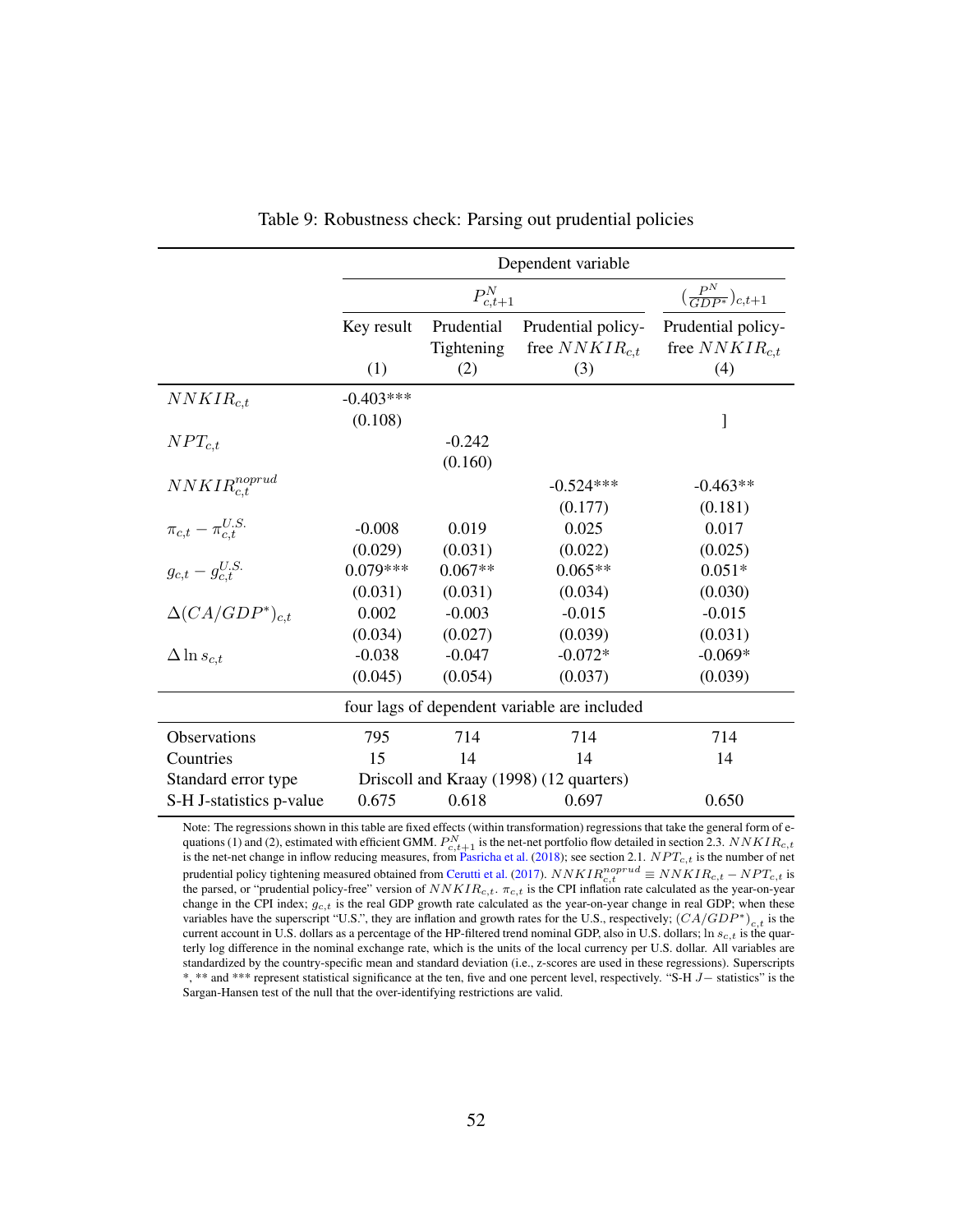Table 9: Robustness check: Parsing out prudential policies

| | Dependent variable | | | |
|---|---|---|---|---|
| | $P^N_{c,t+1}$ | | | $(\frac{P^N}{GDP^*})_{c,t+1}$ |
| | Key result (1) | Prudential Tightening (2) | Prudential policy-free $NNKIR_{c,t}$ (3) | Prudential policy-free $NNKIR_{c,t}$ (4) |
| $NNKIR_{c,t}$ | -0.403*** | | | |
| | (0.108) | | | ] |
| $NPT_{c,t}$ | | -0.242 | | |
| | | (0.160) | | |
| $NNKIR^{noprud}_{c,t}$ | | | -0.524*** | -0.463** |
| | | | (0.177) | (0.181) |
| $\pi_{c,t} - \pi^{U.S.}_{c,t}$ | -0.008 | 0.019 | 0.025 | 0.017 |
| | (0.029) | (0.031) | (0.022) | (0.025) |
| $g_{c,t} - g^{U.S.}_{c,t}$ | 0.079*** | 0.067** | 0.065** | 0.051* |
| | (0.031) | (0.031) | (0.034) | (0.030) |
| $\Delta(CA/GDP^*)_{c,t}$ | 0.002 | -0.003 | -0.015 | -0.015 |
| | (0.034) | (0.027) | (0.039) | (0.031) |
| $\Delta \ln s_{c,t}$ | -0.038 | -0.047 | -0.072* | -0.069* |
| | (0.045) | (0.054) | (0.037) | (0.039) |
| four lags of dependent variable are included | | | | |
| Observations | 795 | 714 | 714 | 714 |
| Countries | 15 | 14 | 14 | 14 |
| Standard error type | Driscoll and Kraay (1998) (12 quarters) | | | |
| S-H J-statistics p-value | 0.675 | 0.618 | 0.697 | 0.650 |

Note: The regressions shown in this table are fixed effects (within transformation) regressions that take the general form of equations (1) and (2), estimated with efficient GMM. $P^N_{c,t+1}$ is the net-net portfolio flow detailed in section 2.3. $NNKIR_{c,t}$ is the net-net change in inflow reducing measures, from Pasricha et al. (2018); see section 2.1. $NPT_{c,t}$ is the number of net prudential policy tightening measured obtained from Cerutti et al. (2017). $NNKIR^{noprud}_{c,t} \equiv NNKIR_{c,t} - NPT_{c,t}$ is the parsed, or "prudential policy-free" version of $NNKIR_{c,t}$. $\pi_{c,t}$ is the CPI inflation rate calculated as the year-on-year change in the CPI index; $g_{c,t}$ is the real GDP growth rate calculated as the year-on-year change in real GDP; when these variables have the superscript "U.S.", they are inflation and growth rates for the U.S., respectively; $(CA/GDP^*)_{c,t}$ is the current account in U.S. dollars as a percentage of the HP-filtered trend nominal GDP, also in U.S. dollars; $\ln s_{c,t}$ is the quarterly log difference in the nominal exchange rate, which is the units of the local currency per U.S. dollar. All variables are standardized by the country-specific mean and standard deviation (i.e., z-scores are used in these regressions). Superscripts *, ** and *** represent statistical significance at the ten, five and one percent level, respectively. "S-H $J-$ statistics" is the Sargan-Hansen test of the null that the over-identifying restrictions are valid.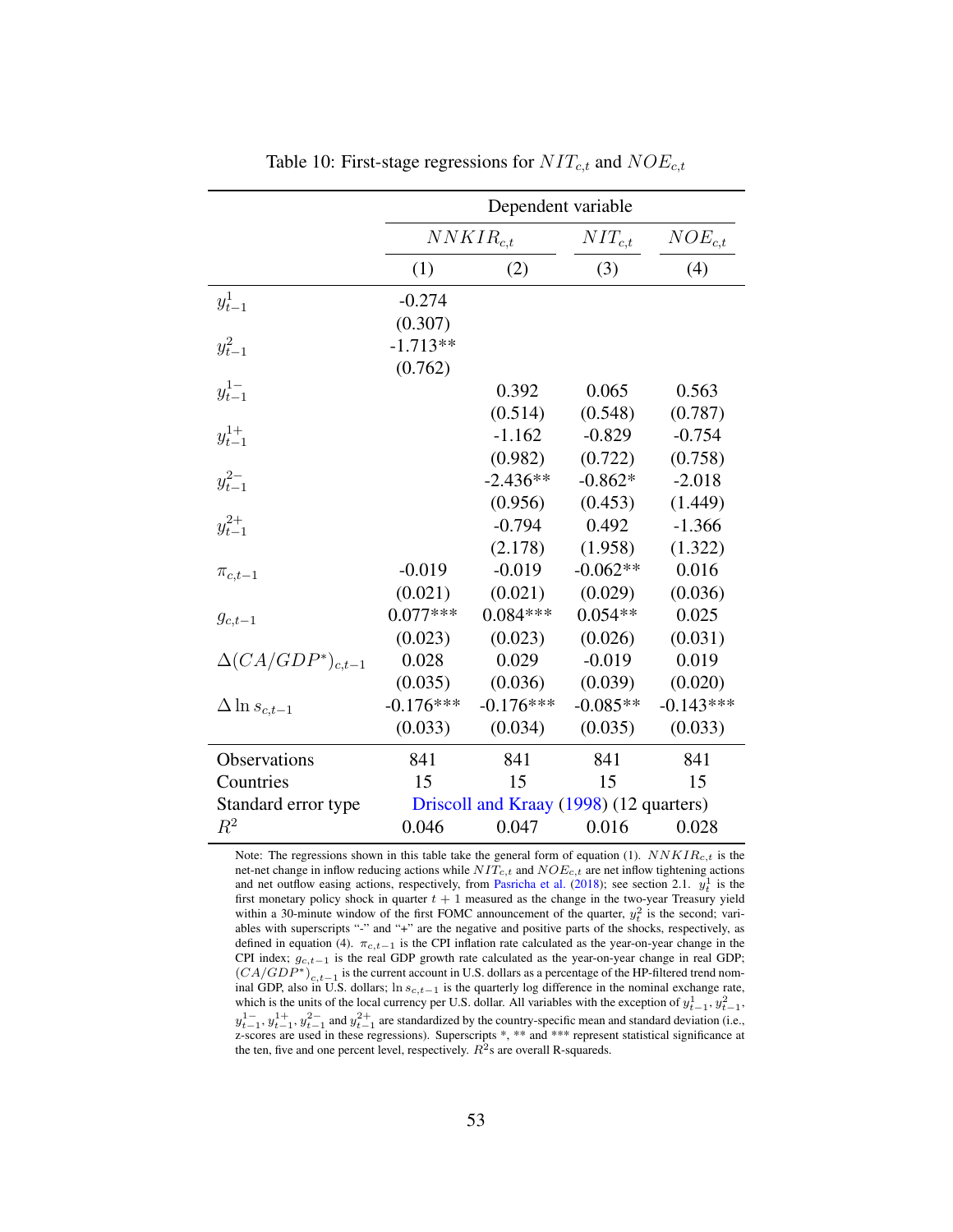Table 10: First-stage regressions for $NIT_{c,t}$ and $NOE_{c,t}$

| | Dependent variable | | | |
|---|---|---|---|---|
| | $NNKIR_{c,t}$ | | $NIT_{c,t}$ | $NOE_{c,t}$ |
| | (1) | (2) | (3) | (4) |
| $y^1_{t-1}$ | -0.274 | | | |
| | (0.307) | | | |
| $y^2_{t-1}$ | -1.713** | | | |
| | (0.762) | | | |
| $y^{1-}_{t-1}$ | | 0.392 | 0.065 | 0.563 |
| | | (0.514) | (0.548) | (0.787) |
| $y^{1+}_{t-1}$ | | -1.162 | -0.829 | -0.754 |
| | | (0.982) | (0.722) | (0.758) |
| $y^{2-}_{t-1}$ | | -2.436** | -0.862* | -2.018 |
| | | (0.956) | (0.453) | (1.449) |
| $y^{2+}_{t-1}$ | | -0.794 | 0.492 | -1.366 |
| | | (2.178) | (1.958) | (1.322) |
| $\pi_{c,t-1}$ | -0.019 | -0.019 | -0.062** | 0.016 |
| | (0.021) | (0.021) | (0.029) | (0.036) |
| $g_{c,t-1}$ | 0.077*** | 0.084*** | 0.054** | 0.025 |
| | (0.023) | (0.023) | (0.026) | (0.031) |
| $\Delta(CA/GDP^*)_{c,t-1}$ | 0.028 | 0.029 | -0.019 | 0.019 |
| | (0.035) | (0.036) | (0.039) | (0.020) |
| $\Delta \ln s_{c,t-1}$ | -0.176*** | -0.176*** | -0.085** | -0.143*** |
| | (0.033) | (0.034) | (0.035) | (0.033) |
| Observations | 841 | 841 | 841 | 841 |
| Countries | 15 | 15 | 15 | 15 |
| Standard error type | Driscoll and Kraay (1998) (12 quarters) | | | |
| $R^2$ | 0.046 | 0.047 | 0.016 | 0.028 |

Note: The regressions shown in this table take the general form of equation (1). $NNKIR_{c,t}$ is the net-net change in inflow reducing actions while $NIT_{c,t}$ and $NOE_{c,t}$ are net inflow tightening actions and net outflow easing actions, respectively, from Pasricha et al. (2018); see section 2.1. $y^1_t$ is the first monetary policy shock in quarter $t+1$ measured as the change in the two-year Treasury yield within a 30-minute window of the first FOMC announcement of the quarter, $y^2_t$ is the second; variables with superscripts "-" and "+" are the negative and positive parts of the shocks, respectively, as defined in equation (4). $\pi_{c,t-1}$ is the CPI inflation rate calculated as the year-on-year change in the CPI index; $g_{c,t-1}$ is the real GDP growth rate calculated as the year-on-year change in real GDP; $(CA/GDP^*)_{c,t-1}$ is the current account in U.S. dollars as a percentage of the HP-filtered trend nominal GDP, also in U.S. dollars; $\ln s_{c,t-1}$ is the quarterly log difference in the nominal exchange rate, which is the units of the local currency per U.S. dollar. All variables with the exception of $y^1_{t-1}$, $y^2_{t-1}$, $y^{1-}_{t-1}$, $y^{1+}_{t-1}$, $y^{2-}_{t-1}$ and $y^{2+}_{t-1}$ are standardized by the country-specific mean and standard deviation (i.e., z-scores are used in these regressions). Superscripts *, ** and *** represent statistical significance at the ten, five and one percent level, respectively. $R^2$s are overall R-squareds.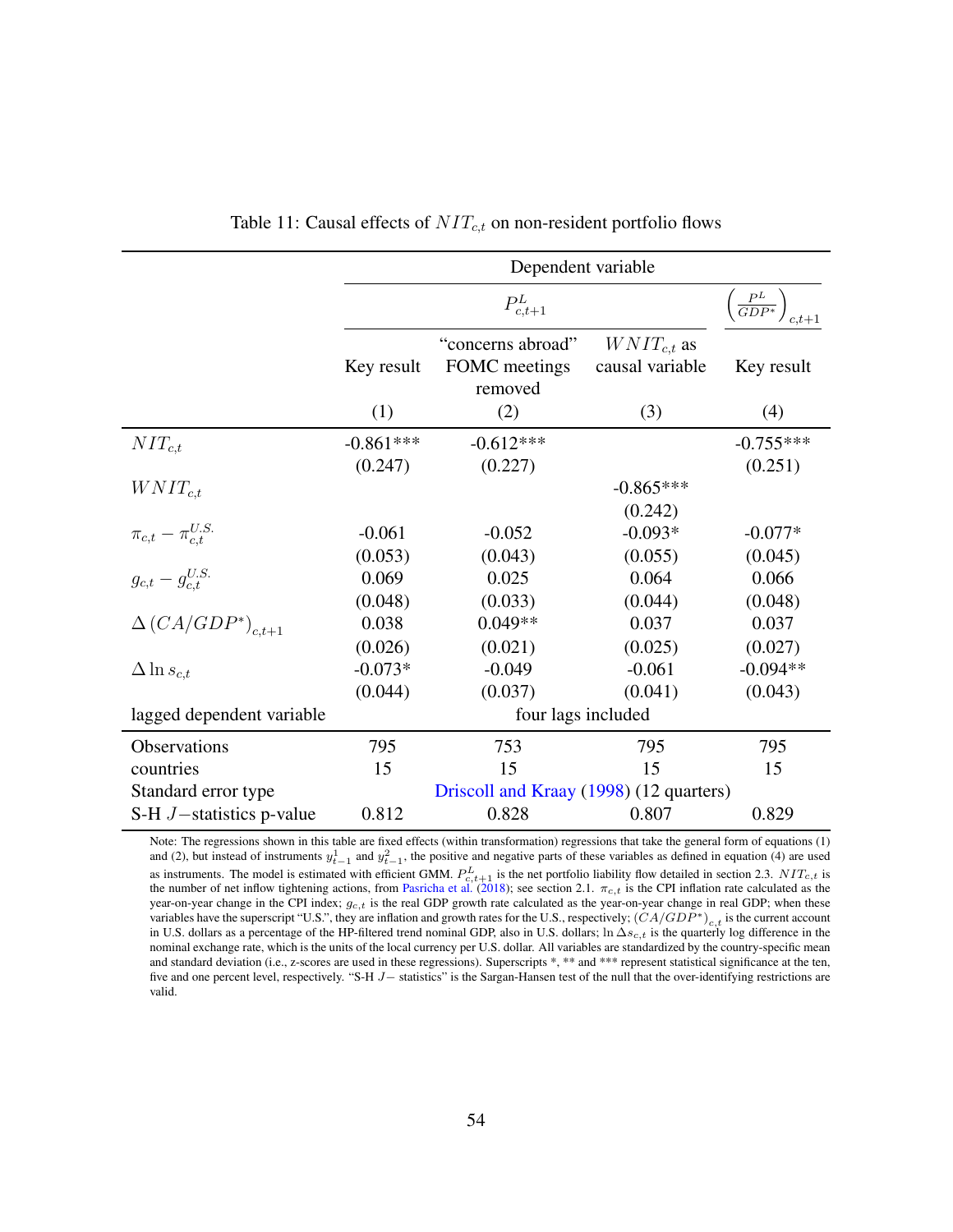Table 11: Causal effects of $NIT_{c,t}$ on non-resident portfolio flows

| | Dependent variable | | | |
|---|---|---|---|---|
| | $P^L_{c,t+1}$ | | | $\left(\frac{P^L}{GDP^*}\right)_{c,t+1}$ |
| | Key result | "concerns abroad" FOMC meetings removed | $WNIT_{c,t}$ as causal variable | Key result |
| | (1) | (2) | (3) | (4) |
| $NIT_{c,t}$ | -0.861*** | -0.612*** | | -0.755*** |
| | (0.247) | (0.227) | | (0.251) |
| $WNIT_{c,t}$ | | | -0.865*** | |
| | | | (0.242) | |
| $\pi_{c,t} - \pi^{U.S.}_{c,t}$ | -0.061 | -0.052 | -0.093* | -0.077* |
| | (0.053) | (0.043) | (0.055) | (0.045) |
| $g_{c,t} - g^{U.S.}_{c,t}$ | 0.069 | 0.025 | 0.064 | 0.066 |
| | (0.048) | (0.033) | (0.044) | (0.048) |
| $\Delta\left(CA/GDP^*\right)_{c,t+1}$ | 0.038 | 0.049** | 0.037 | 0.037 |
| | (0.026) | (0.021) | (0.025) | (0.027) |
| $\Delta \ln s_{c,t}$ | -0.073* | -0.049 | -0.061 | -0.094** |
| | (0.044) | (0.037) | (0.041) | (0.043) |
| lagged dependent variable | four lags included | | | |
| Observations | 795 | 753 | 795 | 795 |
| countries | 15 | 15 | 15 | 15 |
| Standard error type | Driscoll and Kraay (1998) (12 quarters) | | | |
| S-H $J-$statistics p-value | 0.812 | 0.828 | 0.807 | 0.829 |

Note: The regressions shown in this table are fixed effects (within transformation) regressions that take the general form of equations (1) and (2), but instead of instruments $y^1_{t-1}$ and $y^2_{t-1}$, the positive and negative parts of these variables as defined in equation (4) are used as instruments. The model is estimated with efficient GMM. $P^L_{c,t+1}$ is the net portfolio liability flow detailed in section 2.3. $NIT_{c,t}$ is the number of net inflow tightening actions, from Pasricha et al. (2018); see section 2.1. $\pi_{c,t}$ is the CPI inflation rate calculated as the year-on-year change in the CPI index; $g_{c,t}$ is the real GDP growth rate calculated as the year-on-year change in real GDP; when these variables have the superscript "U.S.", they are inflation and growth rates for the U.S., respectively; $(CA/GDP^*)_{c,t}$ is the current account in U.S. dollars as a percentage of the HP-filtered trend nominal GDP, also in U.S. dollars; $\ln \Delta s_{c,t}$ is the quarterly log difference in the nominal exchange rate, which is the units of the local currency per U.S. dollar. All variables are standardized by the country-specific mean and standard deviation (i.e., z-scores are used in these regressions). Superscripts *, ** and *** represent statistical significance at the ten, five and one percent level, respectively. "S-H $J-$ statistics" is the Sargan-Hansen test of the null that the over-identifying restrictions are valid.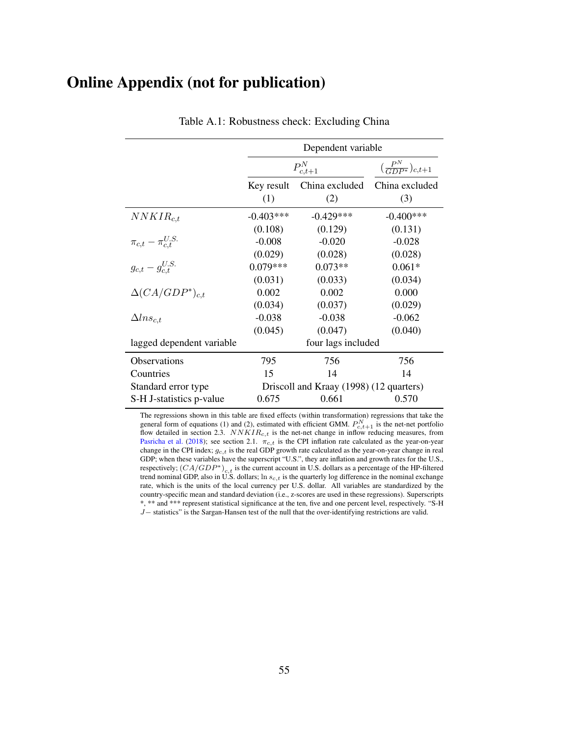# Online Appendix (not for publication)

Table A.1: Robustness check: Excluding China

| | Dependent variable | | |
|---|---|---|---|
| | $P^N_{c,t+1}$ | | $(\frac{P^N}{GDP^*})_{c,t+1}$ |
| | Key result | China excluded | China excluded |
| | (1) | (2) | (3) |
| $NNKIR_{c,t}$ | -0.403*** | -0.429*** | -0.400*** |
| | (0.108) | (0.129) | (0.131) |
| $\pi_{c,t} - \pi^{U.S.}_{c,t}$ | -0.008 | -0.020 | -0.028 |
| | (0.029) | (0.028) | (0.028) |
| $g_{c,t} - g^{U.S.}_{c,t}$ | 0.079*** | 0.073** | 0.061* |
| | (0.031) | (0.033) | (0.034) |
| $\Delta(CA/GDP^*)_{c,t}$ | 0.002 | 0.002 | 0.000 |
| | (0.034) | (0.037) | (0.029) |
| $\Delta lns_{c,t}$ | -0.038 | -0.038 | -0.062 |
| | (0.045) | (0.047) | (0.040) |
| lagged dependent variable | four lags included | | |
| Observations | 795 | 756 | 756 |
| Countries | 15 | 14 | 14 |
| Standard error type | Driscoll and Kraay (1998) (12 quarters) | | |
| S-H J-statistics p-value | 0.675 | 0.661 | 0.570 |

The regressions shown in this table are fixed effects (within transformation) regressions that take the general form of equations (1) and (2), estimated with efficient GMM. $P^N_{c,t+1}$ is the net-net portfolio flow detailed in section 2.3. $NNKIR_{c,t}$ is the net-net change in inflow reducing measures, from Pasricha et al. (2018); see section 2.1. $\pi_{c,t}$ is the CPI inflation rate calculated as the year-on-year change in the CPI index; $g_{c,t}$ is the real GDP growth rate calculated as the year-on-year change in real GDP; when these variables have the superscript "U.S.", they are inflation and growth rates for the U.S., respectively; $(CA/GDP^*)_{c,t}$ is the current account in U.S. dollars as a percentage of the HP-filtered trend nominal GDP, also in U.S. dollars; $\ln s_{c,t}$ is the quarterly log difference in the nominal exchange rate, which is the units of the local currency per U.S. dollar. All variables are standardized by the country-specific mean and standard deviation (i.e., z-scores are used in these regressions). Superscripts *, ** and *** represent statistical significance at the ten, five and one percent level, respectively. "S-H $J-$ statistics" is the Sargan-Hansen test of the null that the over-identifying restrictions are valid.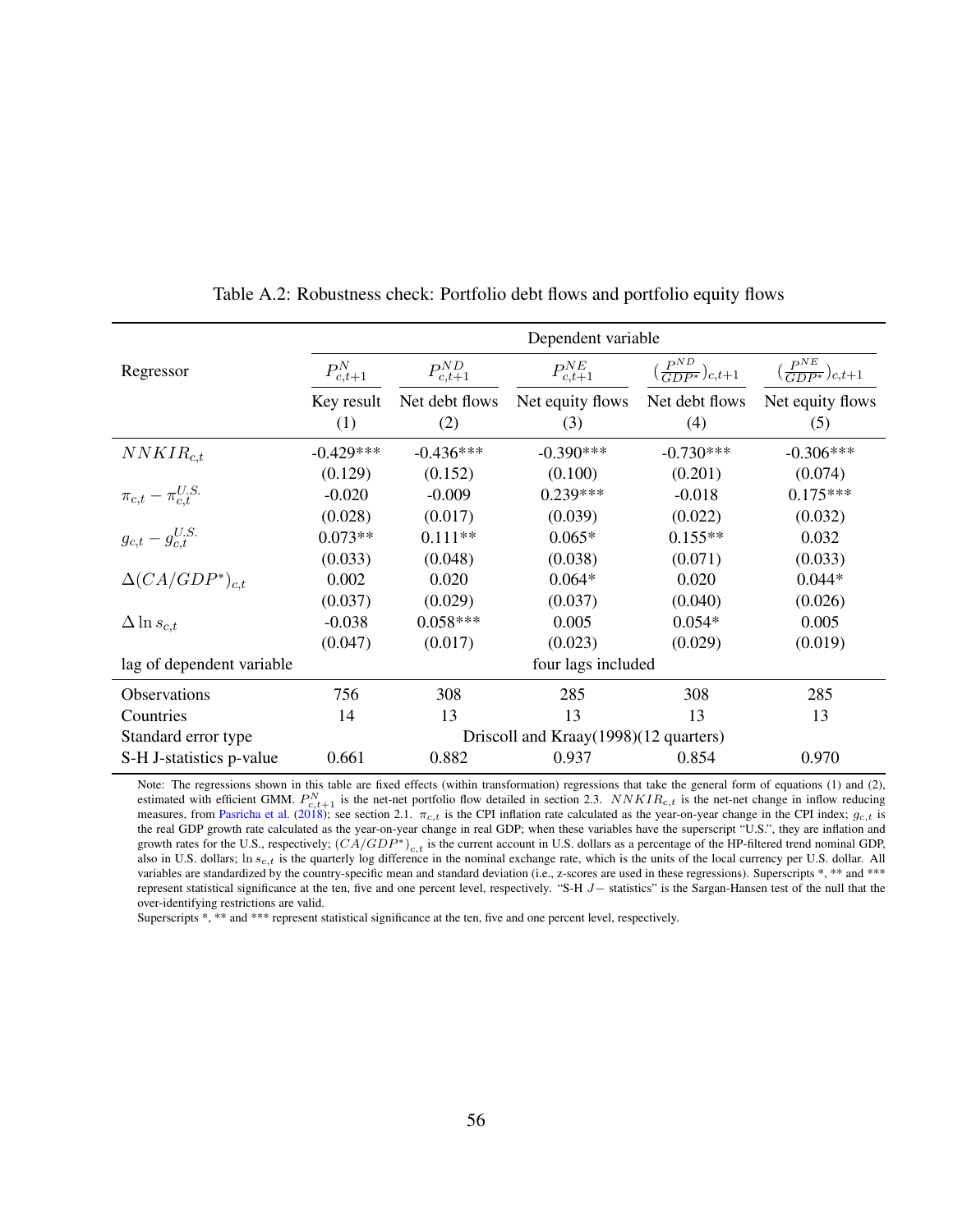Table A.2: Robustness check: Portfolio debt flows and portfolio equity flows

| Regressor | Dependent variable | | | | |
|---|---|---|---|---|---|
| | $P^{N}_{c,t+1}$ | $P^{ND}_{c,t+1}$ | $P^{NE}_{c,t+1}$ | $(\frac{P^{ND}}{GDP^{*}})_{c,t+1}$ | $(\frac{P^{NE}}{GDP^{*}})_{c,t+1}$ |
| | Key result (1) | Net debt flows (2) | Net equity flows (3) | Net debt flows (4) | Net equity flows (5) |
| $NNKIR_{c,t}$ | -0.429*** | -0.436*** | -0.390*** | -0.730*** | -0.306*** |
| | (0.129) | (0.152) | (0.100) | (0.201) | (0.074) |
| $\pi_{c,t} - \pi^{U.S.}_{c,t}$ | -0.020 | -0.009 | 0.239*** | -0.018 | 0.175*** |
| | (0.028) | (0.017) | (0.039) | (0.022) | (0.032) |
| $g_{c,t} - g^{U.S.}_{c,t}$ | 0.073** | 0.111** | 0.065* | 0.155** | 0.032 |
| | (0.033) | (0.048) | (0.038) | (0.071) | (0.033) |
| $\Delta(CA/GDP^{*})_{c,t}$ | 0.002 | 0.020 | 0.064* | 0.020 | 0.044* |
| | (0.037) | (0.029) | (0.037) | (0.040) | (0.026) |
| $\Delta \ln s_{c,t}$ | -0.038 | 0.058*** | 0.005 | 0.054* | 0.005 |
| | (0.047) | (0.017) | (0.023) | (0.029) | (0.019) |
| lag of dependent variable | four lags included | | | | |
| Observations | 756 | 308 | 285 | 308 | 285 |
| Countries | 14 | 13 | 13 | 13 | 13 |
| Standard error type | Driscoll and Kraay(1998)(12 quarters) | | | | |
| S-H J-statistics p-value | 0.661 | 0.882 | 0.937 | 0.854 | 0.970 |

Note: The regressions shown in this table are fixed effects (within transformation) regressions that take the general form of equations (1) and (2), estimated with efficient GMM. $P^{N}_{c,t+1}$ is the net-net portfolio flow detailed in section 2.3. $NNKIR_{c,t}$ is the net-net change in inflow reducing measures, from Pasricha et al. (2018); see section 2.1. $\pi_{c,t}$ is the CPI inflation rate calculated as the year-on-year change in the CPI index; $g_{c,t}$ is the real GDP growth rate calculated as the year-on-year change in real GDP; when these variables have the superscript "U.S.", they are inflation and growth rates for the U.S., respectively; $(CA/GDP^{*})_{c,t}$ is the current account in U.S. dollars as a percentage of the HP-filtered trend nominal GDP, also in U.S. dollars; $\ln s_{c,t}$ is the quarterly log difference in the nominal exchange rate, which is the units of the local currency per U.S. dollar. All variables are standardized by the country-specific mean and standard deviation (i.e., z-scores are used in these regressions). Superscripts *, ** and *** represent statistical significance at the ten, five and one percent level, respectively. "S-H $J-$ statistics" is the Sargan-Hansen test of the null that the over-identifying restrictions are valid.
Superscripts *, ** and *** represent statistical significance at the ten, five and one percent level, respectively.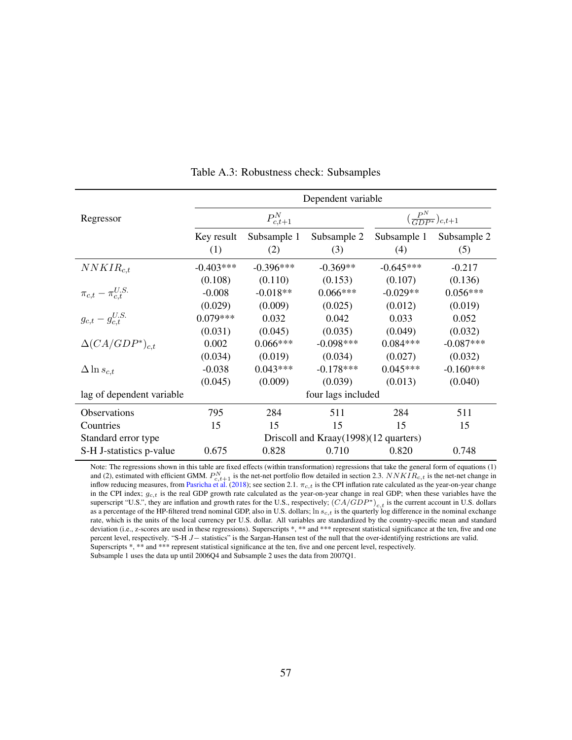Table A.3: Robustness check: Subsamples

| Regressor | Dependent variable | | | | |
|---|---|---|---|---|---|
| | $P^N_{c,t+1}$ | | | $(\frac{P^N}{GDP^*})_{c,t+1}$ | |
| | Key result (1) | Subsample 1 (2) | Subsample 2 (3) | Subsample 1 (4) | Subsample 2 (5) |
| $NNKIR_{c,t}$ | -0.403*** | -0.396*** | -0.369** | -0.645*** | -0.217 |
| | (0.108) | (0.110) | (0.153) | (0.107) | (0.136) |
| $\pi_{c,t} - \pi^{U.S.}_{c,t}$ | -0.008 | -0.018** | 0.066*** | -0.029** | 0.056*** |
| | (0.029) | (0.009) | (0.025) | (0.012) | (0.019) |
| $g_{c,t} - g^{U.S.}_{c,t}$ | 0.079*** | 0.032 | 0.042 | 0.033 | 0.052 |
| | (0.031) | (0.045) | (0.035) | (0.049) | (0.032) |
| $\Delta(CA/GDP^*)_{c,t}$ | 0.002 | 0.066*** | -0.098*** | 0.084*** | -0.087*** |
| | (0.034) | (0.019) | (0.034) | (0.027) | (0.032) |
| $\Delta \ln s_{c,t}$ | -0.038 | 0.043*** | -0.178*** | 0.045*** | -0.160*** |
| | (0.045) | (0.009) | (0.039) | (0.013) | (0.040) |
| lag of dependent variable | four lags included | | | | |
| Observations | 795 | 284 | 511 | 284 | 511 |
| Countries | 15 | 15 | 15 | 15 | 15 |
| Standard error type | Driscoll and Kraay(1998)(12 quarters) | | | | |
| S-H J-statistics p-value | 0.675 | 0.828 | 0.710 | 0.820 | 0.748 |

Note: The regressions shown in this table are fixed effects (within transformation) regressions that take the general form of equations (1) and (2), estimated with efficient GMM. $P^N_{c,t+1}$ is the net-net portfolio flow detailed in section 2.3. $NNKIR_{c,t}$ is the net-net change in inflow reducing measures, from Pasricha et al. (2018); see section 2.1. $\pi_{c,t}$ is the CPI inflation rate calculated as the year-on-year change in the CPI index; $g_{c,t}$ is the real GDP growth rate calculated as the year-on-year change in real GDP; when these variables have the superscript "U.S.", they are inflation and growth rates for the U.S., respectively; $(CA/GDP^*)_{c,t}$ is the current account in U.S. dollars as a percentage of the HP-filtered trend nominal GDP, also in U.S. dollars; $\ln s_{c,t}$ is the quarterly log difference in the nominal exchange rate, which is the units of the local currency per U.S. dollar. All variables are standardized by the country-specific mean and standard deviation (i.e., z-scores are used in these regressions). Superscripts *, ** and *** represent statistical significance at the ten, five and one percent level, respectively. "S-H $J-$ statistics" is the Sargan-Hansen test of the null that the over-identifying restrictions are valid. Superscripts *, ** and *** represent statistical significance at the ten, five and one percent level, respectively.
Subsample 1 uses the data up until 2006Q4 and Subsample 2 uses the data from 2007Q1.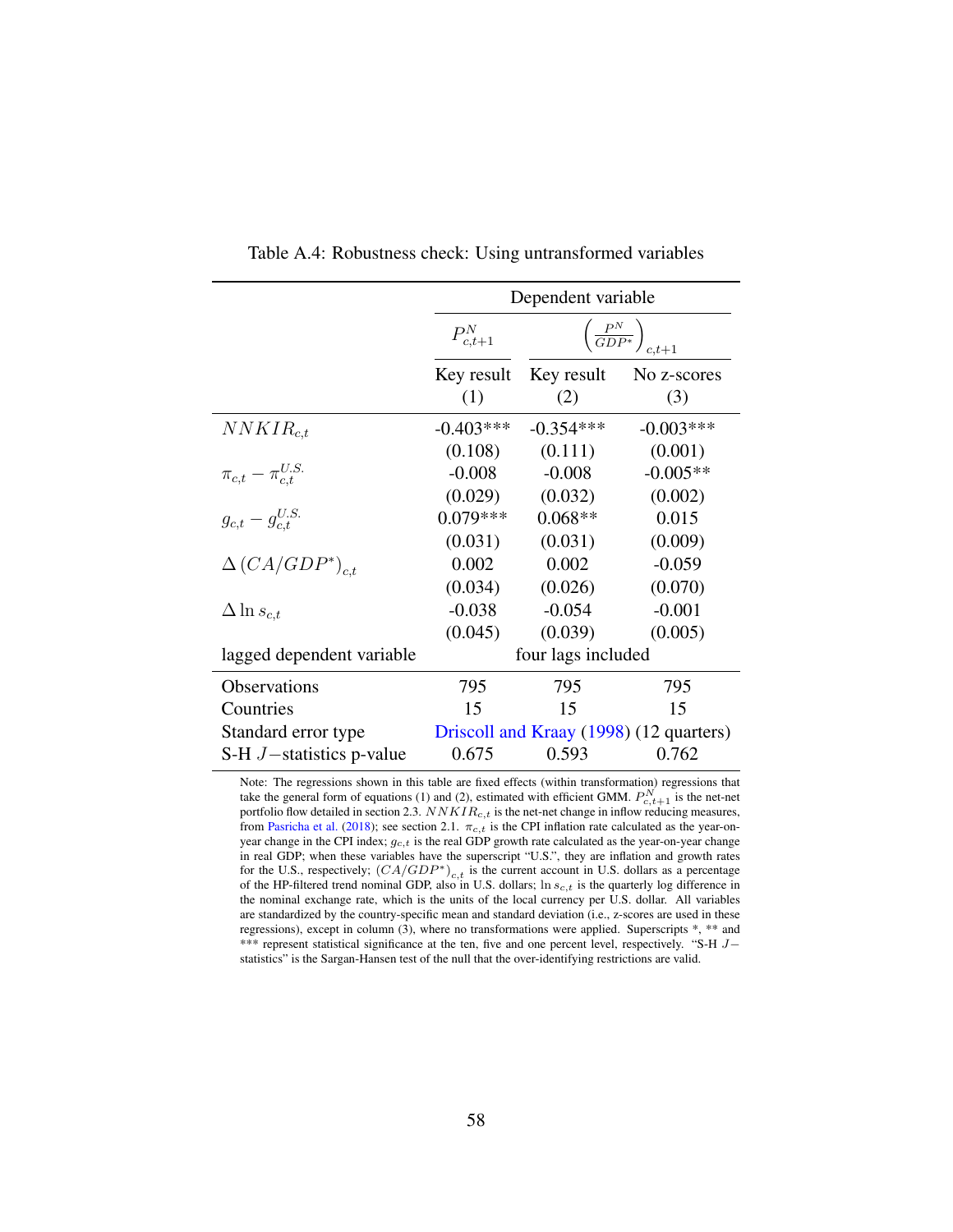Table A.4: Robustness check: Using untransformed variables

| | Dependent variable | | |
|---|---|---|---|
| | $P^N_{c,t+1}$ | $\left(\frac{P^N}{GDP^*}\right)_{c,t+1}$ | |
| | Key result (1) | Key result (2) | No z-scores (3) |
| $NNKIR_{c,t}$ | -0.403*** | -0.354*** | -0.003*** |
| | (0.108) | (0.111) | (0.001) |
| $\pi_{c,t} - \pi^{U.S.}_{c,t}$ | -0.008 | -0.008 | -0.005** |
| | (0.029) | (0.032) | (0.002) |
| $g_{c,t} - g^{U.S.}_{c,t}$ | 0.079*** | 0.068** | 0.015 |
| | (0.031) | (0.031) | (0.009) |
| $\Delta\left(CA/GDP^*\right)_{c,t}$ | 0.002 | 0.002 | -0.059 |
| | (0.034) | (0.026) | (0.070) |
| $\Delta \ln s_{c,t}$ | -0.038 | -0.054 | -0.001 |
| | (0.045) | (0.039) | (0.005) |
| lagged dependent variable | four lags included | | |
| Observations | 795 | 795 | 795 |
| Countries | 15 | 15 | 15 |
| Standard error type | Driscoll and Kraay (1998) (12 quarters) | | |
| S-H $J-$statistics p-value | 0.675 | 0.593 | 0.762 |

Note: The regressions shown in this table are fixed effects (within transformation) regressions that take the general form of equations (1) and (2), estimated with efficient GMM. $P^N_{c,t+1}$ is the net-net portfolio flow detailed in section 2.3. $NNKIR_{c,t}$ is the net-net change in inflow reducing measures, from Pasricha et al. (2018); see section 2.1. $\pi_{c,t}$ is the CPI inflation rate calculated as the year-on-year change in the CPI index; $g_{c,t}$ is the real GDP growth rate calculated as the year-on-year change in real GDP; when these variables have the superscript "U.S.", they are inflation and growth rates for the U.S., respectively; $(CA/GDP^*)_{c,t}$ is the current account in U.S. dollars as a percentage of the HP-filtered trend nominal GDP, also in U.S. dollars; $\ln s_{c,t}$ is the quarterly log difference in the nominal exchange rate, which is the units of the local currency per U.S. dollar. All variables are standardized by the country-specific mean and standard deviation (i.e., z-scores are used in these regressions), except in column (3), where no transformations were applied. Superscripts *, ** and *** represent statistical significance at the ten, five and one percent level, respectively. "S-H $J-$statistics" is the Sargan-Hansen test of the null that the over-identifying restrictions are valid.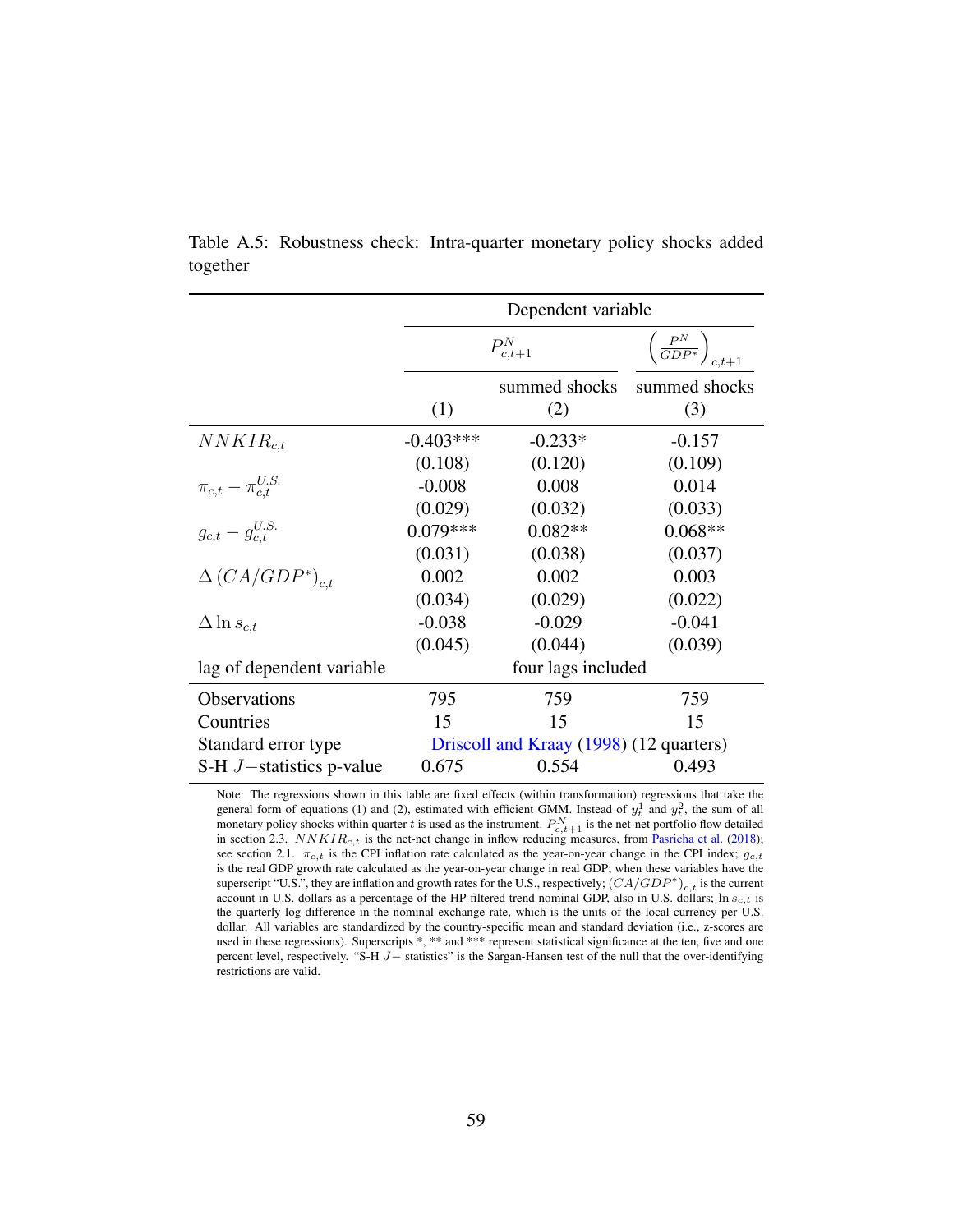Table A.5: Robustness check: Intra-quarter monetary policy shocks added together

| | Dependent variable | | |
|---|---|---|---|
| | $P^N_{c,t+1}$ | | $\left(\frac{P^N}{GDP^*}\right)_{c,t+1}$ |
| | | summed shocks | summed shocks |
| | (1) | (2) | (3) |
| $NNKIR_{c,t}$ | -0.403*** | -0.233* | -0.157 |
| | (0.108) | (0.120) | (0.109) |
| $\pi_{c,t} - \pi^{U.S.}_{c,t}$ | -0.008 | 0.008 | 0.014 |
| | (0.029) | (0.032) | (0.033) |
| $g_{c,t} - g^{U.S.}_{c,t}$ | 0.079*** | 0.082** | 0.068** |
| | (0.031) | (0.038) | (0.037) |
| $\Delta\left(CA/GDP^*\right)_{c,t}$ | 0.002 | 0.002 | 0.003 |
| | (0.034) | (0.029) | (0.022) |
| $\Delta \ln s_{c,t}$ | -0.038 | -0.029 | -0.041 |
| | (0.045) | (0.044) | (0.039) |
| lag of dependent variable | four lags included | | |
| Observations | 795 | 759 | 759 |
| Countries | 15 | 15 | 15 |
| Standard error type | Driscoll and Kraay (1998) (12 quarters) | | |
| S-H $J-$statistics p-value | 0.675 | 0.554 | 0.493 |

Note: The regressions shown in this table are fixed effects (within transformation) regressions that take the general form of equations (1) and (2), estimated with efficient GMM. Instead of $y^1_t$ and $y^2_t$, the sum of all monetary policy shocks within quarter $t$ is used as the instrument. $P^N_{c,t+1}$ is the net-net portfolio flow detailed in section 2.3. $NNKIR_{c,t}$ is the net-net change in inflow reducing measures, from Pasricha et al. (2018); see section 2.1. $\pi_{c,t}$ is the CPI inflation rate calculated as the year-on-year change in the CPI index; $g_{c,t}$ is the real GDP growth rate calculated as the year-on-year change in real GDP; when these variables have the superscript "U.S.", they are inflation and growth rates for the U.S., respectively; $(CA/GDP^*)_{c,t}$ is the current account in U.S. dollars as a percentage of the HP-filtered trend nominal GDP, also in U.S. dollars; $\ln s_{c,t}$ is the quarterly log difference in the nominal exchange rate, which is the units of the local currency per U.S. dollar. All variables are standardized by the country-specific mean and standard deviation (i.e., z-scores are used in these regressions). Superscripts *, ** and *** represent statistical significance at the ten, five and one percent level, respectively. "S-H $J-$ statistics" is the Sargan-Hansen test of the null that the over-identifying restrictions are valid.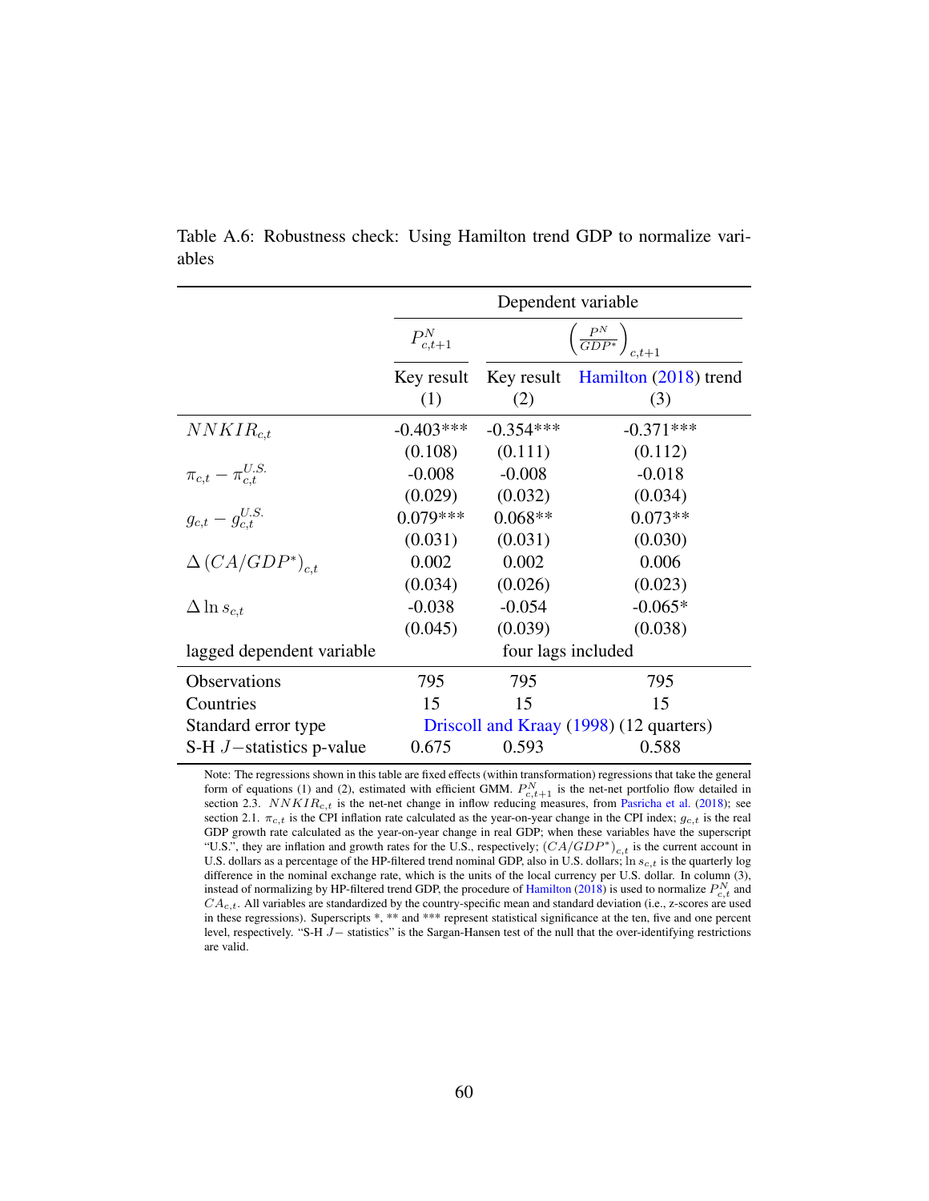Table A.6: Robustness check: Using Hamilton trend GDP to normalize variables

| | Dependent variable | | |
|---|---|---|---|
| | $P^N_{c,t+1}$ | $\left(\frac{P^N}{GDP^*}\right)_{c,t+1}$ | |
| | Key result (1) | Key result (2) | Hamilton (2018) trend (3) |
| $NNKIR_{c,t}$ | -0.403*** | -0.354*** | -0.371*** |
| | (0.108) | (0.111) | (0.112) |
| $\pi_{c,t} - \pi^{U.S.}_{c,t}$ | -0.008 | -0.008 | -0.018 |
| | (0.029) | (0.032) | (0.034) |
| $g_{c,t} - g^{U.S.}_{c,t}$ | 0.079*** | 0.068** | 0.073** |
| | (0.031) | (0.031) | (0.030) |
| $\Delta\left(CA/GDP^*\right)_{c,t}$ | 0.002 | 0.002 | 0.006 |
| | (0.034) | (0.026) | (0.023) |
| $\Delta \ln s_{c,t}$ | -0.038 | -0.054 | -0.065* |
| | (0.045) | (0.039) | (0.038) |
| lagged dependent variable | four lags included | | |
| Observations | 795 | 795 | 795 |
| Countries | 15 | 15 | 15 |
| Standard error type | Driscoll and Kraay (1998) (12 quarters) | | |
| S-H $J-$statistics p-value | 0.675 | 0.593 | 0.588 |

Note: The regressions shown in this table are fixed effects (within transformation) regressions that take the general form of equations (1) and (2), estimated with efficient GMM. $P^N_{c,t+1}$ is the net-net portfolio flow detailed in section 2.3. $NNKIR_{c,t}$ is the net-net change in inflow reducing measures, from Pasricha et al. (2018); see section 2.1. $\pi_{c,t}$ is the CPI inflation rate calculated as the year-on-year change in the CPI index; $g_{c,t}$ is the real GDP growth rate calculated as the year-on-year change in real GDP; when these variables have the superscript "U.S.", they are inflation and growth rates for the U.S., respectively; $\left(CA/GDP^*\right)_{c,t}$ is the current account in U.S. dollars as a percentage of the HP-filtered trend nominal GDP, also in U.S. dollars; $\ln s_{c,t}$ is the quarterly log difference in the nominal exchange rate, which is the units of the local currency per U.S. dollar. In column (3), instead of normalizing by HP-filtered trend GDP, the procedure of Hamilton (2018) is used to normalize $P^N_{c,t}$ and $CA_{c,t}$. All variables are standardized by the country-specific mean and standard deviation (i.e., z-scores are used in these regressions). Superscripts *, ** and *** represent statistical significance at the ten, five and one percent level, respectively. "S-H $J-$ statistics" is the Sargan-Hansen test of the null that the over-identifying restrictions are valid.